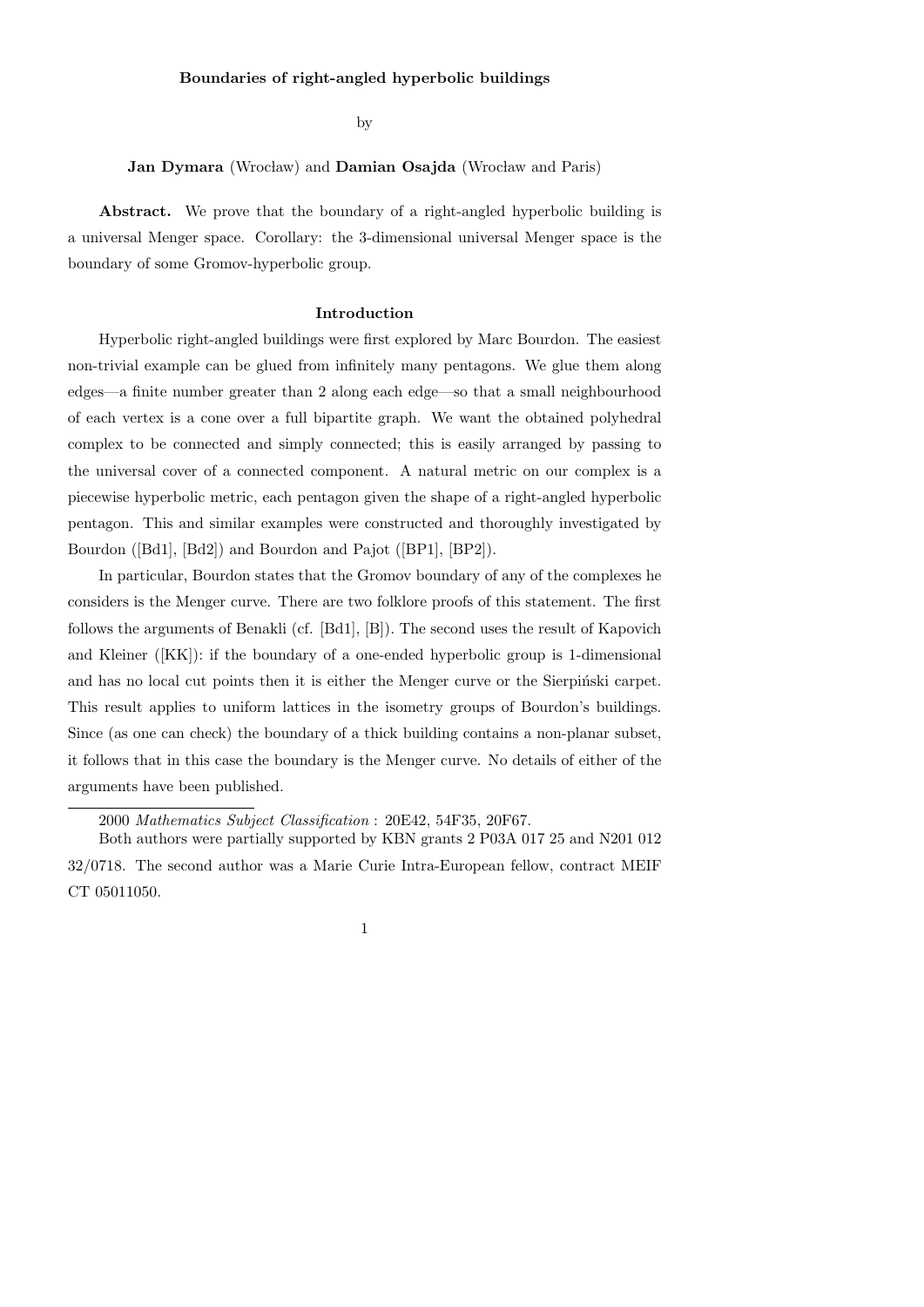# Boundaries of right-angled hyperbolic buildings

by

**Jan Dymara** (Wrocław) and **Damian Osajda** (Wrocław and Paris)

**Abstract.** We prove that the boundary of a right-angled hyperbolic building is a universal Menger space. Corollary: the 3-dimensional universal Menger space is the boundary of some Gromov-hyperbolic group.

## Introduction

Hyperbolic right-angled buildings were first explored by Marc Bourdon. The easiest non-trivial example can be glued from infinitely many pentagons. We glue them along edges—a finite number greater than 2 along each edge—so that a small neighbourhood of each vertex is a cone over a full bipartite graph. We want the obtained polyhedral complex to be connected and simply connected; this is easily arranged by passing to the universal cover of a connected component. A natural metric on our complex is a piecewise hyperbolic metric, each pentagon given the shape of a right-angled hyperbolic pentagon. This and similar examples were constructed and thoroughly investigated by Bourdon ([Bd1], [Bd2]) and Bourdon and Pajot ([BP1], [BP2]).

In particular, Bourdon states that the Gromov boundary of any of the complexes he considers is the Menger curve. There are two folklore proofs of this statement. The first follows the arguments of Benakli (cf. [Bd1], [B]). The second uses the result of Kapovich and Kleiner ([KK]): if the boundary of a one-ended hyperbolic group is 1-dimensional and has no local cut points then it is either the Menger curve or the Sierpiński carpet. This result applies to uniform lattices in the isometry groups of Bourdon's buildings. Since (as one can check) the boundary of a thick building contains a non-planar subset, it follows that in this case the boundary is the Menger curve. No details of either of the arguments have been published.

---

2000 *Mathematics Subject Classification* : 20E42, 54F35, 20F67.

Both authors were partially supported by KBN grants 2 P03A 017 25 and N201 012 32/0718. The second author was a Marie Curie Intra-European fellow, contract MEIF CT 05011050.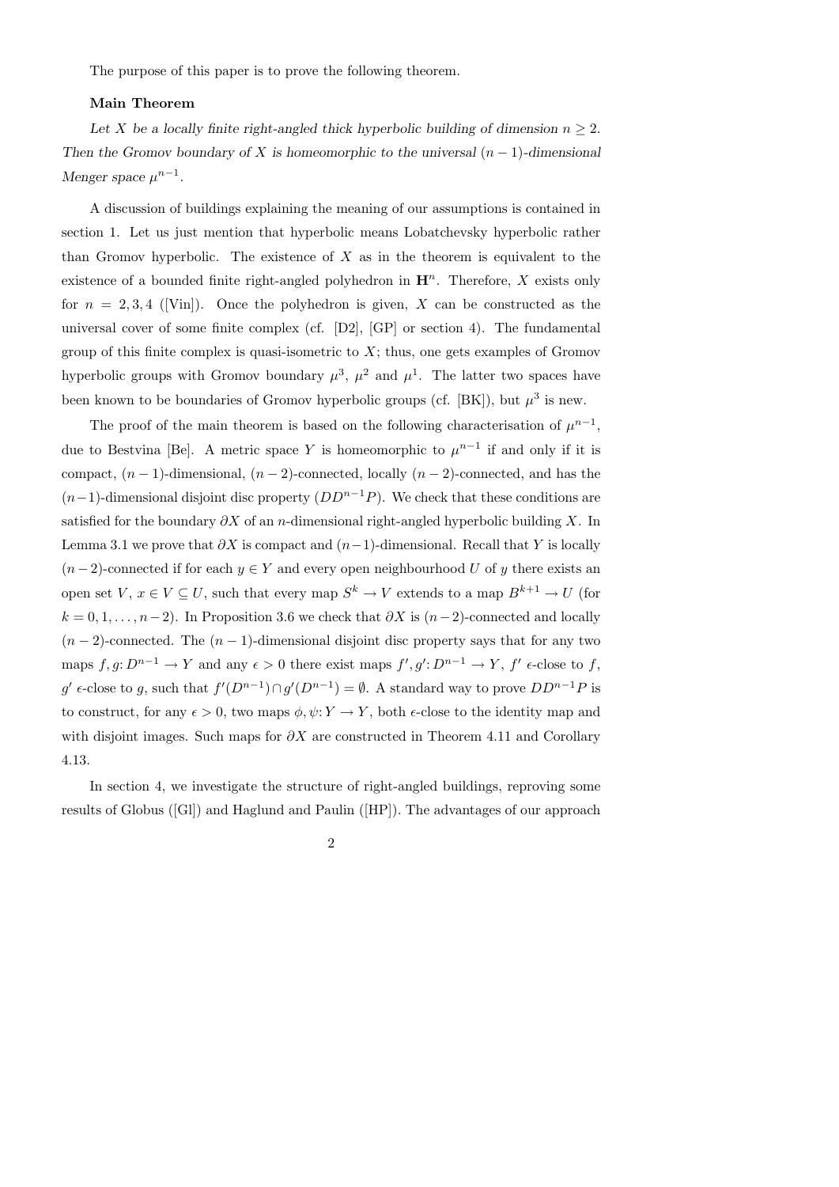The purpose of this paper is to prove the following theorem.

**Main Theorem**

*Let $X$ be a locally finite right-angled thick hyperbolic building of dimension $n \geq 2$. Then the Gromov boundary of $X$ is homeomorphic to the universal $(n-1)$-dimensional Menger space $\mu^{n-1}$.*

A discussion of buildings explaining the meaning of our assumptions is contained in section 1. Let us just mention that hyperbolic means Lobatchevsky hyperbolic rather than Gromov hyperbolic. The existence of $X$ as in the theorem is equivalent to the existence of a bounded finite right-angled polyhedron in $\mathbf{H}^n$. Therefore, $X$ exists only for $n = 2, 3, 4$ ([Vin]). Once the polyhedron is given, $X$ can be constructed as the universal cover of some finite complex (cf. [D2], [GP] or section 4). The fundamental group of this finite complex is quasi-isometric to $X$; thus, one gets examples of Gromov hyperbolic groups with Gromov boundary $\mu^3$, $\mu^2$ and $\mu^1$. The latter two spaces have been known to be boundaries of Gromov hyperbolic groups (cf. [BK]), but $\mu^3$ is new.

The proof of the main theorem is based on the following characterisation of $\mu^{n-1}$, due to Bestvina [Be]. A metric space $Y$ is homeomorphic to $\mu^{n-1}$ if and only if it is compact, $(n-1)$-dimensional, $(n-2)$-connected, locally $(n-2)$-connected, and has the $(n-1)$-dimensional disjoint disc property ($DD^{n-1}P$). We check that these conditions are satisfied for the boundary $\partial X$ of an $n$-dimensional right-angled hyperbolic building $X$. In Lemma 3.1 we prove that $\partial X$ is compact and $(n-1)$-dimensional. Recall that $Y$ is locally $(n-2)$-connected if for each $y \in Y$ and every open neighbourhood $U$ of $y$ there exists an open set $V$, $x \in V \subseteq U$, such that every map $S^k \to V$ extends to a map $B^{k+1} \to U$ (for $k = 0, 1, \ldots, n-2$). In Proposition 3.6 we check that $\partial X$ is $(n-2)$-connected and locally $(n-2)$-connected. The $(n-1)$-dimensional disjoint disc property says that for any two maps $f, g \colon D^{n-1} \to Y$ and any $\epsilon > 0$ there exist maps $f', g' \colon D^{n-1} \to Y$, $f'$ $\epsilon$-close to $f$, $g'$ $\epsilon$-close to $g$, such that $f'(D^{n-1}) \cap g'(D^{n-1}) = \emptyset$. A standard way to prove $DD^{n-1}P$ is to construct, for any $\epsilon > 0$, two maps $\phi, \psi \colon Y \to Y$, both $\epsilon$-close to the identity map and with disjoint images. Such maps for $\partial X$ are constructed in Theorem 4.11 and Corollary 4.13.

In section 4, we investigate the structure of right-angled buildings, reproving some results of Globus ([Gl]) and Haglund and Paulin ([HP]). The advantages of our approach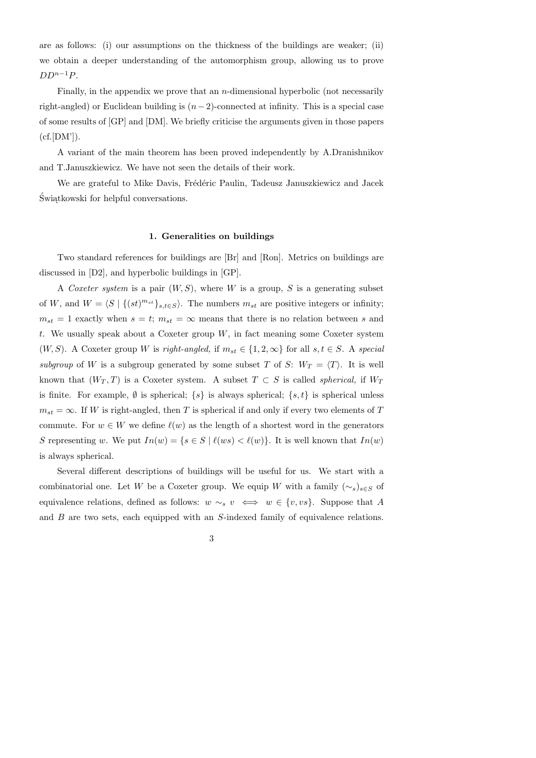are as follows: (i) our assumptions on the thickness of the buildings are weaker; (ii) we obtain a deeper understanding of the automorphism group, allowing us to prove $DD^{n-1}P$.

Finally, in the appendix we prove that an $n$-dimensional hyperbolic (not necessarily right-angled) or Euclidean building is $(n-2)$-connected at infinity. This is a special case of some results of [GP] and [DM]. We briefly criticise the arguments given in those papers (cf.[DM']).

A variant of the main theorem has been proved independently by A.Dranishnikov and T.Januszkiewicz. We have not seen the details of their work.

We are grateful to Mike Davis, Frédéric Paulin, Tadeusz Januszkiewicz and Jacek Świątkowski for helpful conversations.

## 1. Generalities on buildings

Two standard references for buildings are [Br] and [Ron]. Metrics on buildings are discussed in [D2], and hyperbolic buildings in [GP].

A *Coxeter system* is a pair $(W, S)$, where $W$ is a group, $S$ is a generating subset of $W$, and $W = \langle S \mid \{(st)^{m_{st}}\}_{s,t \in S}\rangle$. The numbers $m_{st}$ are positive integers or infinity; $m_{st} = 1$ exactly when $s = t$; $m_{st} = \infty$ means that there is no relation between $s$ and $t$. We usually speak about a Coxeter group $W$, in fact meaning some Coxeter system $(W, S)$. A Coxeter group $W$ is *right-angled,* if $m_{st} \in \{1, 2, \infty\}$ for all $s, t \in S$. A *special subgroup* of $W$ is a subgroup generated by some subset $T$ of $S$: $W_T = \langle T \rangle$. It is well known that $(W_T, T)$ is a Coxeter system. A subset $T \subset S$ is called *spherical,* if $W_T$ is finite. For example, $\emptyset$ is spherical; $\{s\}$ is always spherical; $\{s, t\}$ is spherical unless $m_{st} = \infty$. If $W$ is right-angled, then $T$ is spherical if and only if every two elements of $T$ commute. For $w \in W$ we define $\ell(w)$ as the length of a shortest word in the generators $S$ representing $w$. We put $In(w) = \{s \in S \mid \ell(ws) < \ell(w)\}$. It is well known that $In(w)$ is always spherical.

Several different descriptions of buildings will be useful for us. We start with a combinatorial one. Let $W$ be a Coxeter group. We equip $W$ with a family $(\sim_s)_{s \in S}$ of equivalence relations, defined as follows: $w \sim_s v \iff w \in \{v, vs\}$. Suppose that $A$ and $B$ are two sets, each equipped with an $S$-indexed family of equivalence relations.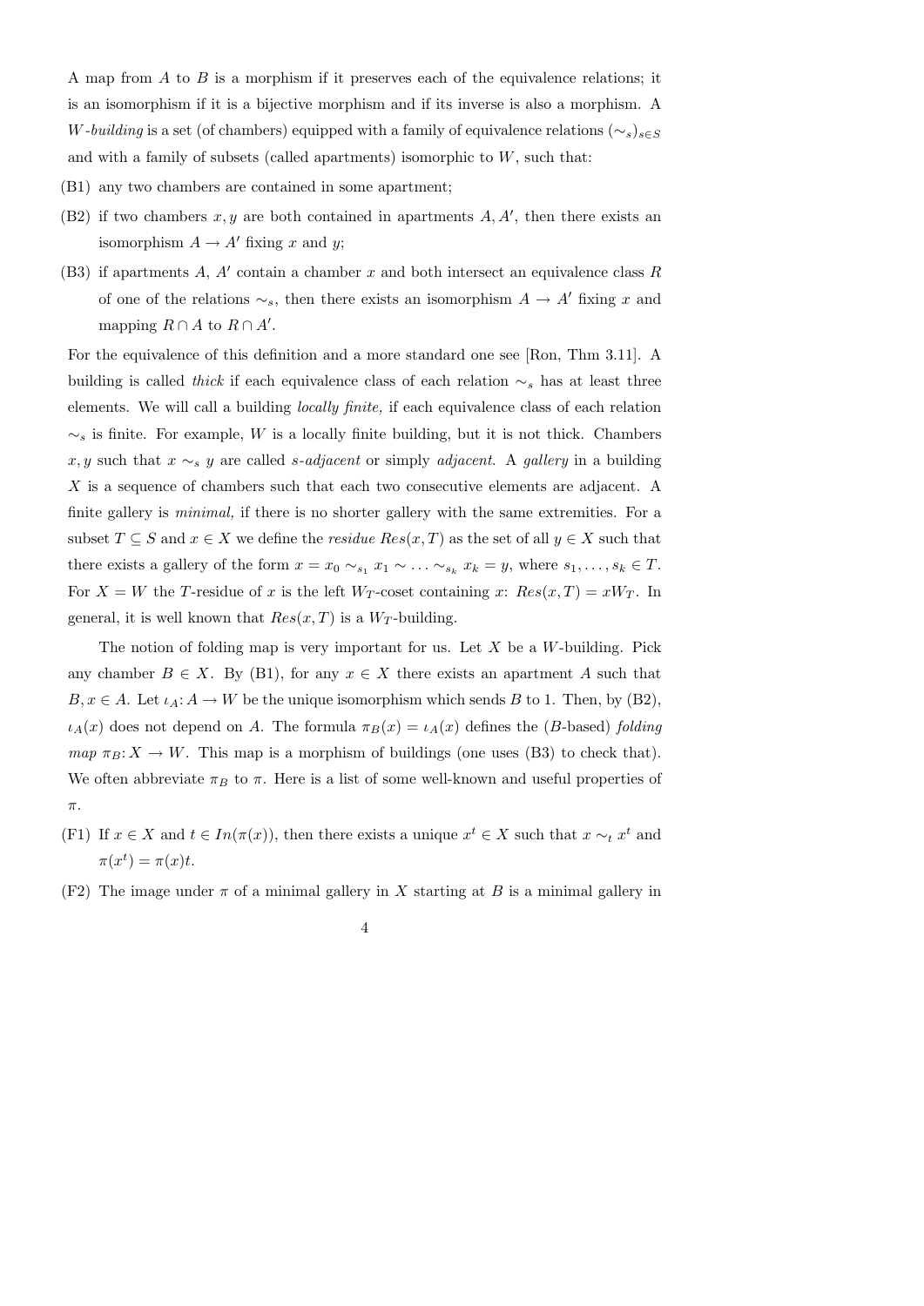A map from $A$ to $B$ is a morphism if it preserves each of the equivalence relations; it is an isomorphism if it is a bijective morphism and if its inverse is also a morphism. A *$W$-building* is a set (of chambers) equipped with a family of equivalence relations $(\sim_s)_{s\in S}$ and with a family of subsets (called apartments) isomorphic to $W$, such that:

(B1) any two chambers are contained in some apartment;

(B2) if two chambers $x, y$ are both contained in apartments $A, A'$, then there exists an isomorphism $A \to A'$ fixing $x$ and $y$;

(B3) if apartments $A$, $A'$ contain a chamber $x$ and both intersect an equivalence class $R$ of one of the relations $\sim_s$, then there exists an isomorphism $A \to A'$ fixing $x$ and mapping $R \cap A$ to $R \cap A'$.

For the equivalence of this definition and a more standard one see [Ron, Thm 3.11]. A building is called *thick* if each equivalence class of each relation $\sim_s$ has at least three elements. We will call a building *locally finite,* if each equivalence class of each relation $\sim_s$ is finite. For example, $W$ is a locally finite building, but it is not thick. Chambers $x, y$ such that $x \sim_s y$ are called *$s$-adjacent* or simply *adjacent*. A *gallery* in a building $X$ is a sequence of chambers such that each two consecutive elements are adjacent. A finite gallery is *minimal,* if there is no shorter gallery with the same extremities. For a subset $T \subseteq S$ and $x \in X$ we define the *residue* $Res(x, T)$ as the set of all $y \in X$ such that there exists a gallery of the form $x = x_0 \sim_{s_1} x_1 \sim \ldots \sim_{s_k} x_k = y$, where $s_1, \ldots, s_k \in T$. For $X = W$ the $T$-residue of $x$ is the left $W_T$-coset containing $x$: $Res(x, T) = xW_T$. In general, it is well known that $Res(x, T)$ is a $W_T$-building.

The notion of folding map is very important for us. Let $X$ be a $W$-building. Pick any chamber $B \in X$. By (B1), for any $x \in X$ there exists an apartment $A$ such that $B, x \in A$. Let $\iota_A \colon A \to W$ be the unique isomorphism which sends $B$ to 1. Then, by (B2), $\iota_A(x)$ does not depend on $A$. The formula $\pi_B(x) = \iota_A(x)$ defines the ($B$-based) *folding map* $\pi_B \colon X \to W$. This map is a morphism of buildings (one uses (B3) to check that). We often abbreviate $\pi_B$ to $\pi$. Here is a list of some well-known and useful properties of $\pi$.

(F1) If $x \in X$ and $t \in In(\pi(x))$, then there exists a unique $x^t \in X$ such that $x \sim_t x^t$ and $\pi(x^t) = \pi(x)t$.

(F2) The image under $\pi$ of a minimal gallery in $X$ starting at $B$ is a minimal gallery in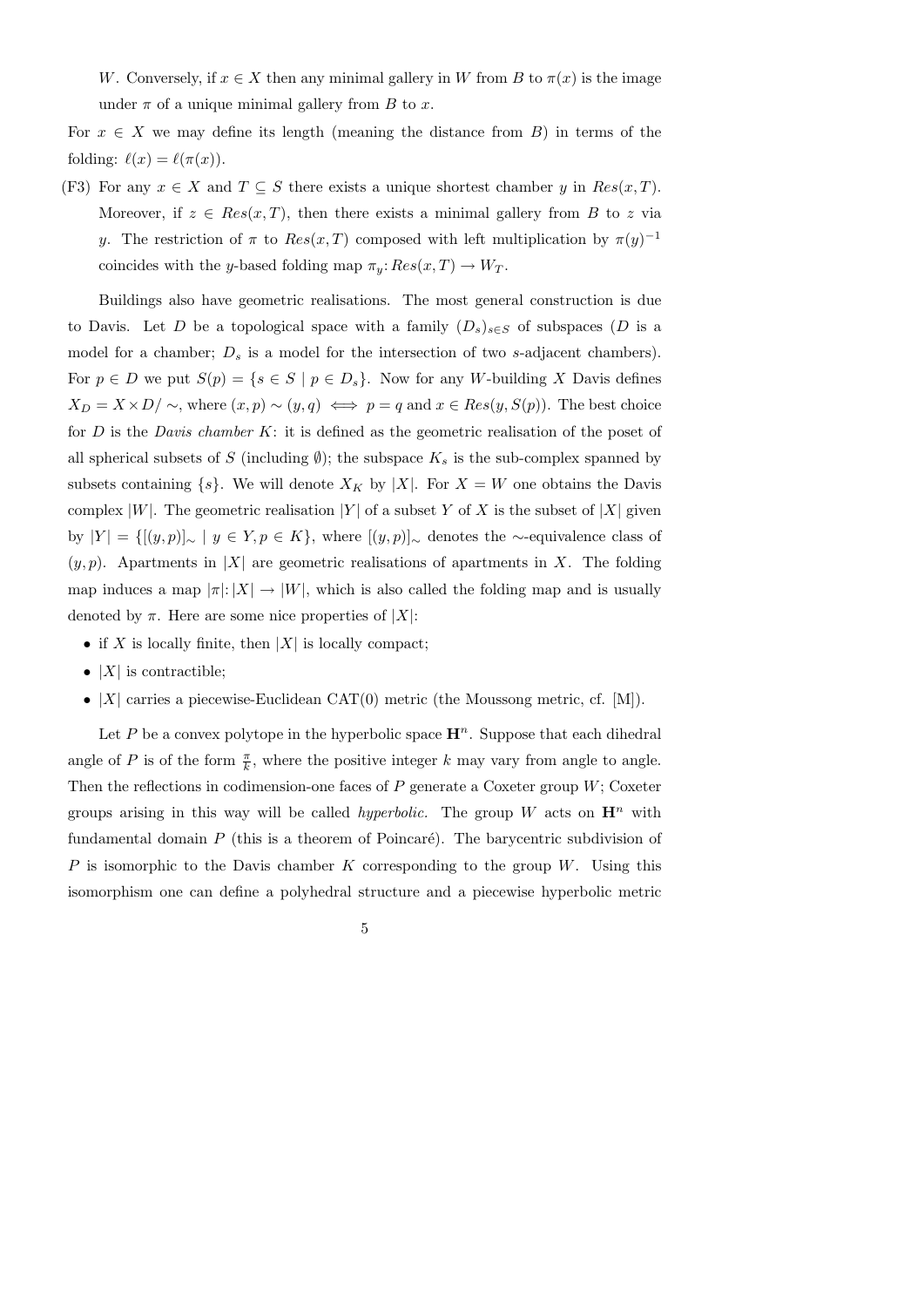$W$. Conversely, if $x \in X$ then any minimal gallery in $W$ from $B$ to $\pi(x)$ is the image under $\pi$ of a unique minimal gallery from $B$ to $x$.

For $x \in X$ we may define its length (meaning the distance from $B$) in terms of the folding: $\ell(x) = \ell(\pi(x))$.

(F3) For any $x \in X$ and $T \subseteq S$ there exists a unique shortest chamber $y$ in $Res(x, T)$. Moreover, if $z \in Res(x, T)$, then there exists a minimal gallery from $B$ to $z$ via $y$. The restriction of $\pi$ to $Res(x, T)$ composed with left multiplication by $\pi(y)^{-1}$ coincides with the $y$-based folding map $\pi_y \colon Res(x, T) \to W_T$.

Buildings also have geometric realisations. The most general construction is due to Davis. Let $D$ be a topological space with a family $(D_s)_{s \in S}$ of subspaces ($D$ is a model for a chamber; $D_s$ is a model for the intersection of two $s$-adjacent chambers). For $p \in D$ we put $S(p) = \{s \in S \mid p \in D_s\}$. Now for any $W$-building $X$ Davis defines $X_D = X \times D / \sim$, where $(x, p) \sim (y, q) \iff p = q$ and $x \in Res(y, S(p))$. The best choice for $D$ is the *Davis chamber* $K$: it is defined as the geometric realisation of the poset of all spherical subsets of $S$ (including $\emptyset$); the subspace $K_s$ is the sub-complex spanned by subsets containing $\{s\}$. We will denote $X_K$ by $|X|$. For $X = W$ one obtains the Davis complex $|W|$. The geometric realisation $|Y|$ of a subset $Y$ of $X$ is the subset of $|X|$ given by $|Y| = \{[(y, p)]_\sim \mid y \in Y, p \in K\}$, where $[(y, p)]_\sim$ denotes the $\sim$-equivalence class of $(y, p)$. Apartments in $|X|$ are geometric realisations of apartments in $X$. The folding map induces a map $|\pi| \colon |X| \to |W|$, which is also called the folding map and is usually denoted by $\pi$. Here are some nice properties of $|X|$:

- if $X$ is locally finite, then $|X|$ is locally compact;
- $|X|$ is contractible;
- $|X|$ carries a piecewise-Euclidean CAT(0) metric (the Moussong metric, cf. [M]).

Let $P$ be a convex polytope in the hyperbolic space $\mathbf{H}^n$. Suppose that each dihedral angle of $P$ is of the form $\frac{\pi}{k}$, where the positive integer $k$ may vary from angle to angle. Then the reflections in codimension-one faces of $P$ generate a Coxeter group $W$; Coxeter groups arising in this way will be called *hyperbolic*. The group $W$ acts on $\mathbf{H}^n$ with fundamental domain $P$ (this is a theorem of Poincaré). The barycentric subdivision of $P$ is isomorphic to the Davis chamber $K$ corresponding to the group $W$. Using this isomorphism one can define a polyhedral structure and a piecewise hyperbolic metric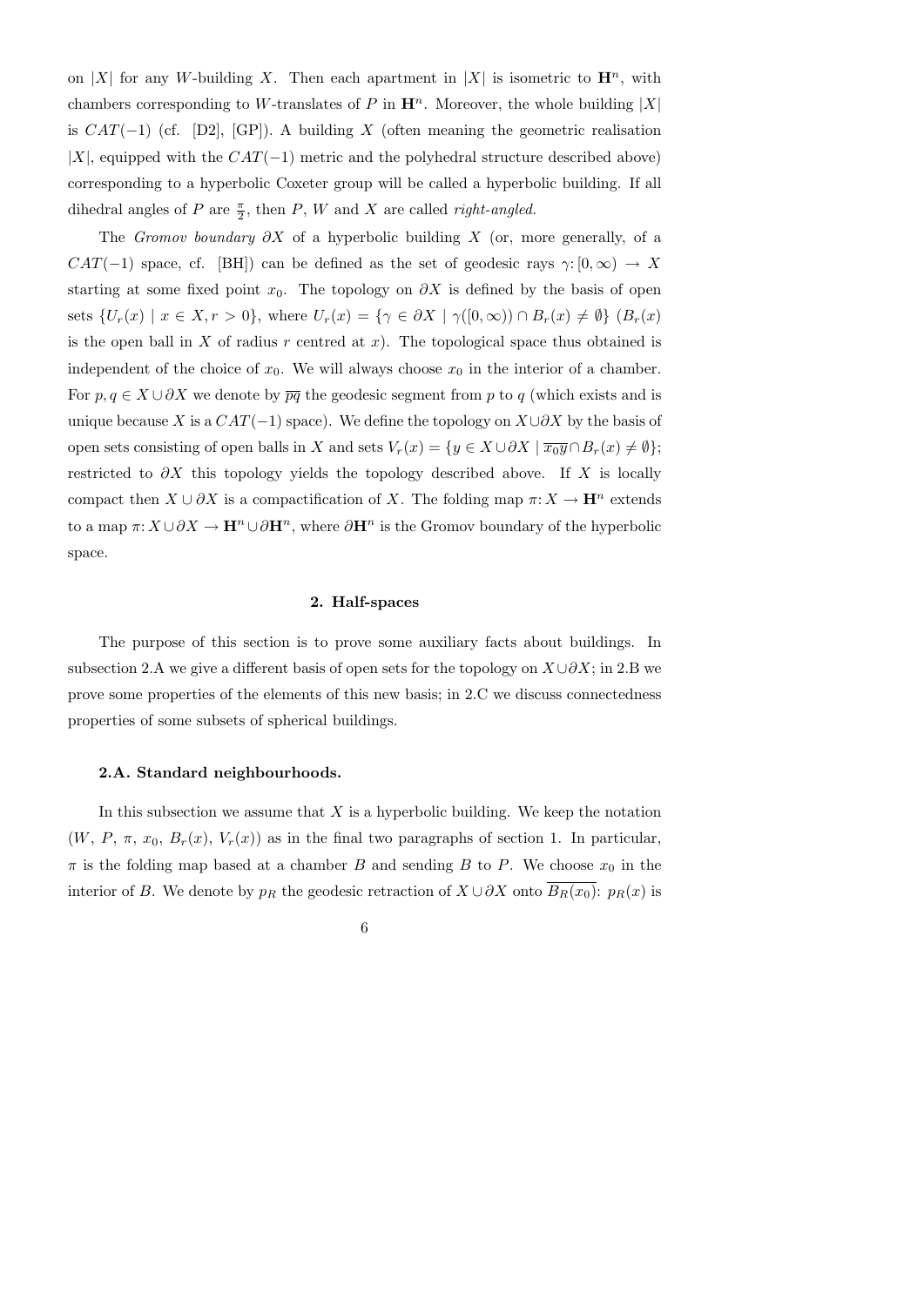on $|X|$ for any $W$-building $X$. Then each apartment in $|X|$ is isometric to $\mathbf{H}^n$, with chambers corresponding to $W$-translates of $P$ in $\mathbf{H}^n$. Moreover, the whole building $|X|$ is $CAT(-1)$ (cf. [D2], [GP]). A building $X$ (often meaning the geometric realisation $|X|$, equipped with the $CAT(-1)$ metric and the polyhedral structure described above) corresponding to a hyperbolic Coxeter group will be called a hyperbolic building. If all dihedral angles of $P$ are $\frac{\pi}{2}$, then $P$, $W$ and $X$ are called *right-angled.*

The *Gromov boundary* $\partial X$ of a hyperbolic building $X$ (or, more generally, of a $CAT(-1)$ space, cf. [BH]) can be defined as the set of geodesic rays $\gamma\colon [0,\infty) \to X$ starting at some fixed point $x_0$. The topology on $\partial X$ is defined by the basis of open sets $\{U_r(x) \mid x \in X, r > 0\}$, where $U_r(x) = \{\gamma \in \partial X \mid \gamma([0,\infty)) \cap B_r(x) \neq \emptyset\}$ ($B_r(x)$ is the open ball in $X$ of radius $r$ centred at $x$). The topological space thus obtained is independent of the choice of $x_0$. We will always choose $x_0$ in the interior of a chamber. For $p, q \in X \cup \partial X$ we denote by $\overline{pq}$ the geodesic segment from $p$ to $q$ (which exists and is unique because $X$ is a $CAT(-1)$ space). We define the topology on $X \cup \partial X$ by the basis of open sets consisting of open balls in $X$ and sets $V_r(x) = \{y \in X \cup \partial X \mid \overline{x_0 y} \cap B_r(x) \neq \emptyset\}$; restricted to $\partial X$ this topology yields the topology described above. If $X$ is locally compact then $X \cup \partial X$ is a compactification of $X$. The folding map $\pi\colon X \to \mathbf{H}^n$ extends to a map $\pi\colon X \cup \partial X \to \mathbf{H}^n \cup \partial \mathbf{H}^n$, where $\partial \mathbf{H}^n$ is the Gromov boundary of the hyperbolic space.

## 2. Half-spaces

The purpose of this section is to prove some auxiliary facts about buildings. In subsection 2.A we give a different basis of open sets for the topology on $X \cup \partial X$; in 2.B we prove some properties of the elements of this new basis; in 2.C we discuss connectedness properties of some subsets of spherical buildings.

### 2.A. Standard neighbourhoods.

In this subsection we assume that $X$ is a hyperbolic building. We keep the notation ($W$, $P$, $\pi$, $x_0$, $B_r(x)$, $V_r(x)$) as in the final two paragraphs of section 1. In particular, $\pi$ is the folding map based at a chamber $B$ and sending $B$ to $P$. We choose $x_0$ in the interior of $B$. We denote by $p_R$ the geodesic retraction of $X \cup \partial X$ onto $\overline{B_R(x_0)}$: $p_R(x)$ is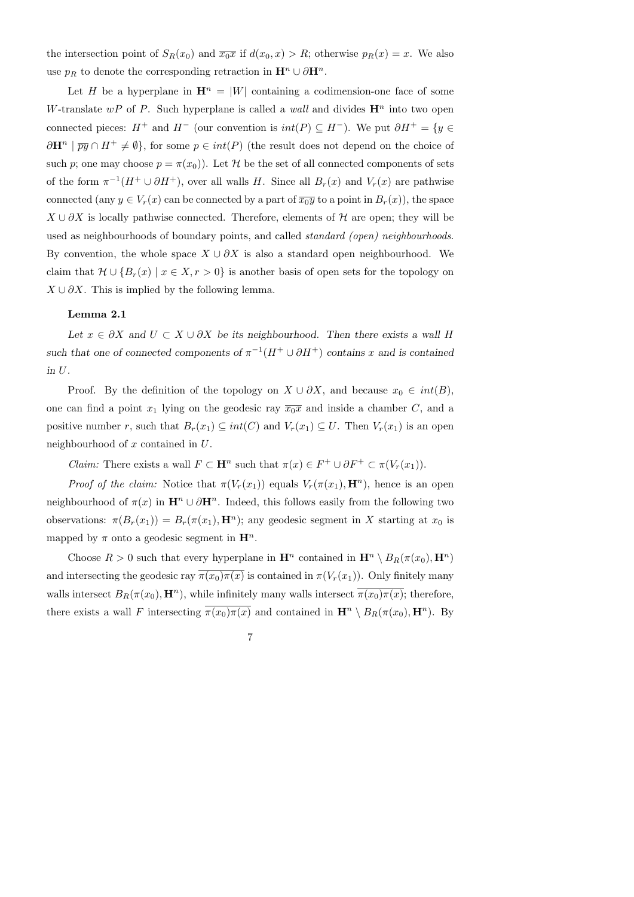the intersection point of $S_R(x_0)$ and $\overline{x_0 x}$ if $d(x_0, x) > R$; otherwise $p_R(x) = x$. We also use $p_R$ to denote the corresponding retraction in $\mathbf{H}^n \cup \partial \mathbf{H}^n$.

Let $H$ be a hyperplane in $\mathbf{H}^n = |W|$ containing a codimension-one face of some $W$-translate $wP$ of $P$. Such hyperplane is called a *wall* and divides $\mathbf{H}^n$ into two open connected pieces: $H^+$ and $H^-$ (our convention is $int(P) \subseteq H^-$). We put $\partial H^+ = \{y \in \partial \mathbf{H}^n \mid \overline{py} \cap H^+ \neq \emptyset\}$, for some $p \in int(P)$ (the result does not depend on the choice of such $p$; one may choose $p = \pi(x_0)$). Let $\mathcal{H}$ be the set of all connected components of sets of the form $\pi^{-1}(H^+ \cup \partial H^+)$, over all walls $H$. Since all $B_r(x)$ and $V_r(x)$ are pathwise connected (any $y \in V_r(x)$ can be connected by a part of $\overline{x_0 y}$ to a point in $B_r(x)$), the space $X \cup \partial X$ is locally pathwise connected. Therefore, elements of $\mathcal{H}$ are open; they will be used as neighbourhoods of boundary points, and called *standard (open) neighbourhoods*. By convention, the whole space $X \cup \partial X$ is also a standard open neighbourhood. We claim that $\mathcal{H} \cup \{B_r(x) \mid x \in X, r > 0\}$ is another basis of open sets for the topology on $X \cup \partial X$. This is implied by the following lemma.

**Lemma 2.1**

*Let $x \in \partial X$ and $U \subset X \cup \partial X$ be its neighbourhood. Then there exists a wall $H$ such that one of connected components of $\pi^{-1}(H^+ \cup \partial H^+)$ contains $x$ and is contained in $U$.*

Proof. By the definition of the topology on $X \cup \partial X$, and because $x_0 \in int(B)$, one can find a point $x_1$ lying on the geodesic ray $\overline{x_0 x}$ and inside a chamber $C$, and a positive number $r$, such that $B_r(x_1) \subseteq int(C)$ and $V_r(x_1) \subseteq U$. Then $V_r(x_1)$ is an open neighbourhood of $x$ contained in $U$.

*Claim:* There exists a wall $F \subset \mathbf{H}^n$ such that $\pi(x) \in F^+ \cup \partial F^+ \subset \pi(V_r(x_1))$.

*Proof of the claim:* Notice that $\pi(V_r(x_1))$ equals $V_r(\pi(x_1), \mathbf{H}^n)$, hence is an open neighbourhood of $\pi(x)$ in $\mathbf{H}^n \cup \partial \mathbf{H}^n$. Indeed, this follows easily from the following two observations: $\pi(B_r(x_1)) = B_r(\pi(x_1), \mathbf{H}^n)$; any geodesic segment in $X$ starting at $x_0$ is mapped by $\pi$ onto a geodesic segment in $\mathbf{H}^n$.

Choose $R > 0$ such that every hyperplane in $\mathbf{H}^n$ contained in $\mathbf{H}^n \setminus B_R(\pi(x_0), \mathbf{H}^n)$ and intersecting the geodesic ray $\overline{\pi(x_0)\pi(x)}$ is contained in $\pi(V_r(x_1))$. Only finitely many walls intersect $B_R(\pi(x_0), \mathbf{H}^n)$, while infinitely many walls intersect $\overline{\pi(x_0)\pi(x)}$; therefore, there exists a wall $F$ intersecting $\overline{\pi(x_0)\pi(x)}$ and contained in $\mathbf{H}^n \setminus B_R(\pi(x_0), \mathbf{H}^n)$. By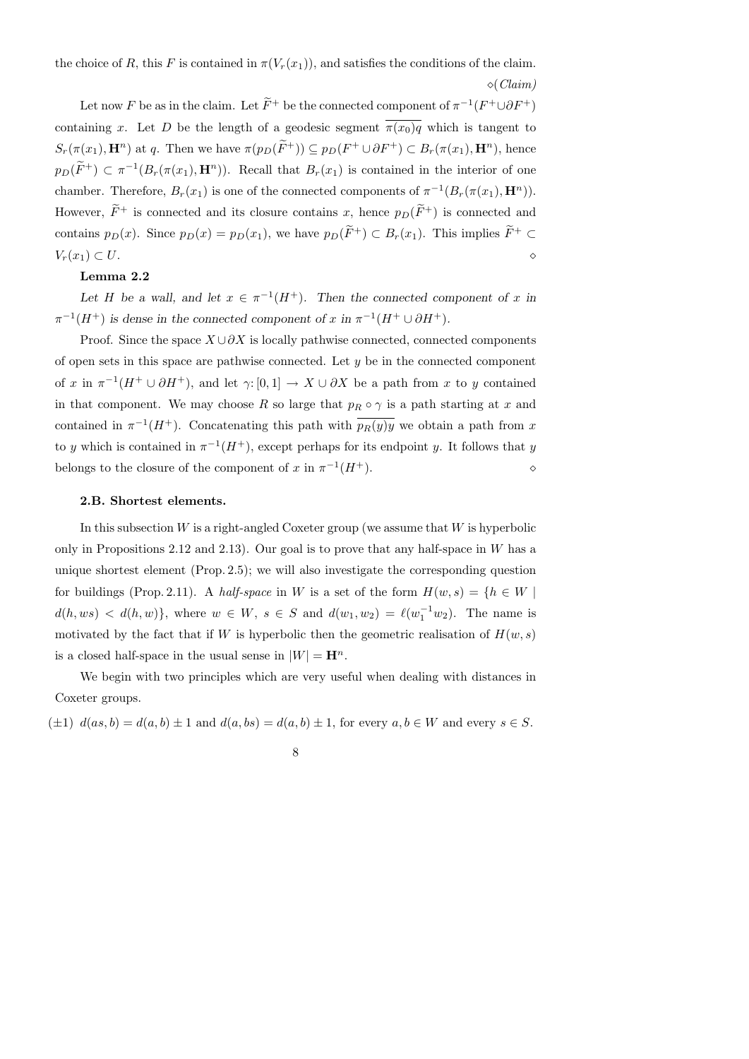the choice of $R$, this $F$ is contained in $\pi(V_r(x_1))$, and satisfies the conditions of the claim. $\diamond$(*Claim*)

Let now $F$ be as in the claim. Let $\widetilde{F}^+$ be the connected component of $\pi^{-1}(F^+ \cup \partial F^+)$ containing $x$. Let $D$ be the length of a geodesic segment $\overline{\pi(x_0)q}$ which is tangent to $S_r(\pi(x_1), \mathbf{H}^n)$ at $q$. Then we have $\pi(p_D(\widetilde{F}^+)) \subseteq p_D(F^+ \cup \partial F^+) \subset B_r(\pi(x_1), \mathbf{H}^n)$, hence $p_D(\widetilde{F}^+) \subset \pi^{-1}(B_r(\pi(x_1), \mathbf{H}^n))$. Recall that $B_r(x_1)$ is contained in the interior of one chamber. Therefore, $B_r(x_1)$ is one of the connected components of $\pi^{-1}(B_r(\pi(x_1), \mathbf{H}^n))$. However, $\widetilde{F}^+$ is connected and its closure contains $x$, hence $p_D(\widetilde{F}^+)$ is connected and contains $p_D(x)$. Since $p_D(x) = p_D(x_1)$, we have $p_D(\widetilde{F}^+) \subset B_r(x_1)$. This implies $\widetilde{F}^+ \subset V_r(x_1) \subset U$. $\diamond$

**Lemma 2.2**

*Let $H$ be a wall, and let $x \in \pi^{-1}(H^+)$. Then the connected component of $x$ in $\pi^{-1}(H^+)$ is dense in the connected component of $x$ in $\pi^{-1}(H^+ \cup \partial H^+)$.*

Proof. Since the space $X \cup \partial X$ is locally pathwise connected, connected components of open sets in this space are pathwise connected. Let $y$ be in the connected component of $x$ in $\pi^{-1}(H^+ \cup \partial H^+)$, and let $\gamma \colon [0,1] \to X \cup \partial X$ be a path from $x$ to $y$ contained in that component. We may choose $R$ so large that $p_R \circ \gamma$ is a path starting at $x$ and contained in $\pi^{-1}(H^+)$. Concatenating this path with $\overline{p_R(y)y}$ we obtain a path from $x$ to $y$ which is contained in $\pi^{-1}(H^+)$, except perhaps for its endpoint $y$. It follows that $y$ belongs to the closure of the component of $x$ in $\pi^{-1}(H^+)$. $\diamond$

**2.B. Shortest elements.**

In this subsection $W$ is a right-angled Coxeter group (we assume that $W$ is hyperbolic only in Propositions 2.12 and 2.13). Our goal is to prove that any half-space in $W$ has a unique shortest element (Prop. 2.5); we will also investigate the corresponding question for buildings (Prop. 2.11). A *half-space* in $W$ is a set of the form $H(w,s) = \{h \in W \mid d(h,ws) < d(h,w)\}$, where $w \in W$, $s \in S$ and $d(w_1,w_2) = \ell(w_1^{-1}w_2)$. The name is motivated by the fact that if $W$ is hyperbolic then the geometric realisation of $H(w,s)$ is a closed half-space in the usual sense in $|W| = \mathbf{H}^n$.

We begin with two principles which are very useful when dealing with distances in Coxeter groups.

($\pm 1$) $d(as,b) = d(a,b) \pm 1$ and $d(a,bs) = d(a,b) \pm 1$, for every $a,b \in W$ and every $s \in S$.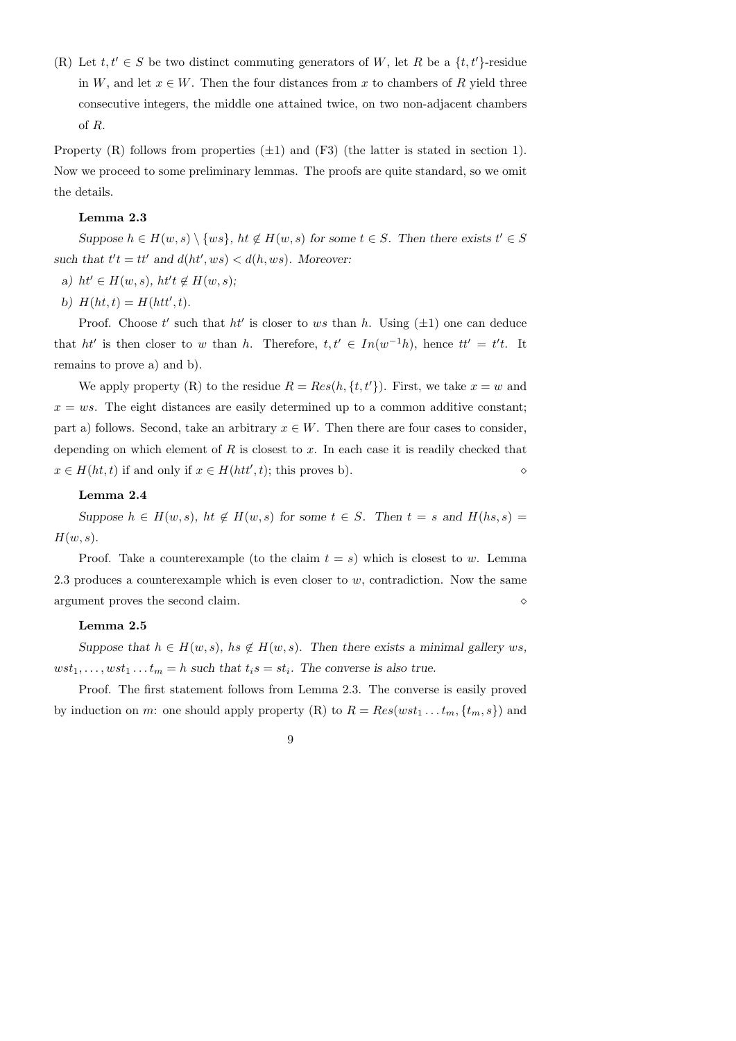(R) Let $t, t' \in S$ be two distinct commuting generators of $W$, let $R$ be a $\{t, t'\}$-residue in $W$, and let $x \in W$. Then the four distances from $x$ to chambers of $R$ yield three consecutive integers, the middle one attained twice, on two non-adjacent chambers of $R$.

Property (R) follows from properties ($\pm 1$) and (F3) (the latter is stated in section 1). Now we proceed to some preliminary lemmas. The proofs are quite standard, so we omit the details.

**Lemma 2.3**

*Suppose $h \in H(w, s) \setminus \{ws\}$, $ht \notin H(w, s)$ for some $t \in S$. Then there exists $t' \in S$ such that $t't = tt'$ and $d(ht', ws) < d(h, ws)$. Moreover:*

*a) $ht' \in H(w, s)$, $ht't \notin H(w, s)$;*

*b) $H(ht, t) = H(htt', t)$.*

Proof. Choose $t'$ such that $ht'$ is closer to $ws$ than $h$. Using ($\pm 1$) one can deduce that $ht'$ is then closer to $w$ than $h$. Therefore, $t, t' \in In(w^{-1}h)$, hence $tt' = t't$. It remains to prove a) and b).

We apply property (R) to the residue $R = Res(h, \{t, t'\})$. First, we take $x = w$ and $x = ws$. The eight distances are easily determined up to a common additive constant; part a) follows. Second, take an arbitrary $x \in W$. Then there are four cases to consider, depending on which element of $R$ is closest to $x$. In each case it is readily checked that $x \in H(ht, t)$ if and only if $x \in H(htt', t)$; this proves b). $\diamond$

**Lemma 2.4**

*Suppose $h \in H(w, s)$, $ht \notin H(w, s)$ for some $t \in S$. Then $t = s$ and $H(hs, s) = H(w, s)$.*

Proof. Take a counterexample (to the claim $t = s$) which is closest to $w$. Lemma 2.3 produces a counterexample which is even closer to $w$, contradiction. Now the same argument proves the second claim. $\diamond$

**Lemma 2.5**

*Suppose that $h \in H(w, s)$, $hs \notin H(w, s)$. Then there exists a minimal gallery $ws$, $wst_1, \ldots, wst_1 \ldots t_m = h$ such that $t_i s = st_i$. The converse is also true.*

Proof. The first statement follows from Lemma 2.3. The converse is easily proved by induction on $m$: one should apply property (R) to $R = Res(wst_1 \ldots t_m, \{t_m, s\})$ and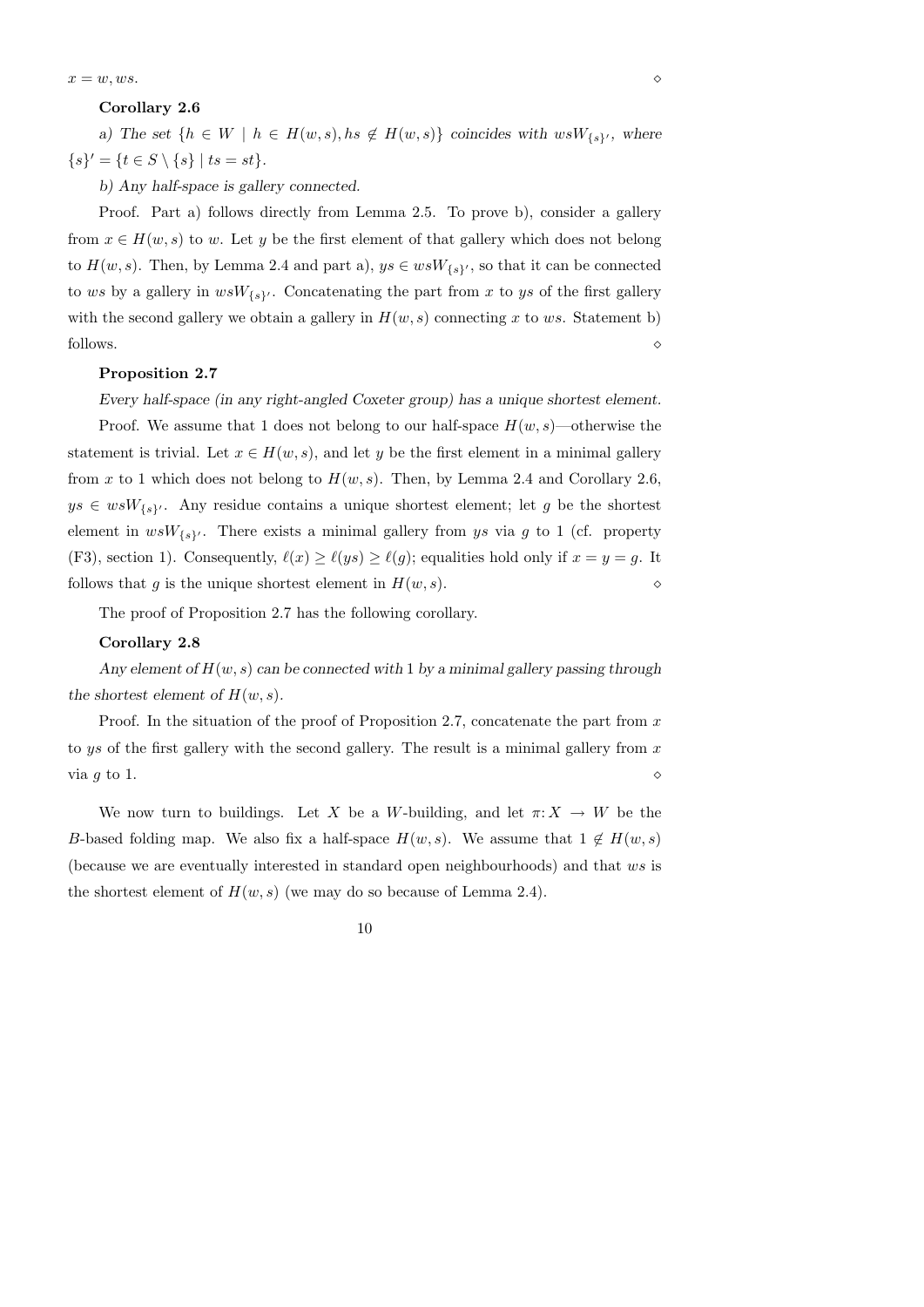$x = w, ws$. $\diamond$

**Corollary 2.6**

*a) The set* $\{h \in W \mid h \in H(w,s), hs \notin H(w,s)\}$ *coincides with* $wsW_{\{s\}'}$*, where* $\{s\}' = \{t \in S \setminus \{s\} \mid ts = st\}$.

*b) Any half-space is gallery connected.*

Proof. Part a) follows directly from Lemma 2.5. To prove b), consider a gallery from $x \in H(w,s)$ to $w$. Let $y$ be the first element of that gallery which does not belong to $H(w,s)$. Then, by Lemma 2.4 and part a), $ys \in wsW_{\{s\}'}$, so that it can be connected to $ws$ by a gallery in $wsW_{\{s\}'}$. Concatenating the part from $x$ to $ys$ of the first gallery with the second gallery we obtain a gallery in $H(w,s)$ connecting $x$ to $ws$. Statement b) follows. $\diamond$

**Proposition 2.7**

*Every half-space (in any right-angled Coxeter group) has a unique shortest element.*

Proof. We assume that 1 does not belong to our half-space $H(w,s)$—otherwise the statement is trivial. Let $x \in H(w,s)$, and let $y$ be the first element in a minimal gallery from $x$ to 1 which does not belong to $H(w,s)$. Then, by Lemma 2.4 and Corollary 2.6, $ys \in wsW_{\{s\}'}$. Any residue contains a unique shortest element; let $g$ be the shortest element in $wsW_{\{s\}'}$. There exists a minimal gallery from $ys$ via $g$ to 1 (cf. property (F3), section 1). Consequently, $\ell(x) \geq \ell(ys) \geq \ell(g)$; equalities hold only if $x = y = g$. It follows that $g$ is the unique shortest element in $H(w,s)$. $\diamond$

The proof of Proposition 2.7 has the following corollary.

**Corollary 2.8**

*Any element of* $H(w,s)$ *can be connected with* 1 *by a minimal gallery passing through the shortest element of* $H(w,s)$.

Proof. In the situation of the proof of Proposition 2.7, concatenate the part from $x$ to $ys$ of the first gallery with the second gallery. The result is a minimal gallery from $x$ via $g$ to 1. $\diamond$

We now turn to buildings. Let $X$ be a $W$-building, and let $\pi\colon X \to W$ be the $B$-based folding map. We also fix a half-space $H(w,s)$. We assume that $1 \notin H(w,s)$ (because we are eventually interested in standard open neighbourhoods) and that $ws$ is the shortest element of $H(w,s)$ (we may do so because of Lemma 2.4).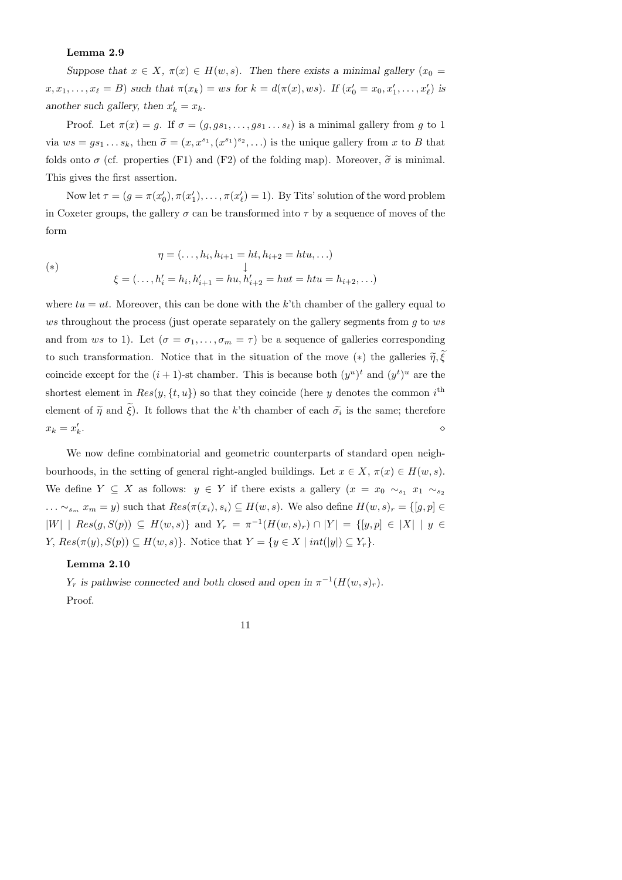**Lemma 2.9**

*Suppose that $x \in X$, $\pi(x) \in H(w,s)$. Then there exists a minimal gallery $(x_0 = x, x_1, \ldots, x_\ell = B)$ such that $\pi(x_k) = ws$ for $k = d(\pi(x), ws)$. If $(x'_0 = x_0, x'_1, \ldots, x'_\ell)$ is another such gallery, then $x'_k = x_k$.*

Proof. Let $\pi(x) = g$. If $\sigma = (g, gs_1, \ldots, gs_1 \ldots s_\ell)$ is a minimal gallery from $g$ to 1 via $ws = gs_1 \ldots s_k$, then $\widetilde{\sigma} = (x, x^{s_1}, (x^{s_1})^{s_2}, \ldots)$ is the unique gallery from $x$ to $B$ that folds onto $\sigma$ (cf. properties (F1) and (F2) of the folding map). Moreover, $\widetilde{\sigma}$ is minimal. This gives the first assertion.

Now let $\tau = (g = \pi(x'_0), \pi(x'_1), \ldots, \pi(x'_\ell) = 1)$. By Tits' solution of the word problem in Coxeter groups, the gallery $\sigma$ can be transformed into $\tau$ by a sequence of moves of the form

$$(*) \qquad \begin{array}{c} \eta = (\ldots, h_i, h_{i+1} = ht, h_{i+2} = htu, \ldots) \\ \downarrow \\ \xi = (\ldots, h'_i = h_i, h'_{i+1} = hu, h'_{i+2} = hut = htu = h_{i+2}, \ldots) \end{array}$$

where $tu = ut$. Moreover, this can be done with the $k$'th chamber of the gallery equal to $ws$ throughout the process (just operate separately on the gallery segments from $g$ to $ws$ and from $ws$ to 1). Let $(\sigma = \sigma_1, \ldots, \sigma_m = \tau)$ be a sequence of galleries corresponding to such transformation. Notice that in the situation of the move $(*)$ the galleries $\widetilde{\eta}, \widetilde{\xi}$ coincide except for the $(i+1)$-st chamber. This is because both $(y^u)^t$ and $(y^t)^u$ are the shortest element in $Res(y, \{t,u\})$ so that they coincide (here $y$ denotes the common $i^{\text{th}}$ element of $\widetilde{\eta}$ and $\widetilde{\xi}$). It follows that the $k$'th chamber of each $\widetilde{\sigma_i}$ is the same; therefore $x_k = x'_k$. $\diamond$

We now define combinatorial and geometric counterparts of standard open neighbourhoods, in the setting of general right-angled buildings. Let $x \in X$, $\pi(x) \in H(w,s)$. We define $Y \subseteq X$ as follows: $y \in Y$ if there exists a gallery $(x = x_0 \sim_{s_1} x_1 \sim_{s_2} \ldots \sim_{s_m} x_m = y)$ such that $Res(\pi(x_i), s_i) \subseteq H(w,s)$. We also define $H(w,s)_r = \{[g,p] \in |W| \mid Res(g, S(p)) \subseteq H(w,s)\}$ and $Y_r = \pi^{-1}(H(w,s)_r) \cap |Y| = \{[y,p] \in |X| \mid y \in Y, Res(\pi(y), S(p)) \subseteq H(w,s)\}$. Notice that $Y = \{y \in X \mid int(|y|) \subseteq Y_r\}$.

**Lemma 2.10**

*$Y_r$ is pathwise connected and both closed and open in $\pi^{-1}(H(w,s)_r)$.*

Proof.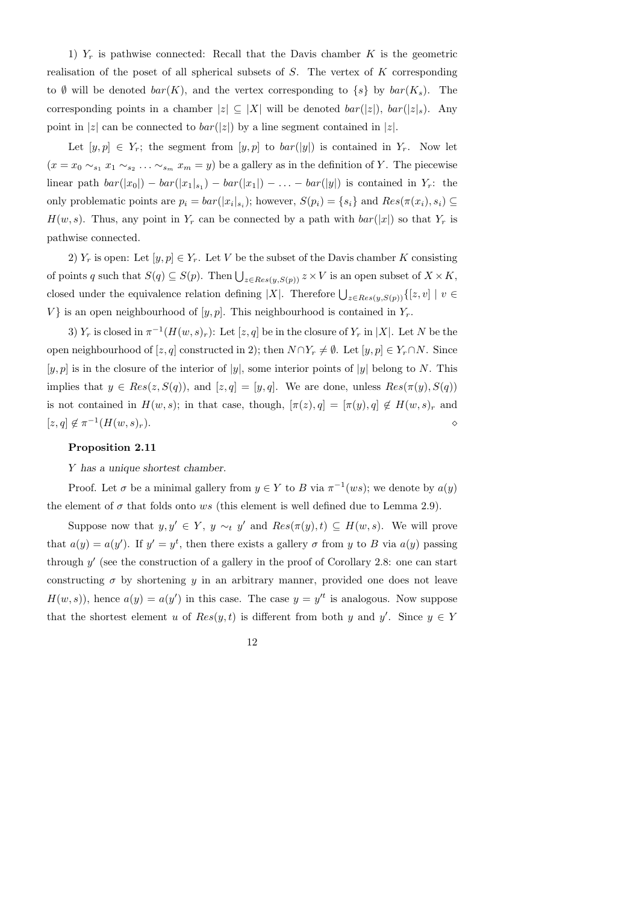1) $Y_r$ is pathwise connected: Recall that the Davis chamber $K$ is the geometric realisation of the poset of all spherical subsets of $S$. The vertex of $K$ corresponding to $\emptyset$ will be denoted $bar(K)$, and the vertex corresponding to $\{s\}$ by $bar(K_s)$. The corresponding points in a chamber $|z| \subseteq |X|$ will be denoted $bar(|z|)$, $bar(|z|_s)$. Any point in $|z|$ can be connected to $bar(|z|)$ by a line segment contained in $|z|$.

Let $[y,p] \in Y_r$; the segment from $[y,p]$ to $bar(|y|)$ is contained in $Y_r$. Now let $(x = x_0 \sim_{s_1} x_1 \sim_{s_2} \ldots \sim_{s_m} x_m = y)$ be a gallery as in the definition of $Y$. The piecewise linear path $bar(|x_0|) - bar(|x_1|_{s_1}) - bar(|x_1|) - \ldots - bar(|y|)$ is contained in $Y_r$: the only problematic points are $p_i = bar(|x_i|_{s_i})$; however, $S(p_i) = \{s_i\}$ and $Res(\pi(x_i), s_i) \subseteq H(w,s)$. Thus, any point in $Y_r$ can be connected by a path with $bar(|x|)$ so that $Y_r$ is pathwise connected.

2) $Y_r$ is open: Let $[y,p] \in Y_r$. Let $V$ be the subset of the Davis chamber $K$ consisting of points $q$ such that $S(q) \subseteq S(p)$. Then $\bigcup_{z \in Res(y,S(p))} z \times V$ is an open subset of $X \times K$, closed under the equivalence relation defining $|X|$. Therefore $\bigcup_{z \in Res(y,S(p))} \{[z,v] \mid v \in V\}$ is an open neighbourhood of $[y,p]$. This neighbourhood is contained in $Y_r$.

3) $Y_r$ is closed in $\pi^{-1}(H(w,s)_r)$: Let $[z,q]$ be in the closure of $Y_r$ in $|X|$. Let $N$ be the open neighbourhood of $[z,q]$ constructed in 2); then $N \cap Y_r \neq \emptyset$. Let $[y,p] \in Y_r \cap N$. Since $[y,p]$ is in the closure of the interior of $|y|$, some interior points of $|y|$ belong to $N$. This implies that $y \in Res(z, S(q))$, and $[z,q] = [y,q]$. We are done, unless $Res(\pi(y), S(q))$ is not contained in $H(w,s)$; in that case, though, $[\pi(z), q] = [\pi(y), q] \notin H(w,s)_r$ and $[z,q] \notin \pi^{-1}(H(w,s)_r)$. $\diamond$

**Proposition 2.11**

*$Y$ has a unique shortest chamber.*

Proof. Let $\sigma$ be a minimal gallery from $y \in Y$ to $B$ via $\pi^{-1}(ws)$; we denote by $a(y)$ the element of $\sigma$ that folds onto $ws$ (this element is well defined due to Lemma 2.9).

Suppose now that $y, y' \in Y$, $y \sim_t y'$ and $Res(\pi(y), t) \subseteq H(w,s)$. We will prove that $a(y) = a(y')$. If $y' = y^t$, then there exists a gallery $\sigma$ from $y$ to $B$ via $a(y)$ passing through $y'$ (see the construction of a gallery in the proof of Corollary 2.8: one can start constructing $\sigma$ by shortening $y$ in an arbitrary manner, provided one does not leave $H(w,s)$), hence $a(y) = a(y')$ in this case. The case $y = y'^t$ is analogous. Now suppose that the shortest element $u$ of $Res(y,t)$ is different from both $y$ and $y'$. Since $y \in Y$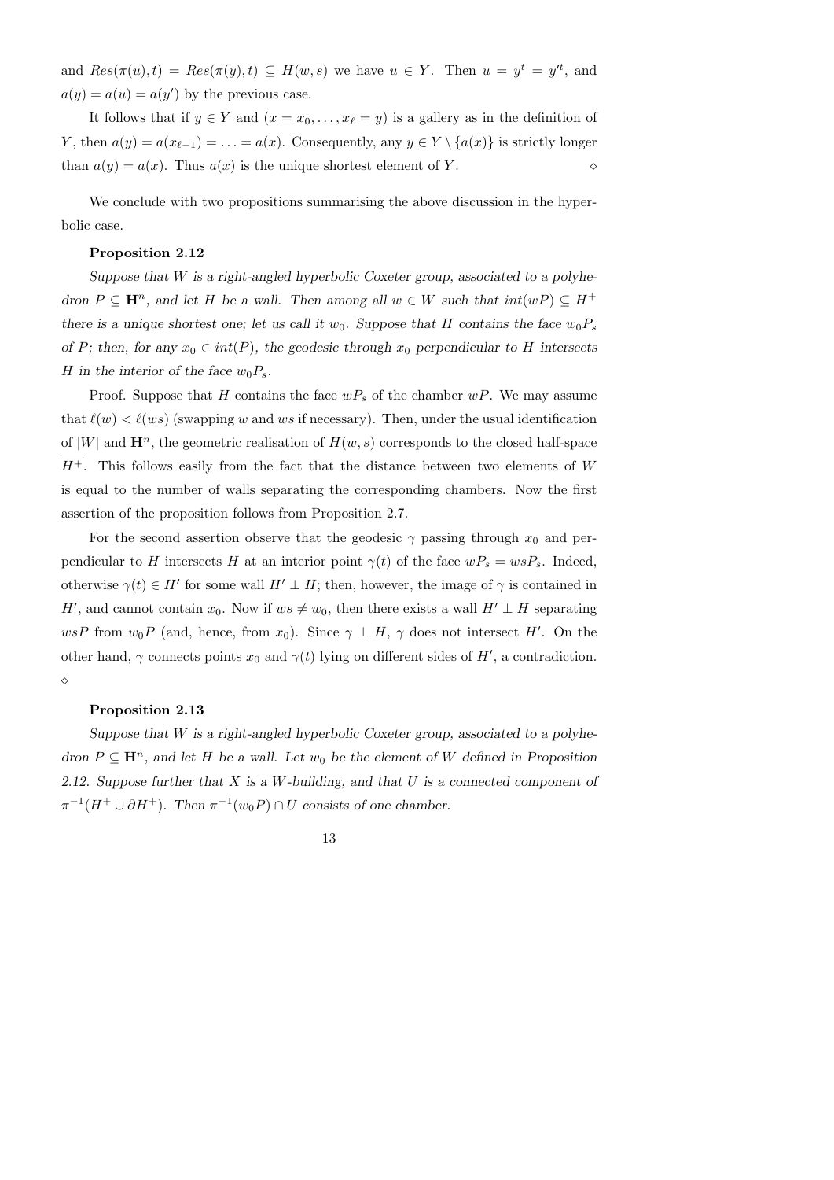and $Res(\pi(u), t) = Res(\pi(y), t) \subseteq H(w, s)$ we have $u \in Y$. Then $u = y^t = y'^t$, and $a(y) = a(u) = a(y')$ by the previous case.

It follows that if $y \in Y$ and $(x = x_0, \ldots, x_\ell = y)$ is a gallery as in the definition of $Y$, then $a(y) = a(x_{\ell-1}) = \ldots = a(x)$. Consequently, any $y \in Y \setminus \{a(x)\}$ is strictly longer than $a(y) = a(x)$. Thus $a(x)$ is the unique shortest element of $Y$. $\diamond$

We conclude with two propositions summarising the above discussion in the hyperbolic case.

**Proposition 2.12**

*Suppose that $W$ is a right-angled hyperbolic Coxeter group, associated to a polyhedron $P \subseteq \mathbf{H}^n$, and let $H$ be a wall. Then among all $w \in W$ such that $int(wP) \subseteq H^+$ there is a unique shortest one; let us call it $w_0$. Suppose that $H$ contains the face $w_0P_s$ of $P$; then, for any $x_0 \in int(P)$, the geodesic through $x_0$ perpendicular to $H$ intersects $H$ in the interior of the face $w_0P_s$.*

Proof. Suppose that $H$ contains the face $wP_s$ of the chamber $wP$. We may assume that $\ell(w) < \ell(ws)$ (swapping $w$ and $ws$ if necessary). Then, under the usual identification of $|W|$ and $\mathbf{H}^n$, the geometric realisation of $H(w, s)$ corresponds to the closed half-space $\overline{H^+}$. This follows easily from the fact that the distance between two elements of $W$ is equal to the number of walls separating the corresponding chambers. Now the first assertion of the proposition follows from Proposition 2.7.

For the second assertion observe that the geodesic $\gamma$ passing through $x_0$ and perpendicular to $H$ intersects $H$ at an interior point $\gamma(t)$ of the face $wP_s = wsP_s$. Indeed, otherwise $\gamma(t) \in H'$ for some wall $H' \perp H$; then, however, the image of $\gamma$ is contained in $H'$, and cannot contain $x_0$. Now if $ws \neq w_0$, then there exists a wall $H' \perp H$ separating $wsP$ from $w_0P$ (and, hence, from $x_0$). Since $\gamma \perp H$, $\gamma$ does not intersect $H'$. On the other hand, $\gamma$ connects points $x_0$ and $\gamma(t)$ lying on different sides of $H'$, a contradiction. $\diamond$

**Proposition 2.13**

*Suppose that $W$ is a right-angled hyperbolic Coxeter group, associated to a polyhedron $P \subseteq \mathbf{H}^n$, and let $H$ be a wall. Let $w_0$ be the element of $W$ defined in Proposition 2.12. Suppose further that $X$ is a $W$-building, and that $U$ is a connected component of $\pi^{-1}(H^+ \cup \partial H^+)$. Then $\pi^{-1}(w_0P) \cap U$ consists of one chamber.*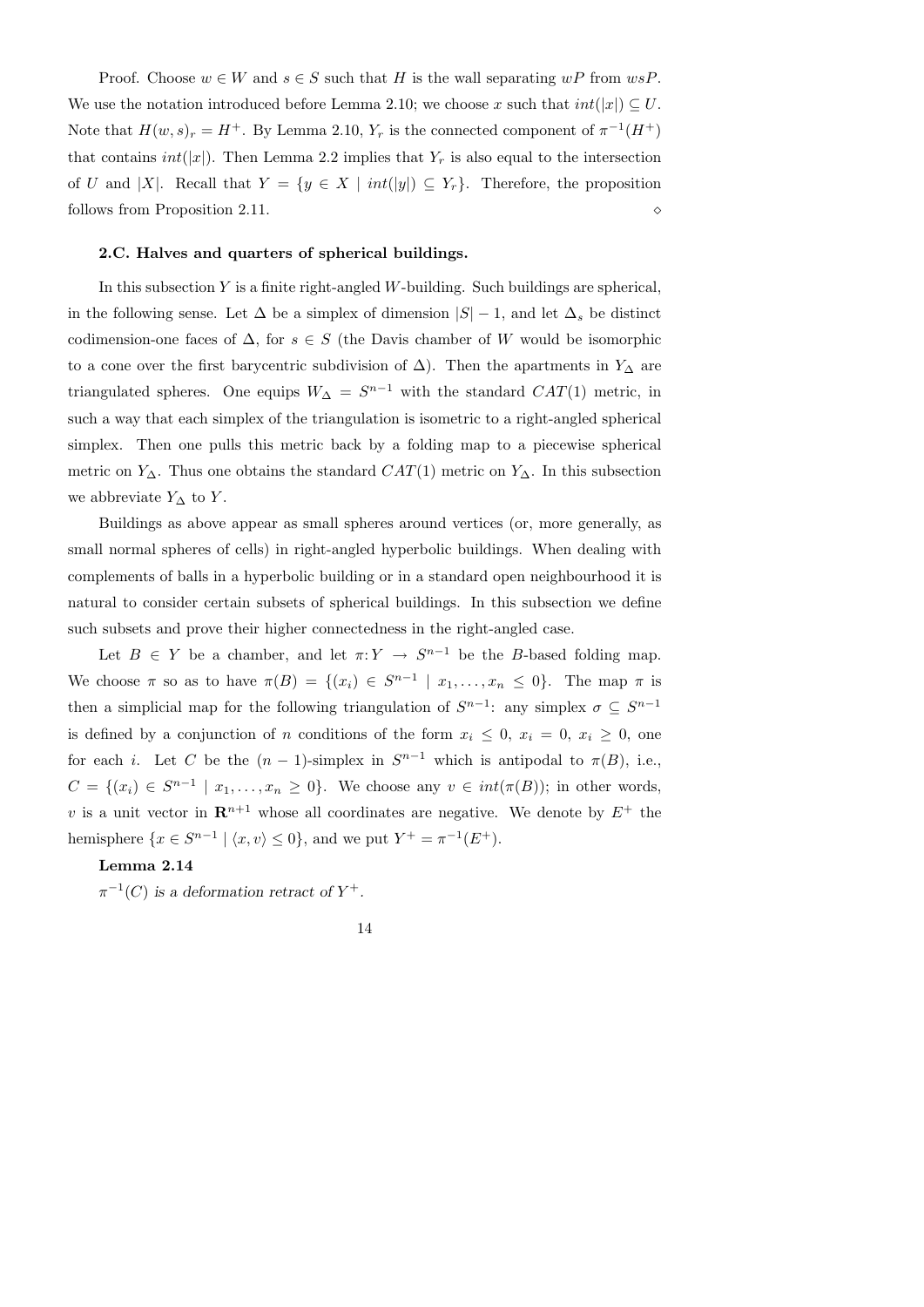Proof. Choose $w \in W$ and $s \in S$ such that $H$ is the wall separating $wP$ from $wsP$. We use the notation introduced before Lemma 2.10; we choose $x$ such that $int(|x|) \subseteq U$. Note that $H(w,s)_r = H^+$. By Lemma 2.10, $Y_r$ is the connected component of $\pi^{-1}(H^+)$ that contains $int(|x|)$. Then Lemma 2.2 implies that $Y_r$ is also equal to the intersection of $U$ and $|X|$. Recall that $Y = \{y \in X \mid int(|y|) \subseteq Y_r\}$. Therefore, the proposition follows from Proposition 2.11. $\diamond$

### 2.C. Halves and quarters of spherical buildings.

In this subsection $Y$ is a finite right-angled $W$-building. Such buildings are spherical, in the following sense. Let $\Delta$ be a simplex of dimension $|S|-1$, and let $\Delta_s$ be distinct codimension-one faces of $\Delta$, for $s \in S$ (the Davis chamber of $W$ would be isomorphic to a cone over the first barycentric subdivision of $\Delta$). Then the apartments in $Y_\Delta$ are triangulated spheres. One equips $W_\Delta = S^{n-1}$ with the standard $CAT(1)$ metric, in such a way that each simplex of the triangulation is isometric to a right-angled spherical simplex. Then one pulls this metric back by a folding map to a piecewise spherical metric on $Y_\Delta$. Thus one obtains the standard $CAT(1)$ metric on $Y_\Delta$. In this subsection we abbreviate $Y_\Delta$ to $Y$.

Buildings as above appear as small spheres around vertices (or, more generally, as small normal spheres of cells) in right-angled hyperbolic buildings. When dealing with complements of balls in a hyperbolic building or in a standard open neighbourhood it is natural to consider certain subsets of spherical buildings. In this subsection we define such subsets and prove their higher connectedness in the right-angled case.

Let $B \in Y$ be a chamber, and let $\pi: Y \to S^{n-1}$ be the $B$-based folding map. We choose $\pi$ so as to have $\pi(B) = \{(x_i) \in S^{n-1} \mid x_1, \ldots, x_n \leq 0\}$. The map $\pi$ is then a simplicial map for the following triangulation of $S^{n-1}$: any simplex $\sigma \subseteq S^{n-1}$ is defined by a conjunction of $n$ conditions of the form $x_i \leq 0$, $x_i = 0$, $x_i \geq 0$, one for each $i$. Let $C$ be the $(n-1)$-simplex in $S^{n-1}$ which is antipodal to $\pi(B)$, i.e., $C = \{(x_i) \in S^{n-1} \mid x_1, \ldots, x_n \geq 0\}$. We choose any $v \in int(\pi(B))$; in other words, $v$ is a unit vector in $\mathbf{R}^{n+1}$ whose all coordinates are negative. We denote by $E^+$ the hemisphere $\{x \in S^{n-1} \mid \langle x, v\rangle \leq 0\}$, and we put $Y^+ = \pi^{-1}(E^+)$.

**Lemma 2.14**

*$\pi^{-1}(C)$ is a deformation retract of $Y^+$.*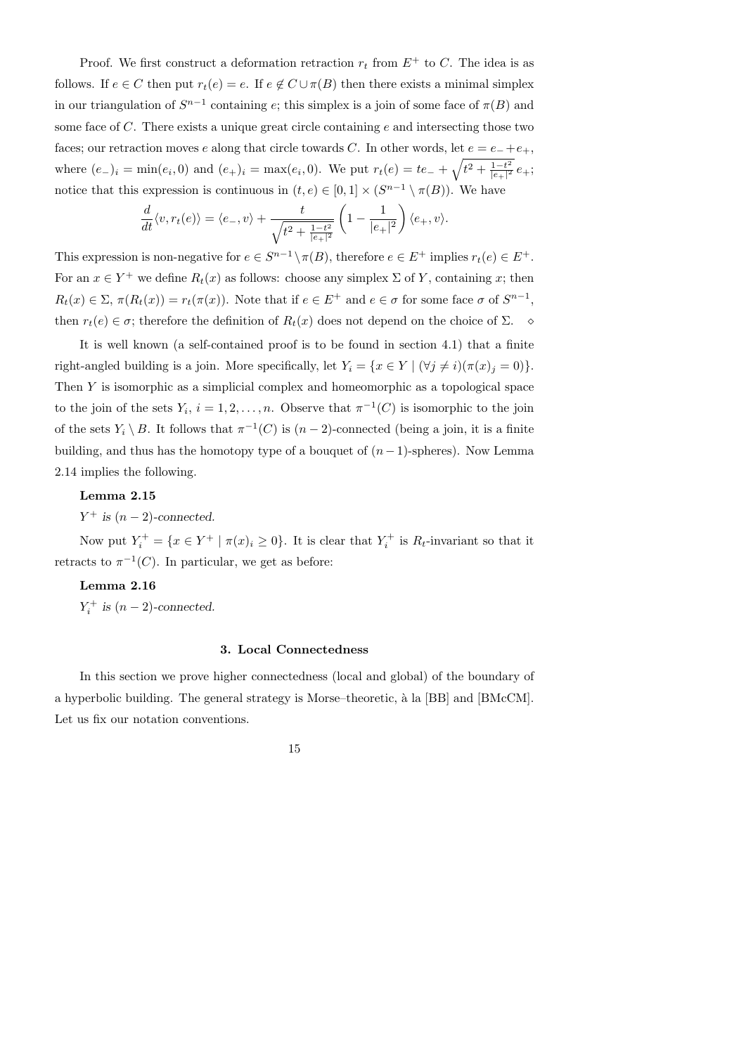Proof. We first construct a deformation retraction $r_t$ from $E^+$ to $C$. The idea is as follows. If $e \in C$ then put $r_t(e) = e$. If $e \notin C \cup \pi(B)$ then there exists a minimal simplex in our triangulation of $S^{n-1}$ containing $e$; this simplex is a join of some face of $\pi(B)$ and some face of $C$. There exists a unique great circle containing $e$ and intersecting those two faces; our retraction moves $e$ along that circle towards $C$. In other words, let $e = e_- + e_+$, where $(e_-)_i = \min(e_i, 0)$ and $(e_+)_i = \max(e_i, 0)$. We put $r_t(e) = te_- + \sqrt{t^2 + \frac{1-t^2}{|e_+|^2}}\, e_+$; notice that this expression is continuous in $(t, e) \in [0,1] \times (S^{n-1} \setminus \pi(B))$. We have

$$\frac{d}{dt}\langle v, r_t(e)\rangle = \langle e_-, v\rangle + \frac{t}{\sqrt{t^2 + \frac{1-t^2}{|e_+|^2}}}\left(1 - \frac{1}{|e_+|^2}\right)\langle e_+, v\rangle.$$

This expression is non-negative for $e \in S^{n-1} \setminus \pi(B)$, therefore $e \in E^+$ implies $r_t(e) \in E^+$. For an $x \in Y^+$ we define $R_t(x)$ as follows: choose any simplex $\Sigma$ of $Y$, containing $x$; then $R_t(x) \in \Sigma$, $\pi(R_t(x)) = r_t(\pi(x))$. Note that if $e \in E^+$ and $e \in \sigma$ for some face $\sigma$ of $S^{n-1}$, then $r_t(e) \in \sigma$; therefore the definition of $R_t(x)$ does not depend on the choice of $\Sigma$. $\diamond$

It is well known (a self-contained proof is to be found in section 4.1) that a finite right-angled building is a join. More specifically, let $Y_i = \{x \in Y \mid (\forall j \neq i)(\pi(x)_j = 0)\}$. Then $Y$ is isomorphic as a simplicial complex and homeomorphic as a topological space to the join of the sets $Y_i$, $i = 1, 2, \ldots, n$. Observe that $\pi^{-1}(C)$ is isomorphic to the join of the sets $Y_i \setminus B$. It follows that $\pi^{-1}(C)$ is $(n-2)$-connected (being a join, it is a finite building, and thus has the homotopy type of a bouquet of $(n-1)$-spheres). Now Lemma 2.14 implies the following.

**Lemma 2.15**

*$Y^+$ is $(n-2)$-connected.*

Now put $Y_i^+ = \{x \in Y^+ \mid \pi(x)_i \geq 0\}$. It is clear that $Y_i^+$ is $R_t$-invariant so that it retracts to $\pi^{-1}(C)$. In particular, we get as before:

**Lemma 2.16**

*$Y_i^+$ is $(n-2)$-connected.*

## 3. Local Connectedness

In this section we prove higher connectedness (local and global) of the boundary of a hyperbolic building. The general strategy is Morse–theoretic, à la [BB] and [BMcCM]. Let us fix our notation conventions.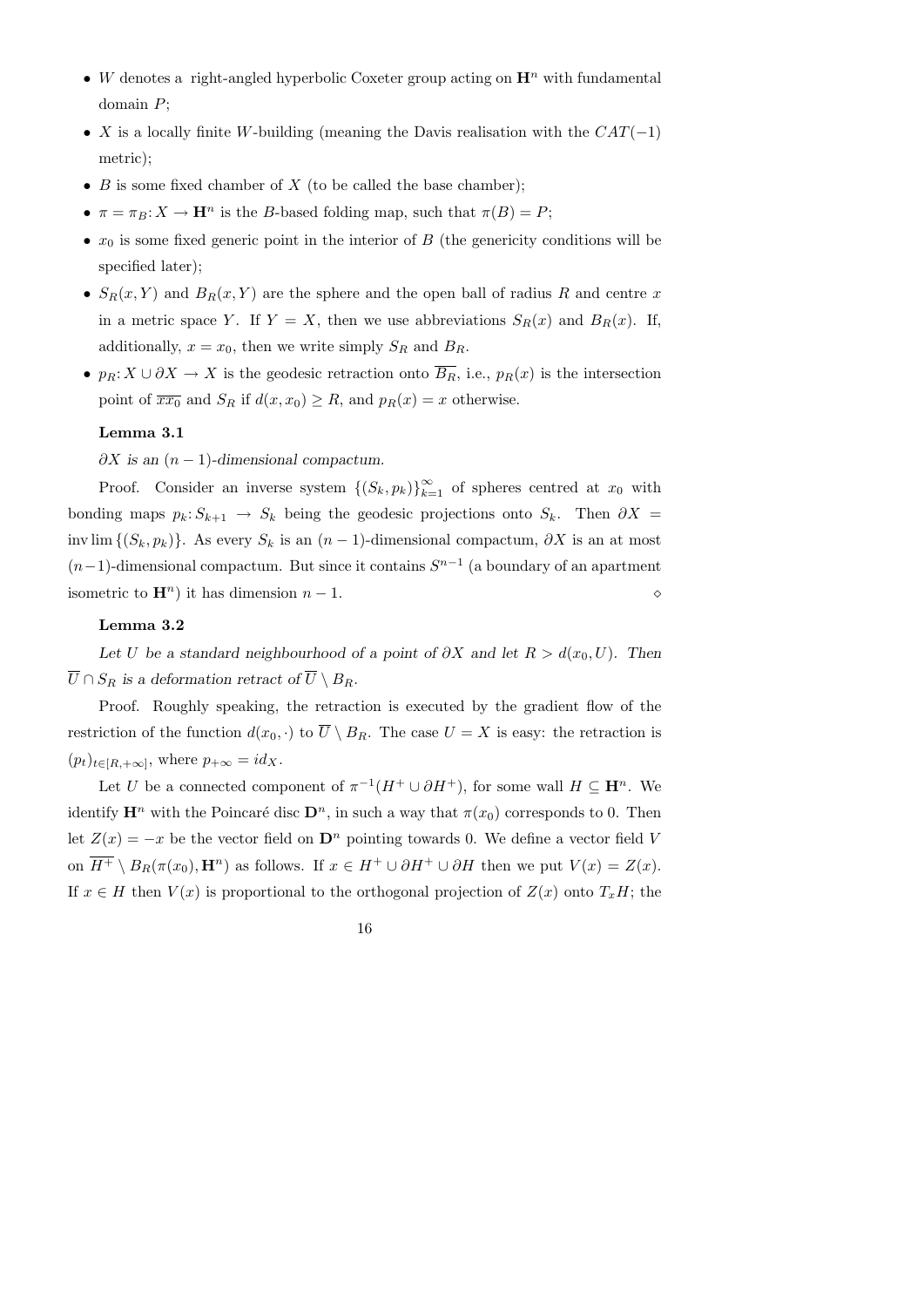- $W$ denotes a right-angled hyperbolic Coxeter group acting on $\mathbf{H}^n$ with fundamental domain $P$;
- $X$ is a locally finite $W$-building (meaning the Davis realisation with the $CAT(-1)$ metric);
- $B$ is some fixed chamber of $X$ (to be called the base chamber);
- $\pi = \pi_B\colon X \to \mathbf{H}^n$ is the $B$-based folding map, such that $\pi(B) = P$;
- $x_0$ is some fixed generic point in the interior of $B$ (the genericity conditions will be specified later);
- $S_R(x, Y)$ and $B_R(x, Y)$ are the sphere and the open ball of radius $R$ and centre $x$ in a metric space $Y$. If $Y = X$, then we use abbreviations $S_R(x)$ and $B_R(x)$. If, additionally, $x = x_0$, then we write simply $S_R$ and $B_R$.
- $p_R\colon X \cup \partial X \to X$ is the geodesic retraction onto $\overline{B_R}$, i.e., $p_R(x)$ is the intersection point of $\overline{xx_0}$ and $S_R$ if $d(x, x_0) \geq R$, and $p_R(x) = x$ otherwise.

**Lemma 3.1**

*$\partial X$ is an $(n-1)$-dimensional compactum.*

Proof. Consider an inverse system $\{(S_k, p_k)\}_{k=1}^{\infty}$ of spheres centred at $x_0$ with bonding maps $p_k\colon S_{k+1} \to S_k$ being the geodesic projections onto $S_k$. Then $\partial X = \operatorname{inv\,lim}\{(S_k, p_k)\}$. As every $S_k$ is an $(n-1)$-dimensional compactum, $\partial X$ is an at most $(n-1)$-dimensional compactum. But since it contains $S^{n-1}$ (a boundary of an apartment isometric to $\mathbf{H}^n$) it has dimension $n-1$. $\diamond$

**Lemma 3.2**

*Let $U$ be a standard neighbourhood of a point of $\partial X$ and let $R > d(x_0, U)$. Then $\overline{U} \cap S_R$ is a deformation retract of $\overline{U} \setminus B_R$.*

Proof. Roughly speaking, the retraction is executed by the gradient flow of the restriction of the function $d(x_0, \cdot)$ to $\overline{U} \setminus B_R$. The case $U = X$ is easy: the retraction is $(p_t)_{t \in [R, +\infty]}$, where $p_{+\infty} = id_X$.

Let $U$ be a connected component of $\pi^{-1}(H^+ \cup \partial H^+)$, for some wall $H \subseteq \mathbf{H}^n$. We identify $\mathbf{H}^n$ with the Poincaré disc $\mathbf{D}^n$, in such a way that $\pi(x_0)$ corresponds to 0. Then let $Z(x) = -x$ be the vector field on $\mathbf{D}^n$ pointing towards 0. We define a vector field $V$ on $\overline{H^+} \setminus B_R(\pi(x_0), \mathbf{H}^n)$ as follows. If $x \in H^+ \cup \partial H^+ \cup \partial H$ then we put $V(x) = Z(x)$. If $x \in H$ then $V(x)$ is proportional to the orthogonal projection of $Z(x)$ onto $T_x H$; the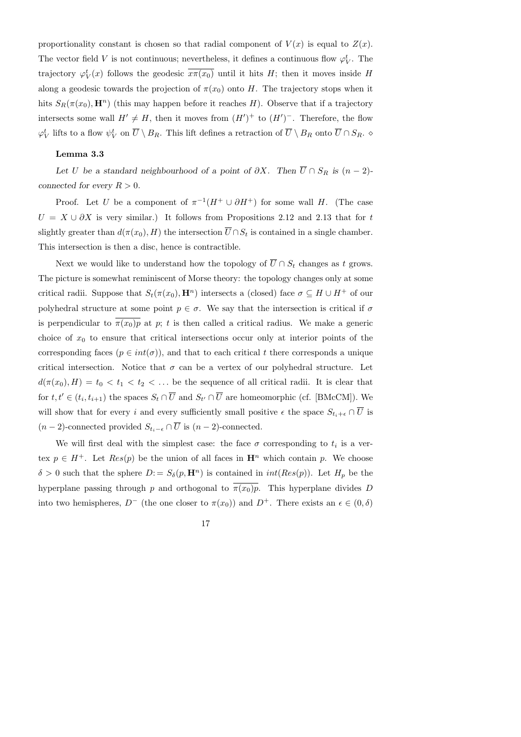proportionality constant is chosen so that radial component of $V(x)$ is equal to $Z(x)$. The vector field $V$ is not continuous; nevertheless, it defines a continuous flow $\varphi_V^t$. The trajectory $\varphi_V^t(x)$ follows the geodesic $\overline{x\pi(x_0)}$ until it hits $H$; then it moves inside $H$ along a geodesic towards the projection of $\pi(x_0)$ onto $H$. The trajectory stops when it hits $S_R(\pi(x_0), \mathbf{H}^n)$ (this may happen before it reaches $H$). Observe that if a trajectory intersects some wall $H' \neq H$, then it moves from $(H')^+$ to $(H')^-$. Therefore, the flow $\varphi_V^t$ lifts to a flow $\psi_V^t$ on $\overline{U} \setminus B_R$. This lift defines a retraction of $\overline{U} \setminus B_R$ onto $\overline{U} \cap S_R$. $\diamond$

**Lemma 3.3**

*Let $U$ be a standard neighbourhood of a point of $\partial X$. Then $\overline{U} \cap S_R$ is $(n-2)$-connected for every $R > 0$.*

Proof. Let $U$ be a component of $\pi^{-1}(H^+ \cup \partial H^+)$ for some wall $H$. (The case $U = X \cup \partial X$ is very similar.) It follows from Propositions 2.12 and 2.13 that for $t$ slightly greater than $d(\pi(x_0), H)$ the intersection $\overline{U} \cap S_t$ is contained in a single chamber. This intersection is then a disc, hence is contractible.

Next we would like to understand how the topology of $\overline{U} \cap S_t$ changes as $t$ grows. The picture is somewhat reminiscent of Morse theory: the topology changes only at some critical radii. Suppose that $S_t(\pi(x_0), \mathbf{H}^n)$ intersects a (closed) face $\sigma \subseteq H \cup H^+$ of our polyhedral structure at some point $p \in \sigma$. We say that the intersection is critical if $\sigma$ is perpendicular to $\overline{\pi(x_0)p}$ at $p$; $t$ is then called a critical radius. We make a generic choice of $x_0$ to ensure that critical intersections occur only at interior points of the corresponding faces ($p \in int(\sigma)$), and that to each critical $t$ there corresponds a unique critical intersection. Notice that $\sigma$ can be a vertex of our polyhedral structure. Let $d(\pi(x_0), H) = t_0 < t_1 < t_2 < \ldots$ be the sequence of all critical radii. It is clear that for $t, t' \in (t_i, t_{i+1})$ the spaces $S_t \cap \overline{U}$ and $S_{t'} \cap \overline{U}$ are homeomorphic (cf. [BMcCM]). We will show that for every $i$ and every sufficiently small positive $\epsilon$ the space $S_{t_i+\epsilon} \cap \overline{U}$ is $(n-2)$-connected provided $S_{t_i-\epsilon} \cap \overline{U}$ is $(n-2)$-connected.

We will first deal with the simplest case: the face $\sigma$ corresponding to $t_i$ is a vertex $p \in H^+$. Let $Res(p)$ be the union of all faces in $\mathbf{H}^n$ which contain $p$. We choose $\delta > 0$ such that the sphere $D := S_\delta(p, \mathbf{H}^n)$ is contained in $int(Res(p))$. Let $H_p$ be the hyperplane passing through $p$ and orthogonal to $\overline{\pi(x_0)p}$. This hyperplane divides $D$ into two hemispheres, $D^-$ (the one closer to $\pi(x_0)$) and $D^+$. There exists an $\epsilon \in (0, \delta)$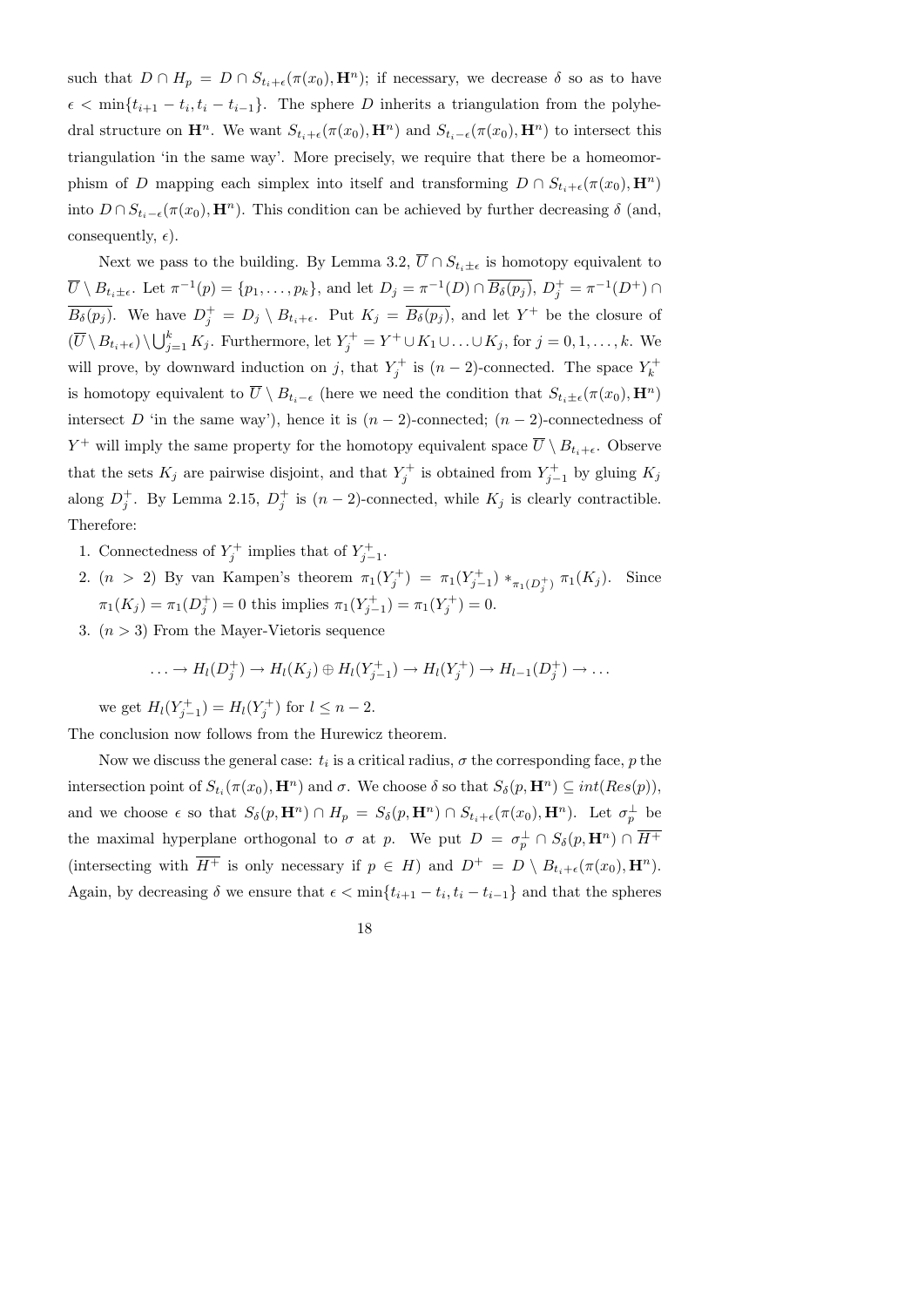such that $D \cap H_p = D \cap S_{t_i+\epsilon}(\pi(x_0), \mathbf{H}^n)$; if necessary, we decrease $\delta$ so as to have $\epsilon < \min\{t_{i+1} - t_i, t_i - t_{i-1}\}$. The sphere $D$ inherits a triangulation from the polyhedral structure on $\mathbf{H}^n$. We want $S_{t_i+\epsilon}(\pi(x_0), \mathbf{H}^n)$ and $S_{t_i-\epsilon}(\pi(x_0), \mathbf{H}^n)$ to intersect this triangulation 'in the same way'. More precisely, we require that there be a homeomorphism of $D$ mapping each simplex into itself and transforming $D \cap S_{t_i+\epsilon}(\pi(x_0), \mathbf{H}^n)$ into $D \cap S_{t_i-\epsilon}(\pi(x_0), \mathbf{H}^n)$. This condition can be achieved by further decreasing $\delta$ (and, consequently, $\epsilon$).

Next we pass to the building. By Lemma 3.2, $\overline{U} \cap S_{t_i \pm \epsilon}$ is homotopy equivalent to $\overline{U} \setminus B_{t_i \pm \epsilon}$. Let $\pi^{-1}(p) = \{p_1, \ldots, p_k\}$, and let $D_j = \pi^{-1}(D) \cap \overline{B_\delta(p_j)}$, $D_j^+ = \pi^{-1}(D^+) \cap \overline{B_\delta(p_j)}$. We have $D_j^+ = D_j \setminus B_{t_i+\epsilon}$. Put $K_j = \overline{B_\delta(p_j)}$, and let $Y^+$ be the closure of $(\overline{U} \setminus B_{t_i+\epsilon}) \setminus \bigcup_{j=1}^k K_j$. Furthermore, let $Y_j^+ = Y^+ \cup K_1 \cup \ldots \cup K_j$, for $j = 0, 1, \ldots, k$. We will prove, by downward induction on $j$, that $Y_j^+$ is $(n-2)$-connected. The space $Y_k^+$ is homotopy equivalent to $\overline{U} \setminus B_{t_i-\epsilon}$ (here we need the condition that $S_{t_i \pm \epsilon}(\pi(x_0), \mathbf{H}^n)$ intersect $D$ 'in the same way'), hence it is $(n-2)$-connected; $(n-2)$-connectedness of $Y^+$ will imply the same property for the homotopy equivalent space $\overline{U} \setminus B_{t_i+\epsilon}$. Observe that the sets $K_j$ are pairwise disjoint, and that $Y_j^+$ is obtained from $Y_{j-1}^+$ by gluing $K_j$ along $D_j^+$. By Lemma 2.15, $D_j^+$ is $(n-2)$-connected, while $K_j$ is clearly contractible. Therefore:

1. Connectedness of $Y_j^+$ implies that of $Y_{j-1}^+$.
2. $(n > 2)$ By van Kampen's theorem $\pi_1(Y_j^+) = \pi_1(Y_{j-1}^+) *_{\pi_1(D_j^+)} \pi_1(K_j)$. Since $\pi_1(K_j) = \pi_1(D_j^+) = 0$ this implies $\pi_1(Y_{j-1}^+) = \pi_1(Y_j^+) = 0$.
3. $(n > 3)$ From the Mayer-Vietoris sequence
$$\ldots \to H_l(D_j^+) \to H_l(K_j) \oplus H_l(Y_{j-1}^+) \to H_l(Y_j^+) \to H_{l-1}(D_j^+) \to \ldots$$
we get $H_l(Y_{j-1}^+) = H_l(Y_j^+)$ for $l \leq n-2$.

The conclusion now follows from the Hurewicz theorem.

Now we discuss the general case: $t_i$ is a critical radius, $\sigma$ the corresponding face, $p$ the intersection point of $S_{t_i}(\pi(x_0), \mathbf{H}^n)$ and $\sigma$. We choose $\delta$ so that $S_\delta(p, \mathbf{H}^n) \subseteq int(Res(p))$, and we choose $\epsilon$ so that $S_\delta(p, \mathbf{H}^n) \cap H_p = S_\delta(p, \mathbf{H}^n) \cap S_{t_i+\epsilon}(\pi(x_0), \mathbf{H}^n)$. Let $\sigma_p^\perp$ be the maximal hyperplane orthogonal to $\sigma$ at $p$. We put $D = \sigma_p^\perp \cap S_\delta(p, \mathbf{H}^n) \cap \overline{H^+}$ (intersecting with $\overline{H^+}$ is only necessary if $p \in H$) and $D^+ = D \setminus B_{t_i+\epsilon}(\pi(x_0), \mathbf{H}^n)$. Again, by decreasing $\delta$ we ensure that $\epsilon < \min\{t_{i+1} - t_i, t_i - t_{i-1}\}$ and that the spheres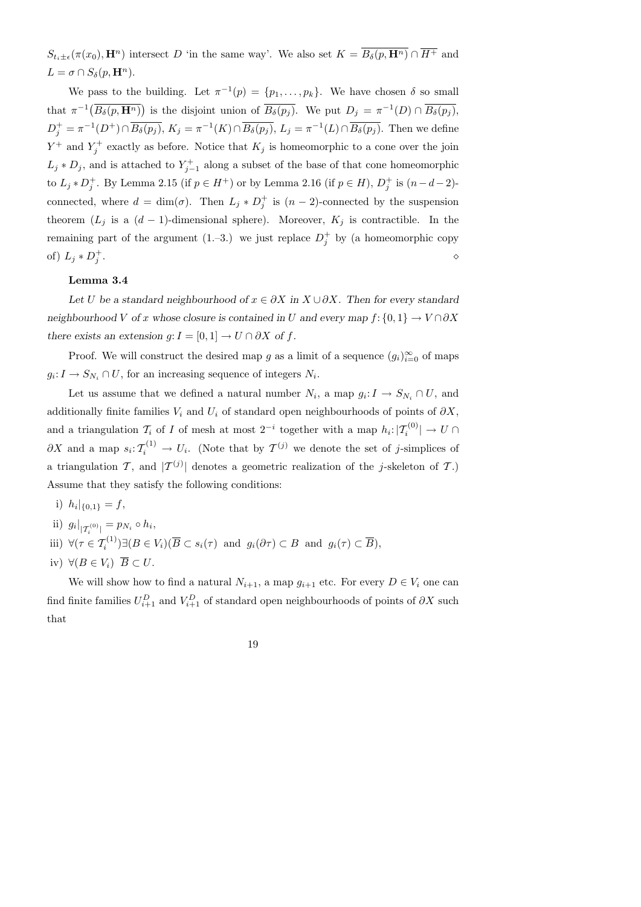$S_{t_i \pm \epsilon}(\pi(x_0), \mathbf{H}^n)$ intersect $D$ 'in the same way'. We also set $K = \overline{B_\delta(p, \mathbf{H}^n)} \cap \overline{H^+}$ and $L = \sigma \cap S_\delta(p, \mathbf{H}^n)$.

We pass to the building. Let $\pi^{-1}(p) = \{p_1, \ldots, p_k\}$. We have chosen $\delta$ so small that $\pi^{-1}\big(\overline{B_\delta(p, \mathbf{H}^n)}\big)$ is the disjoint union of $\overline{B_\delta(p_j)}$. We put $D_j = \pi^{-1}(D) \cap \overline{B_\delta(p_j)}$, $D_j^+ = \pi^{-1}(D^+) \cap \overline{B_\delta(p_j)}$, $K_j = \pi^{-1}(K) \cap \overline{B_\delta(p_j)}$, $L_j = \pi^{-1}(L) \cap \overline{B_\delta(p_j)}$. Then we define $Y^+$ and $Y_j^+$ exactly as before. Notice that $K_j$ is homeomorphic to a cone over the join $L_j * D_j$, and is attached to $Y_{j-1}^+$ along a subset of the base of that cone homeomorphic to $L_j * D_j^+$. By Lemma 2.15 (if $p \in H^+$) or by Lemma 2.16 (if $p \in H$), $D_j^+$ is $(n-d-2)$-connected, where $d = \dim(\sigma)$. Then $L_j * D_j^+$ is $(n-2)$-connected by the suspension theorem ($L_j$ is a $(d-1)$-dimensional sphere). Moreover, $K_j$ is contractible. In the remaining part of the argument (1.–3.) we just replace $D_j^+$ by (a homeomorphic copy of) $L_j * D_j^+$. ⋄

**Lemma 3.4**

*Let $U$ be a standard neighbourhood of $x \in \partial X$ in $X \cup \partial X$. Then for every standard neighbourhood $V$ of $x$ whose closure is contained in $U$ and every map $f\colon \{0,1\} \to V \cap \partial X$ there exists an extension $g\colon I = [0,1] \to U \cap \partial X$ of $f$.*

Proof. We will construct the desired map $g$ as a limit of a sequence $(g_i)_{i=0}^\infty$ of maps $g_i\colon I \to S_{N_i} \cap U$, for an increasing sequence of integers $N_i$.

Let us assume that we defined a natural number $N_i$, a map $g_i\colon I \to S_{N_i} \cap U$, and additionally finite families $V_i$ and $U_i$ of standard open neighbourhoods of points of $\partial X$, and a triangulation $\mathcal{T}_i$ of $I$ of mesh at most $2^{-i}$ together with a map $h_i\colon |\mathcal{T}_i^{(0)}| \to U \cap \partial X$ and a map $s_i\colon \mathcal{T}_i^{(1)} \to U_i$. (Note that by $\mathcal{T}^{(j)}$ we denote the set of $j$-simplices of a triangulation $\mathcal{T}$, and $|\mathcal{T}^{(j)}|$ denotes a geometric realization of the $j$-skeleton of $\mathcal{T}$.) Assume that they satisfy the following conditions:

i) $h_i|_{\{0,1\}} = f$,

ii) $g_i|_{|\mathcal{T}_i^{(0)}|} = p_{N_i} \circ h_i$,

iii) $\forall (\tau \in \mathcal{T}_i^{(1)}) \exists (B \in V_i) (\overline{B} \subset s_i(\tau) \text{ and } g_i(\partial\tau) \subset B \text{ and } g_i(\tau) \subset \overline{B})$,

iv) $\forall (B \in V_i)\ \overline{B} \subset U$.

We will show how to find a natural $N_{i+1}$, a map $g_{i+1}$ etc. For every $D \in V_i$ one can find finite families $U_{i+1}^D$ and $V_{i+1}^D$ of standard open neighbourhoods of points of $\partial X$ such that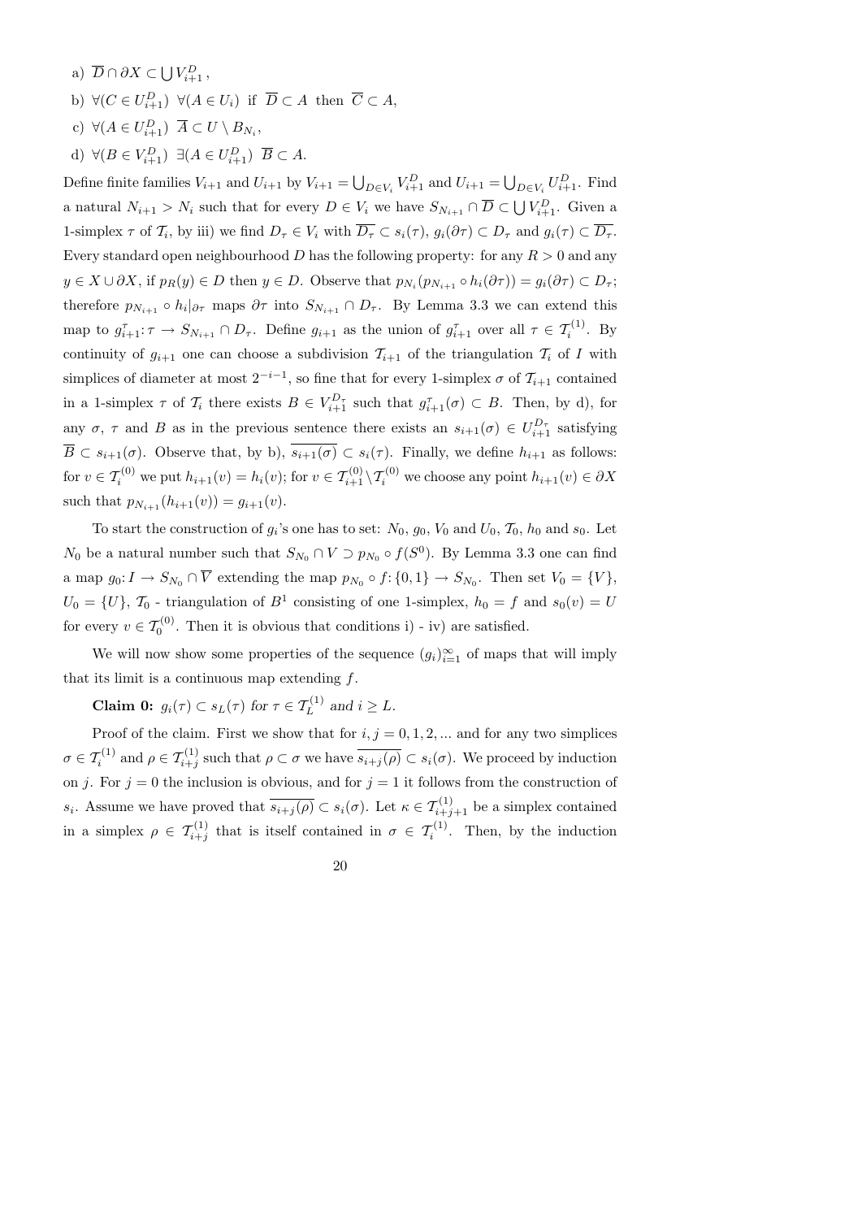a) $\overline{D} \cap \partial X \subset \bigcup V_{i+1}^D$,

b) $\forall (C \in U_{i+1}^D)\ \forall (A \in U_i)$ if $\overline{D} \subset A$ then $\overline{C} \subset A$,

c) $\forall (A \in U_{i+1}^D)\ \overline{A} \subset U \setminus B_{N_i}$,

d) $\forall (B \in V_{i+1}^D)\ \exists (A \in U_{i+1}^D)\ \overline{B} \subset A$.

Define finite families $V_{i+1}$ and $U_{i+1}$ by $V_{i+1} = \bigcup_{D \in V_i} V_{i+1}^D$ and $U_{i+1} = \bigcup_{D \in V_i} U_{i+1}^D$. Find a natural $N_{i+1} > N_i$ such that for every $D \in V_i$ we have $S_{N_{i+1}} \cap \overline{D} \subset \bigcup V_{i+1}^D$. Given a 1-simplex $\tau$ of $\mathcal{T}_i$, by iii) we find $D_\tau \in V_i$ with $\overline{D_\tau} \subset s_i(\tau)$, $g_i(\partial \tau) \subset D_\tau$ and $g_i(\tau) \subset \overline{D_\tau}$. Every standard open neighbourhood $D$ has the following property: for any $R > 0$ and any $y \in X \cup \partial X$, if $p_R(y) \in D$ then $y \in D$. Observe that $p_{N_i}(p_{N_{i+1}} \circ h_i(\partial \tau)) = g_i(\partial \tau) \subset D_\tau$; therefore $p_{N_{i+1}} \circ h_i|_{\partial \tau}$ maps $\partial \tau$ into $S_{N_{i+1}} \cap D_\tau$. By Lemma 3.3 we can extend this map to $g_{i+1}^\tau \colon \tau \to S_{N_{i+1}} \cap D_\tau$. Define $g_{i+1}$ as the union of $g_{i+1}^\tau$ over all $\tau \in \mathcal{T}_i^{(1)}$. By continuity of $g_{i+1}$ one can choose a subdivision $\mathcal{T}_{i+1}$ of the triangulation $\mathcal{T}_i$ of $I$ with simplices of diameter at most $2^{-i-1}$, so fine that for every 1-simplex $\sigma$ of $\mathcal{T}_{i+1}$ contained in a 1-simplex $\tau$ of $\mathcal{T}_i$ there exists $B \in V_{i+1}^{D_\tau}$ such that $g_{i+1}^\tau(\sigma) \subset B$. Then, by d), for any $\sigma$, $\tau$ and $B$ as in the previous sentence there exists an $s_{i+1}(\sigma) \in U_{i+1}^{D_\tau}$ satisfying $\overline{B} \subset s_{i+1}(\sigma)$. Observe that, by b), $\overline{s_{i+1}(\sigma)} \subset s_i(\tau)$. Finally, we define $h_{i+1}$ as follows: for $v \in \mathcal{T}_i^{(0)}$ we put $h_{i+1}(v) = h_i(v)$; for $v \in \mathcal{T}_{i+1}^{(0)} \setminus \mathcal{T}_i^{(0)}$ we choose any point $h_{i+1}(v) \in \partial X$ such that $p_{N_{i+1}}(h_{i+1}(v)) = g_{i+1}(v)$.

To start the construction of $g_i$'s one has to set: $N_0$, $g_0$, $V_0$ and $U_0$, $\mathcal{T}_0$, $h_0$ and $s_0$. Let $N_0$ be a natural number such that $S_{N_0} \cap V \supset p_{N_0} \circ f(S^0)$. By Lemma 3.3 one can find a map $g_0 \colon I \to S_{N_0} \cap \overline{V}$ extending the map $p_{N_0} \circ f \colon \{0,1\} \to S_{N_0}$. Then set $V_0 = \{V\}$, $U_0 = \{U\}$, $\mathcal{T}_0$ - triangulation of $B^1$ consisting of one 1-simplex, $h_0 = f$ and $s_0(v) = U$ for every $v \in \mathcal{T}_0^{(0)}$. Then it is obvious that conditions i) - iv) are satisfied.

We will now show some properties of the sequence $(g_i)_{i=1}^\infty$ of maps that will imply that its limit is a continuous map extending $f$.

**Claim 0:** *$g_i(\tau) \subset s_L(\tau)$ for $\tau \in \mathcal{T}_L^{(1)}$ and $i \geq L$.*

Proof of the claim. First we show that for $i, j = 0, 1, 2, \ldots$ and for any two simplices $\sigma \in \mathcal{T}_i^{(1)}$ and $\rho \in \mathcal{T}_{i+j}^{(1)}$ such that $\rho \subset \sigma$ we have $\overline{s_{i+j}(\rho)} \subset s_i(\sigma)$. We proceed by induction on $j$. For $j = 0$ the inclusion is obvious, and for $j = 1$ it follows from the construction of $s_i$. Assume we have proved that $\overline{s_{i+j}(\rho)} \subset s_i(\sigma)$. Let $\kappa \in \mathcal{T}_{i+j+1}^{(1)}$ be a simplex contained in a simplex $\rho \in \mathcal{T}_{i+j}^{(1)}$ that is itself contained in $\sigma \in \mathcal{T}_i^{(1)}$. Then, by the induction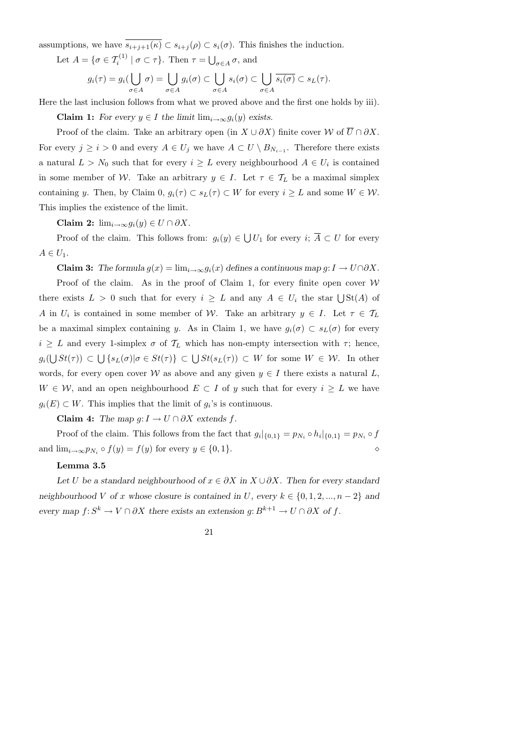assumptions, we have $\overline{s_{i+j+1}(\kappa)} \subset s_{i+j}(\rho) \subset s_i(\sigma)$. This finishes the induction.

Let $A = \{\sigma \in \mathcal{T}_i^{(1)} \mid \sigma \subset \tau\}$. Then $\tau = \bigcup_{\sigma\in A} \sigma$, and

$$g_i(\tau) = g_i(\bigcup_{\sigma\in A} \sigma) = \bigcup_{\sigma\in A} g_i(\sigma) \subset \bigcup_{\sigma\in A} s_i(\sigma) \subset \bigcup_{\sigma\in A} \overline{s_i(\sigma)} \subset s_L(\tau).$$

Here the last inclusion follows from what we proved above and the first one holds by iii).

**Claim 1:** *For every $y \in I$ the limit $\lim_{i\to\infty} g_i(y)$ exists.*

Proof of the claim. Take an arbitrary open (in $X \cup \partial X$) finite cover $\mathcal{W}$ of $\overline{U} \cap \partial X$. For every $j \geq i > 0$ and every $A \in U_j$ we have $A \subset U \setminus B_{N_{i-1}}$. Therefore there exists a natural $L > N_0$ such that for every $i \geq L$ every neighbourhood $A \in U_i$ is contained in some member of $\mathcal{W}$. Take an arbitrary $y \in I$. Let $\tau \in \mathcal{T}_L$ be a maximal simplex containing $y$. Then, by Claim 0, $g_i(\tau) \subset s_L(\tau) \subset W$ for every $i \geq L$ and some $W \in \mathcal{W}$. This implies the existence of the limit.

**Claim 2:** $\lim_{i\to\infty} g_i(y) \in U \cap \partial X$.

Proof of the claim. This follows from: $g_i(y) \in \bigcup U_1$ for every $i$; $\overline{A} \subset U$ for every $A \in U_1$.

**Claim 3:** *The formula $g(x) = \lim_{i\to\infty} g_i(x)$ defines a continuous map $g\colon I \to U \cap \partial X$.*

Proof of the claim. As in the proof of Claim 1, for every finite open cover $\mathcal{W}$ there exists $L > 0$ such that for every $i \geq L$ and any $A \in U_i$ the star $\bigcup \mathrm{St}(A)$ of $A$ in $U_i$ is contained in some member of $\mathcal{W}$. Take an arbitrary $y \in I$. Let $\tau \in \mathcal{T}_L$ be a maximal simplex containing $y$. As in Claim 1, we have $g_i(\sigma) \subset s_L(\sigma)$ for every $i \geq L$ and every 1-simplex $\sigma$ of $\mathcal{T}_L$ which has non-empty intersection with $\tau$; hence, $g_i(\bigcup St(\tau)) \subset \bigcup\{s_L(\sigma) | \sigma \in St(\tau)\} \subset \bigcup St(s_L(\tau)) \subset W$ for some $W \in \mathcal{W}$. In other words, for every open cover $\mathcal{W}$ as above and any given $y \in I$ there exists a natural $L$, $W \in \mathcal{W}$, and an open neighbourhood $E \subset I$ of $y$ such that for every $i \geq L$ we have $g_i(E) \subset W$. This implies that the limit of $g_i$'s is continuous.

**Claim 4:** *The map $g\colon I \to U \cap \partial X$ extends $f$.*

Proof of the claim. This follows from the fact that $g_i|_{\{0,1\}} = p_{N_i} \circ h_i|_{\{0,1\}} = p_{N_i} \circ f$ and $\lim_{i\to\infty} p_{N_i} \circ f(y) = f(y)$ for every $y \in \{0, 1\}$. $\diamond$

**Lemma 3.5**

*Let $U$ be a standard neighbourhood of $x \in \partial X$ in $X \cup \partial X$. Then for every standard neighbourhood $V$ of $x$ whose closure is contained in $U$, every $k \in \{0, 1, 2, ..., n-2\}$ and every map $f\colon S^k \to V \cap \partial X$ there exists an extension $g\colon B^{k+1} \to U \cap \partial X$ of $f$.*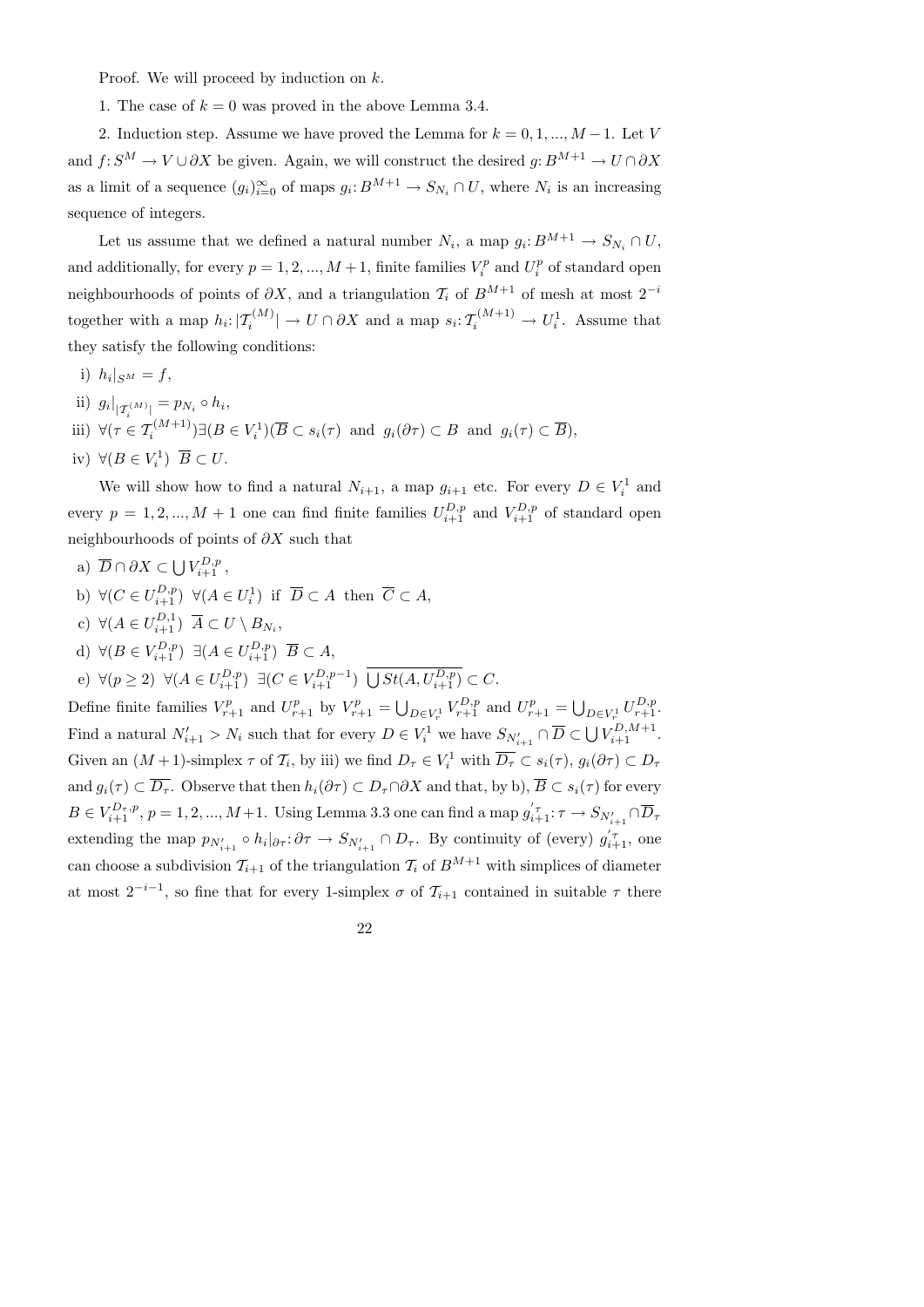Proof. We will proceed by induction on $k$.

1. The case of $k = 0$ was proved in the above Lemma 3.4.

2. Induction step. Assume we have proved the Lemma for $k = 0, 1, ..., M-1$. Let $V$ and $f: S^M \to V \cup \partial X$ be given. Again, we will construct the desired $g: B^{M+1} \to U \cap \partial X$ as a limit of a sequence $(g_i)_{i=0}^{\infty}$ of maps $g_i: B^{M+1} \to S_{N_i} \cap U$, where $N_i$ is an increasing sequence of integers.

Let us assume that we defined a natural number $N_i$, a map $g_i: B^{M+1} \to S_{N_i} \cap U$, and additionally, for every $p = 1, 2, ..., M+1$, finite families $V_i^p$ and $U_i^p$ of standard open neighbourhoods of points of $\partial X$, and a triangulation $\mathcal{T}_i$ of $B^{M+1}$ of mesh at most $2^{-i}$ together with a map $h_i: |\mathcal{T}_i^{(M)}| \to U \cap \partial X$ and a map $s_i: \mathcal{T}_i^{(M+1)} \to U_i^1$. Assume that they satisfy the following conditions:

i) $h_i|_{S^M} = f$,

ii) $g_i|_{|\mathcal{T}_i^{(M)}|} = p_{N_i} \circ h_i$,

iii) $\forall (\tau \in \mathcal{T}_i^{(M+1)}) \exists (B \in V_i^1) (\overline{B} \subset s_i(\tau) \text{ and } g_i(\partial \tau) \subset B \text{ and } g_i(\tau) \subset \overline{B})$,

iv) $\forall (B \in V_i^1)\ \overline{B} \subset U$.

We will show how to find a natural $N_{i+1}$, a map $g_{i+1}$ etc. For every $D \in V_i^1$ and every $p = 1, 2, ..., M+1$ one can find finite families $U_{i+1}^{D,p}$ and $V_{i+1}^{D,p}$ of standard open neighbourhoods of points of $\partial X$ such that

a) $\overline{D} \cap \partial X \subset \bigcup V_{i+1}^{D,p}$,

b) $\forall (C \in U_{i+1}^{D,p})\ \forall (A \in U_i^1)$ if $\overline{D} \subset A$ then $\overline{C} \subset A$,

c) $\forall (A \in U_{i+1}^{D,1})\ \overline{A} \subset U \setminus B_{N_i}$,

d) $\forall (B \in V_{i+1}^{D,p})\ \exists (A \in U_{i+1}^{D,p})\ \overline{B} \subset A$,

e) $\forall (p \geq 2)\ \forall (A \in U_{i+1}^{D,p})\ \exists (C \in V_{i+1}^{D,p-1})\ \overline{\bigcup St(A, U_{i+1}^{D,p})} \subset C$.

Define finite families $V_{r+1}^p$ and $U_{r+1}^p$ by $V_{r+1}^p = \bigcup_{D \in V_r^1} V_{r+1}^{D,p}$ and $U_{r+1}^p = \bigcup_{D \in V_r^1} U_{r+1}^{D,p}$. Find a natural $N'_{i+1} > N_i$ such that for every $D \in V_i^1$ we have $S_{N'_{i+1}} \cap \overline{D} \subset \bigcup V_{i+1}^{D,M+1}$. Given an $(M+1)$-simplex $\tau$ of $\mathcal{T}_i$, by iii) we find $D_\tau \in V_i^1$ with $\overline{D_\tau} \subset s_i(\tau)$, $g_i(\partial \tau) \subset D_\tau$ and $g_i(\tau) \subset \overline{D_\tau}$. Observe that then $h_i(\partial \tau) \subset D_\tau \cap \partial X$ and that, by b), $\overline{B} \subset s_i(\tau)$ for every $B \in V_{i+1}^{D_\tau, p}$, $p = 1, 2, ..., M+1$. Using Lemma 3.3 one can find a map $g_{i+1}^{'\tau}: \tau \to S_{N'_{i+1}} \cap \overline{D}_\tau$ extending the map $p_{N'_{i+1}} \circ h_i|_{\partial \tau}: \partial \tau \to S_{N'_{i+1}} \cap D_\tau$. By continuity of (every) $g_{i+1}^{'\tau}$, one can choose a subdivision $\mathcal{T}_{i+1}$ of the triangulation $\mathcal{T}_i$ of $B^{M+1}$ with simplices of diameter at most $2^{-i-1}$, so fine that for every 1-simplex $\sigma$ of $\mathcal{T}_{i+1}$ contained in suitable $\tau$ there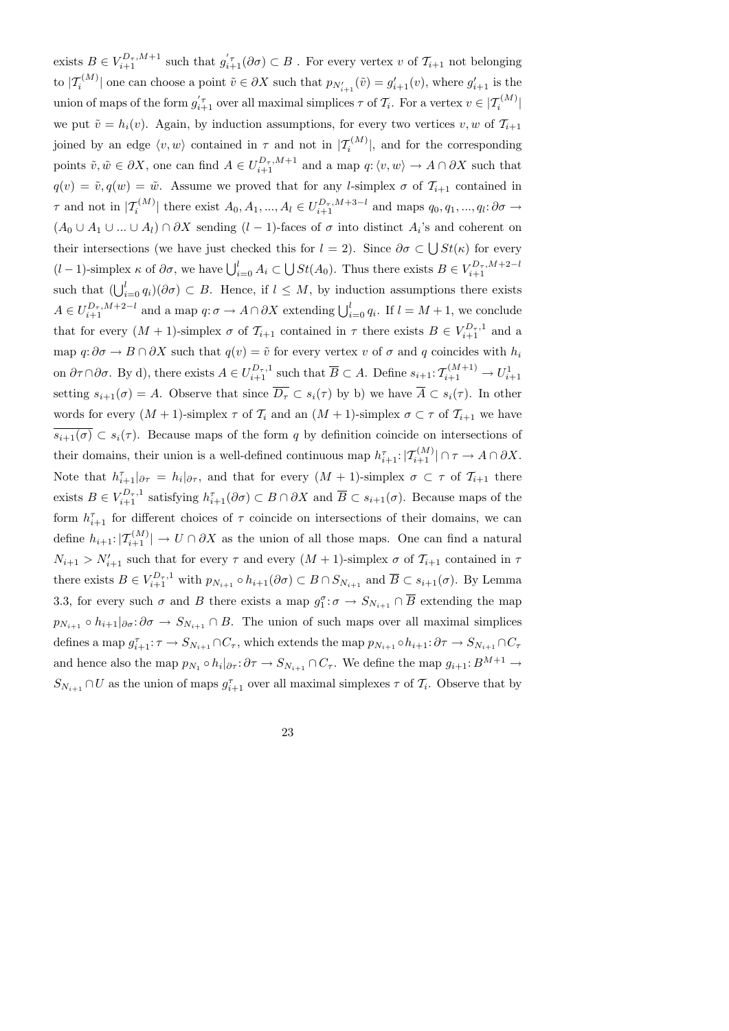exists $B \in V_{i+1}^{D_\tau,M+1}$ such that $g_{i+1}^{'\tau}(\partial\sigma) \subset B$ . For every vertex $v$ of $\mathcal{T}_{i+1}$ not belonging to $|\mathcal{T}_i^{(M)}|$ one can choose a point $\tilde{v} \in \partial X$ such that $p_{N'_{i+1}}(\tilde{v}) = g'_{i+1}(v)$, where $g'_{i+1}$ is the union of maps of the form $g_{i+1}^{'\tau}$ over all maximal simplices $\tau$ of $\mathcal{T}_i$. For a vertex $v \in |\mathcal{T}_i^{(M)}|$ we put $\tilde{v} = h_i(v)$. Again, by induction assumptions, for every two vertices $v, w$ of $\mathcal{T}_{i+1}$ joined by an edge $\langle v, w\rangle$ contained in $\tau$ and not in $|\mathcal{T}_i^{(M)}|$, and for the corresponding points $\tilde{v}, \tilde{w} \in \partial X$, one can find $A \in U_{i+1}^{D_\tau,M+1}$ and a map $q: \langle v, w\rangle \to A \cap \partial X$ such that $q(v) = \tilde{v}, q(w) = \tilde{w}$. Assume we proved that for any $l$-simplex $\sigma$ of $\mathcal{T}_{i+1}$ contained in $\tau$ and not in $|\mathcal{T}_i^{(M)}|$ there exist $A_0, A_1, ..., A_l \in U_{i+1}^{D_\tau,M+3-l}$ and maps $q_0, q_1, ..., q_l: \partial\sigma \to (A_0 \cup A_1 \cup ... \cup A_l) \cap \partial X$ sending $(l-1)$-faces of $\sigma$ into distinct $A_i$'s and coherent on their intersections (we have just checked this for $l = 2$). Since $\partial\sigma \subset \bigcup St(\kappa)$ for every $(l-1)$-simplex $\kappa$ of $\partial\sigma$, we have $\bigcup_{i=0}^{l} A_i \subset \bigcup St(A_0)$. Thus there exists $B \in V_{i+1}^{D_\tau,M+2-l}$ such that $(\bigcup_{i=0}^{l} q_i)(\partial\sigma) \subset B$. Hence, if $l \leq M$, by induction assumptions there exists $A \in U_{i+1}^{D_\tau,M+2-l}$ and a map $q: \sigma \to A \cap \partial X$ extending $\bigcup_{i=0}^{l} q_i$. If $l = M + 1$, we conclude that for every $(M + 1)$-simplex $\sigma$ of $\mathcal{T}_{i+1}$ contained in $\tau$ there exists $B \in V_{i+1}^{D_\tau,1}$ and a map $q: \partial\sigma \to B \cap \partial X$ such that $q(v) = \tilde{v}$ for every vertex $v$ of $\sigma$ and $q$ coincides with $h_i$ on $\partial\tau \cap \partial\sigma$. By d), there exists $A \in U_{i+1}^{D_\tau,1}$ such that $\overline{B} \subset A$. Define $s_{i+1}: \mathcal{T}_{i+1}^{(M+1)} \to U_{i+1}^{1}$ setting $s_{i+1}(\sigma) = A$. Observe that since $\overline{D_\tau} \subset s_i(\tau)$ by b) we have $\overline{A} \subset s_i(\tau)$. In other words for every $(M + 1)$-simplex $\tau$ of $\mathcal{T}_i$ and an $(M + 1)$-simplex $\sigma \subset \tau$ of $\mathcal{T}_{i+1}$ we have $\overline{s_{i+1}(\sigma)} \subset s_i(\tau)$. Because maps of the form $q$ by definition coincide on intersections of their domains, their union is a well-defined continuous map $h_{i+1}^{\tau}: |\mathcal{T}_{i+1}^{(M)}| \cap \tau \to A \cap \partial X$. Note that $h_{i+1}^{\tau}|_{\partial\tau} = h_i|_{\partial\tau}$, and that for every $(M + 1)$-simplex $\sigma \subset \tau$ of $\mathcal{T}_{i+1}$ there exists $B \in V_{i+1}^{D_\tau,1}$ satisfying $h_{i+1}^{\tau}(\partial\sigma) \subset B \cap \partial X$ and $\overline{B} \subset s_{i+1}(\sigma)$. Because maps of the form $h_{i+1}^{\tau}$ for different choices of $\tau$ coincide on intersections of their domains, we can define $h_{i+1}: |\mathcal{T}_{i+1}^{(M)}| \to U \cap \partial X$ as the union of all those maps. One can find a natural $N_{i+1} > N'_{i+1}$ such that for every $\tau$ and every $(M + 1)$-simplex $\sigma$ of $\mathcal{T}_{i+1}$ contained in $\tau$ there exists $B \in V_{i+1}^{D_\tau,1}$ with $p_{N_{i+1}} \circ h_{i+1}(\partial\sigma) \subset B \cap S_{N_{i+1}}$ and $\overline{B} \subset s_{i+1}(\sigma)$. By Lemma 3.3, for every such $\sigma$ and $B$ there exists a map $g_1^{\sigma}: \sigma \to S_{N_{i+1}} \cap \overline{B}$ extending the map $p_{N_{i+1}} \circ h_{i+1}|_{\partial\sigma}: \partial\sigma \to S_{N_{i+1}} \cap B$. The union of such maps over all maximal simplices defines a map $g_{i+1}^{\tau}: \tau \to S_{N_{i+1}} \cap C_\tau$, which extends the map $p_{N_{i+1}} \circ h_{i+1}: \partial\tau \to S_{N_{i+1}} \cap C_\tau$ and hence also the map $p_{N_1} \circ h_i|_{\partial\tau}: \partial\tau \to S_{N_{i+1}} \cap C_\tau$. We define the map $g_{i+1}: B^{M+1} \to S_{N_{i+1}} \cap U$ as the union of maps $g_{i+1}^{\tau}$ over all maximal simplexes $\tau$ of $\mathcal{T}_i$. Observe that by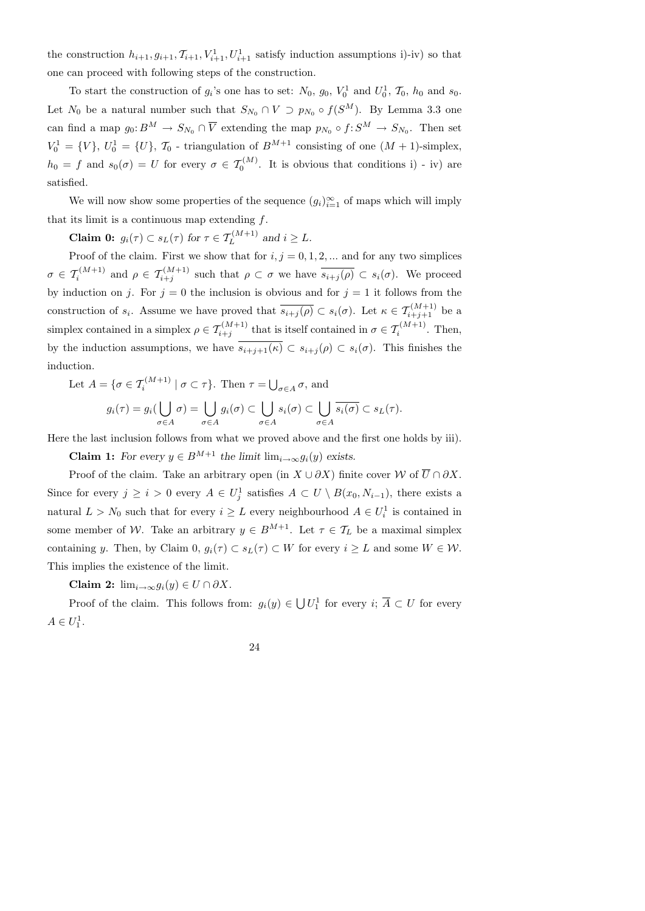the construction $h_{i+1}, g_{i+1}, \mathcal{T}_{i+1}, V_{i+1}^1, U_{i+1}^1$ satisfy induction assumptions i)-iv) so that one can proceed with following steps of the construction.

To start the construction of $g_i$'s one has to set: $N_0$, $g_0$, $V_0^1$ and $U_0^1$, $\mathcal{T}_0$, $h_0$ and $s_0$. Let $N_0$ be a natural number such that $S_{N_0} \cap V \supset p_{N_0} \circ f(S^M)$. By Lemma 3.3 one can find a map $g_0 \colon B^M \to S_{N_0} \cap \overline{V}$ extending the map $p_{N_0} \circ f \colon S^M \to S_{N_0}$. Then set $V_0^1 = \{V\}$, $U_0^1 = \{U\}$, $\mathcal{T}_0$ - triangulation of $B^{M+1}$ consisting of one $(M+1)$-simplex, $h_0 = f$ and $s_0(\sigma) = U$ for every $\sigma \in \mathcal{T}_0^{(M)}$. It is obvious that conditions i) - iv) are satisfied.

We will now show some properties of the sequence $(g_i)_{i=1}^{\infty}$ of maps which will imply that its limit is a continuous map extending $f$.

**Claim 0:** *$g_i(\tau) \subset s_L(\tau)$ for $\tau \in \mathcal{T}_L^{(M+1)}$ and $i \geq L$.*

Proof of the claim. First we show that for $i, j = 0, 1, 2, \ldots$ and for any two simplices $\sigma \in \mathcal{T}_i^{(M+1)}$ and $\rho \in \mathcal{T}_{i+j}^{(M+1)}$ such that $\rho \subset \sigma$ we have $\overline{s_{i+j}(\rho)} \subset s_i(\sigma)$. We proceed by induction on $j$. For $j = 0$ the inclusion is obvious and for $j = 1$ it follows from the construction of $s_i$. Assume we have proved that $\overline{s_{i+j}(\rho)} \subset s_i(\sigma)$. Let $\kappa \in \mathcal{T}_{i+j+1}^{(M+1)}$ be a simplex contained in a simplex $\rho \in \mathcal{T}_{i+j}^{(M+1)}$ that is itself contained in $\sigma \in \mathcal{T}_i^{(M+1)}$. Then, by the induction assumptions, we have $\overline{s_{i+j+1}(\kappa)} \subset s_{i+j}(\rho) \subset s_i(\sigma)$. This finishes the induction.

Let $A = \{\sigma \in \mathcal{T}_i^{(M+1)} \mid \sigma \subset \tau\}$. Then $\tau = \bigcup_{\sigma \in A} \sigma$, and

$$g_i(\tau) = g_i(\bigcup_{\sigma \in A} \sigma) = \bigcup_{\sigma \in A} g_i(\sigma) \subset \bigcup_{\sigma \in A} s_i(\sigma) \subset \bigcup_{\sigma \in A} \overline{s_i(\sigma)} \subset s_L(\tau).$$

Here the last inclusion follows from what we proved above and the first one holds by iii).

**Claim 1:** *For every $y \in B^{M+1}$ the limit $\lim_{i\to\infty} g_i(y)$ exists.*

Proof of the claim. Take an arbitrary open (in $X \cup \partial X$) finite cover $\mathcal{W}$ of $\overline{U} \cap \partial X$. Since for every $j \geq i > 0$ every $A \in U_j^1$ satisfies $A \subset U \setminus B(x_0, N_{i-1})$, there exists a natural $L > N_0$ such that for every $i \geq L$ every neighbourhood $A \in U_i^1$ is contained in some member of $\mathcal{W}$. Take an arbitrary $y \in B^{M+1}$. Let $\tau \in \mathcal{T}_L$ be a maximal simplex containing $y$. Then, by Claim 0, $g_i(\tau) \subset s_L(\tau) \subset W$ for every $i \geq L$ and some $W \in \mathcal{W}$. This implies the existence of the limit.

**Claim 2:** $\lim_{i\to\infty} g_i(y) \in U \cap \partial X$.

Proof of the claim. This follows from: $g_i(y) \in \bigcup U_1^1$ for every $i$; $\overline{A} \subset U$ for every $A \in U_1^1$.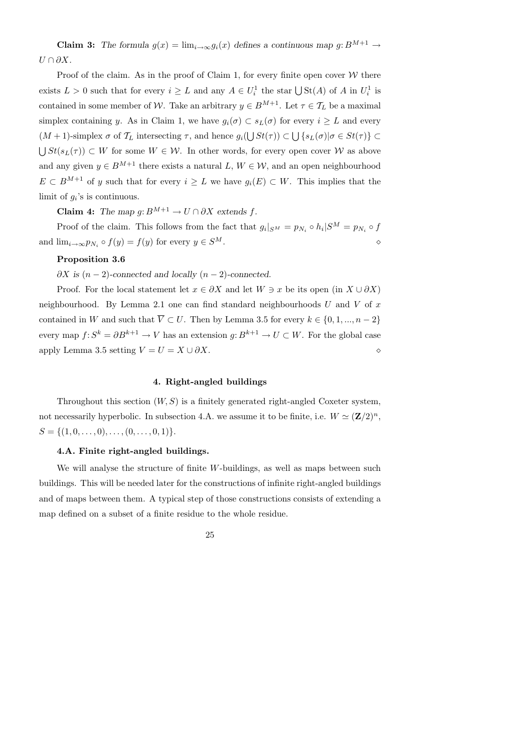**Claim 3:** *The formula $g(x) = \lim_{i\to\infty} g_i(x)$ defines a continuous map $g\colon B^{M+1} \to U \cap \partial X$.*

Proof of the claim. As in the proof of Claim 1, for every finite open cover $\mathcal{W}$ there exists $L > 0$ such that for every $i \geq L$ and any $A \in U_i^1$ the star $\bigcup \mathrm{St}(A)$ of $A$ in $U_i^1$ is contained in some member of $\mathcal{W}$. Take an arbitrary $y \in B^{M+1}$. Let $\tau \in \mathcal{T}_L$ be a maximal simplex containing $y$. As in Claim 1, we have $g_i(\sigma) \subset s_L(\sigma)$ for every $i \geq L$ and every $(M+1)$-simplex $\sigma$ of $\mathcal{T}_L$ intersecting $\tau$, and hence $g_i(\bigcup St(\tau)) \subset \bigcup \{s_L(\sigma) | \sigma \in St(\tau)\} \subset \bigcup St(s_L(\tau)) \subset W$ for some $W \in \mathcal{W}$. In other words, for every open cover $\mathcal{W}$ as above and any given $y \in B^{M+1}$ there exists a natural $L$, $W \in \mathcal{W}$, and an open neighbourhood $E \subset B^{M+1}$ of $y$ such that for every $i \geq L$ we have $g_i(E) \subset W$. This implies that the limit of $g_i$'s is continuous.

**Claim 4:** *The map $g\colon B^{M+1} \to U \cap \partial X$ extends $f$.*

Proof of the claim. This follows from the fact that $g_i|_{S^M} = p_{N_i} \circ h_i|S^M = p_{N_i} \circ f$ and $\lim_{i\to\infty} p_{N_i} \circ f(y) = f(y)$ for every $y \in S^M$. $\diamond$

**Proposition 3.6**

*$\partial X$ is $(n-2)$-connected and locally $(n-2)$-connected.*

Proof. For the local statement let $x \in \partial X$ and let $W \ni x$ be its open (in $X \cup \partial X$) neighbourhood. By Lemma 2.1 one can find standard neighbourhoods $U$ and $V$ of $x$ contained in $W$ and such that $\overline{V} \subset U$. Then by Lemma 3.5 for every $k \in \{0, 1, ..., n-2\}$ every map $f\colon S^k = \partial B^{k+1} \to V$ has an extension $g\colon B^{k+1} \to U \subset W$. For the global case apply Lemma 3.5 setting $V = U = X \cup \partial X$. $\diamond$

## 4. Right-angled buildings

Throughout this section $(W, S)$ is a finitely generated right-angled Coxeter system, not necessarily hyperbolic. In subsection 4.A. we assume it to be finite, i.e. $W \simeq (\mathbf{Z}/2)^n$, $S = \{(1, 0, \ldots, 0), \ldots, (0, \ldots, 0, 1)\}$.

### 4.A. Finite right-angled buildings.

We will analyse the structure of finite $W$-buildings, as well as maps between such buildings. This will be needed later for the constructions of infinite right-angled buildings and of maps between them. A typical step of those constructions consists of extending a map defined on a subset of a finite residue to the whole residue.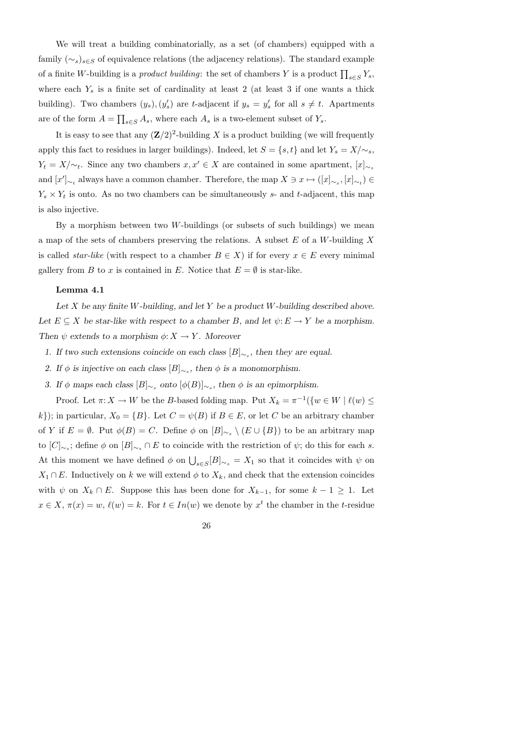We will treat a building combinatorially, as a set (of chambers) equipped with a family $(\sim_s)_{s\in S}$ of equivalence relations (the adjacency relations). The standard example of a finite $W$-building is a *product building*: the set of chambers $Y$ is a product $\prod_{s\in S} Y_s$, where each $Y_s$ is a finite set of cardinality at least 2 (at least 3 if one wants a thick building). Two chambers $(y_s), (y'_s)$ are $t$-adjacent if $y_s = y'_s$ for all $s \neq t$. Apartments are of the form $A = \prod_{s\in S} A_s$, where each $A_s$ is a two-element subset of $Y_s$.

It is easy to see that any $(\mathbf{Z}/2)^2$-building $X$ is a product building (we will frequently apply this fact to residues in larger buildings). Indeed, let $S = \{s,t\}$ and let $Y_s = X/\sim_s$, $Y_t = X/\sim_t$. Since any two chambers $x, x' \in X$ are contained in some apartment, $[x]_{\sim_s}$ and $[x']_{\sim_t}$ always have a common chamber. Therefore, the map $X \ni x \mapsto ([x]_{\sim_s}, [x]_{\sim_t}) \in Y_s \times Y_t$ is onto. As no two chambers can be simultaneously $s$- and $t$-adjacent, this map is also injective.

By a morphism between two $W$-buildings (or subsets of such buildings) we mean a map of the sets of chambers preserving the relations. A subset $E$ of a $W$-building $X$ is called *star-like* (with respect to a chamber $B \in X$) if for every $x \in E$ every minimal gallery from $B$ to $x$ is contained in $E$. Notice that $E = \emptyset$ is star-like.

**Lemma 4.1**

*Let $X$ be any finite $W$-building, and let $Y$ be a product $W$-building described above. Let $E \subseteq X$ be star-like with respect to a chamber $B$, and let $\psi\colon E \to Y$ be a morphism. Then $\psi$ extends to a morphism $\phi\colon X \to Y$. Moreover*

1. *If two such extensions coincide on each class $[B]_{\sim_s}$, then they are equal.*
2. *If $\phi$ is injective on each class $[B]_{\sim_s}$, then $\phi$ is a monomorphism.*
3. *If $\phi$ maps each class $[B]_{\sim_s}$ onto $[\phi(B)]_{\sim_s}$, then $\phi$ is an epimorphism.*

Proof. Let $\pi\colon X \to W$ be the $B$-based folding map. Put $X_k = \pi^{-1}(\{w \in W \mid \ell(w) \leq k\})$; in particular, $X_0 = \{B\}$. Let $C = \psi(B)$ if $B \in E$, or let $C$ be an arbitrary chamber of $Y$ if $E = \emptyset$. Put $\phi(B) = C$. Define $\phi$ on $[B]_{\sim_s} \setminus (E \cup \{B\})$ to be an arbitrary map to $[C]_{\sim_s}$; define $\phi$ on $[B]_{\sim_s} \cap E$ to coincide with the restriction of $\psi$; do this for each $s$. At this moment we have defined $\phi$ on $\bigcup_{s\in S}[B]_{\sim_s} = X_1$ so that it coincides with $\psi$ on $X_1 \cap E$. Inductively on $k$ we will extend $\phi$ to $X_k$, and check that the extension coincides with $\psi$ on $X_k \cap E$. Suppose this has been done for $X_{k-1}$, for some $k - 1 \geq 1$. Let $x \in X$, $\pi(x) = w$, $\ell(w) = k$. For $t \in In(w)$ we denote by $x^t$ the chamber in the $t$-residue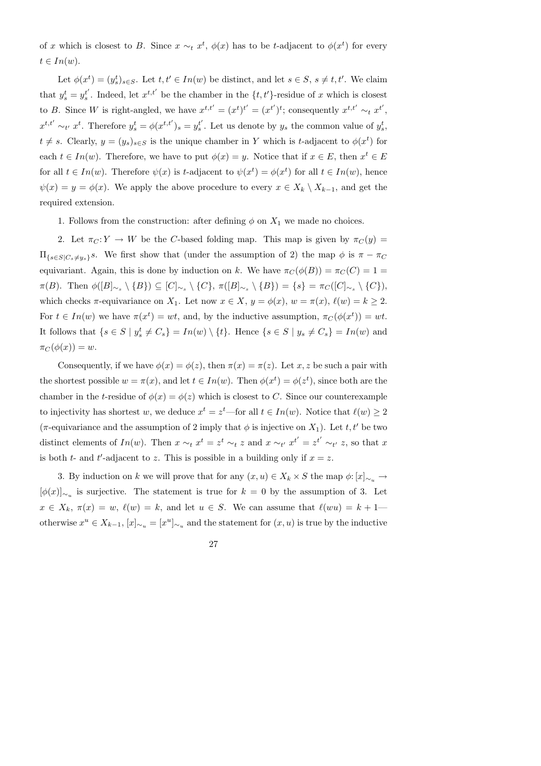of $x$ which is closest to $B$. Since $x \sim_t x^t$, $\phi(x)$ has to be $t$-adjacent to $\phi(x^t)$ for every $t \in In(w)$.

Let $\phi(x^t) = (y^t_s)_{s \in S}$. Let $t, t' \in In(w)$ be distinct, and let $s \in S$, $s \neq t, t'$. We claim that $y^t_s = y^{t'}_s$. Indeed, let $x^{t,t'}$ be the chamber in the $\{t, t'\}$-residue of $x$ which is closest to $B$. Since $W$ is right-angled, we have $x^{t,t'} = (x^t)^{t'} = (x^{t'})^t$; consequently $x^{t,t'} \sim_t x^{t'}$, $x^{t,t'} \sim_{t'} x^t$. Therefore $y^t_s = \phi(x^{t,t'})_s = y^{t'}_s$. Let us denote by $y_s$ the common value of $y^t_s$, $t \neq s$. Clearly, $y = (y_s)_{s \in S}$ is the unique chamber in $Y$ which is $t$-adjacent to $\phi(x^t)$ for each $t \in In(w)$. Therefore, we have to put $\phi(x) = y$. Notice that if $x \in E$, then $x^t \in E$ for all $t \in In(w)$. Therefore $\psi(x)$ is $t$-adjacent to $\psi(x^t) = \phi(x^t)$ for all $t \in In(w)$, hence $\psi(x) = y = \phi(x)$. We apply the above procedure to every $x \in X_k \setminus X_{k-1}$, and get the required extension.

1. Follows from the construction: after defining $\phi$ on $X_1$ we made no choices.

2. Let $\pi_C: Y \to W$ be the $C$-based folding map. This map is given by $\pi_C(y) = \Pi_{\{s \in S | C_s \neq y_s\}} s$. We first show that (under the assumption of 2) the map $\phi$ is $\pi - \pi_C$ equivariant. Again, this is done by induction on $k$. We have $\pi_C(\phi(B)) = \pi_C(C) = 1 = \pi(B)$. Then $\phi([B]_{\sim_s} \setminus \{B\}) \subseteq [C]_{\sim_s} \setminus \{C\}$, $\pi([B]_{\sim_s} \setminus \{B\}) = \{s\} = \pi_C([C]_{\sim_s} \setminus \{C\})$, which checks $\pi$-equivariance on $X_1$. Let now $x \in X$, $y = \phi(x)$, $w = \pi(x)$, $\ell(w) = k \geq 2$. For $t \in In(w)$ we have $\pi(x^t) = wt$, and, by the inductive assumption, $\pi_C(\phi(x^t)) = wt$. It follows that $\{s \in S \mid y^t_s \neq C_s\} = In(w) \setminus \{t\}$. Hence $\{s \in S \mid y_s \neq C_s\} = In(w)$ and $\pi_C(\phi(x)) = w$.

Consequently, if we have $\phi(x) = \phi(z)$, then $\pi(x) = \pi(z)$. Let $x, z$ be such a pair with the shortest possible $w = \pi(x)$, and let $t \in In(w)$. Then $\phi(x^t) = \phi(z^t)$, since both are the chamber in the $t$-residue of $\phi(x) = \phi(z)$ which is closest to $C$. Since our counterexample to injectivity has shortest $w$, we deduce $x^t = z^t$—for all $t \in In(w)$. Notice that $\ell(w) \geq 2$ ($\pi$-equivariance and the assumption of 2 imply that $\phi$ is injective on $X_1$). Let $t, t'$ be two distinct elements of $In(w)$. Then $x \sim_t x^t = z^t \sim_t z$ and $x \sim_{t'} x^{t'} = z^{t'} \sim_{t'} z$, so that $x$ is both $t$- and $t'$-adjacent to $z$. This is possible in a building only if $x = z$.

3. By induction on $k$ we will prove that for any $(x, u) \in X_k \times S$ the map $\phi: [x]_{\sim_u} \to [\phi(x)]_{\sim_u}$ is surjective. The statement is true for $k = 0$ by the assumption of 3. Let $x \in X_k$, $\pi(x) = w$, $\ell(w) = k$, and let $u \in S$. We can assume that $\ell(wu) = k + 1$—otherwise $x^u \in X_{k-1}$, $[x]_{\sim_u} = [x^u]_{\sim_u}$ and the statement for $(x, u)$ is true by the inductive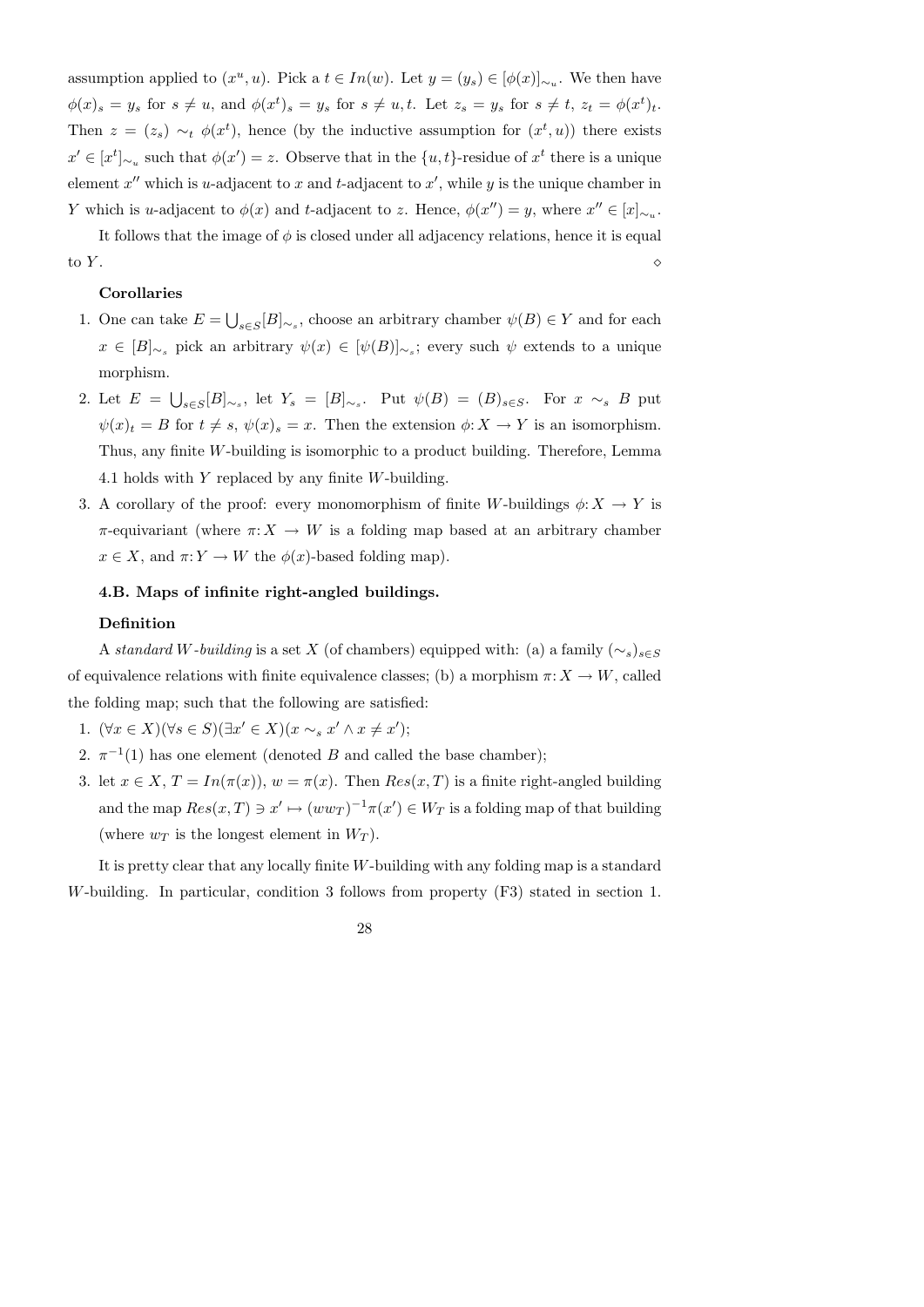assumption applied to $(x^u, u)$. Pick a $t \in In(w)$. Let $y = (y_s) \in [\phi(x)]_{\sim_u}$. We then have $\phi(x)_s = y_s$ for $s \neq u$, and $\phi(x^t)_s = y_s$ for $s \neq u, t$. Let $z_s = y_s$ for $s \neq t$, $z_t = \phi(x^t)_t$. Then $z = (z_s) \sim_t \phi(x^t)$, hence (by the inductive assumption for $(x^t, u)$) there exists $x' \in [x^t]_{\sim_u}$ such that $\phi(x') = z$. Observe that in the $\{u, t\}$-residue of $x^t$ there is a unique element $x''$ which is $u$-adjacent to $x$ and $t$-adjacent to $x'$, while $y$ is the unique chamber in $Y$ which is $u$-adjacent to $\phi(x)$ and $t$-adjacent to $z$. Hence, $\phi(x'') = y$, where $x'' \in [x]_{\sim_u}$.

It follows that the image of $\phi$ is closed under all adjacency relations, hence it is equal to $Y$. $\diamond$

**Corollaries**

1. One can take $E = \bigcup_{s \in S} [B]_{\sim_s}$, choose an arbitrary chamber $\psi(B) \in Y$ and for each $x \in [B]_{\sim_s}$ pick an arbitrary $\psi(x) \in [\psi(B)]_{\sim_s}$; every such $\psi$ extends to a unique morphism.
2. Let $E = \bigcup_{s \in S} [B]_{\sim_s}$, let $Y_s = [B]_{\sim_s}$. Put $\psi(B) = (B)_{s \in S}$. For $x \sim_s B$ put $\psi(x)_t = B$ for $t \neq s$, $\psi(x)_s = x$. Then the extension $\phi: X \to Y$ is an isomorphism. Thus, any finite $W$-building is isomorphic to a product building. Therefore, Lemma 4.1 holds with $Y$ replaced by any finite $W$-building.
3. A corollary of the proof: every monomorphism of finite $W$-buildings $\phi: X \to Y$ is $\pi$-equivariant (where $\pi: X \to W$ is a folding map based at an arbitrary chamber $x \in X$, and $\pi: Y \to W$ the $\phi(x)$-based folding map).

**4.B. Maps of infinite right-angled buildings.**

**Definition**

A *standard W-building* is a set $X$ (of chambers) equipped with: (a) a family $(\sim_s)_{s \in S}$ of equivalence relations with finite equivalence classes; (b) a morphism $\pi: X \to W$, called the folding map; such that the following are satisfied:

1. $(\forall x \in X)(\forall s \in S)(\exists x' \in X)(x \sim_s x' \wedge x \neq x')$;
2. $\pi^{-1}(1)$ has one element (denoted $B$ and called the base chamber);
3. let $x \in X$, $T = In(\pi(x))$, $w = \pi(x)$. Then $Res(x, T)$ is a finite right-angled building and the map $Res(x, T) \ni x' \mapsto (ww_T)^{-1}\pi(x') \in W_T$ is a folding map of that building (where $w_T$ is the longest element in $W_T$).

It is pretty clear that any locally finite $W$-building with any folding map is a standard $W$-building. In particular, condition 3 follows from property (F3) stated in section 1.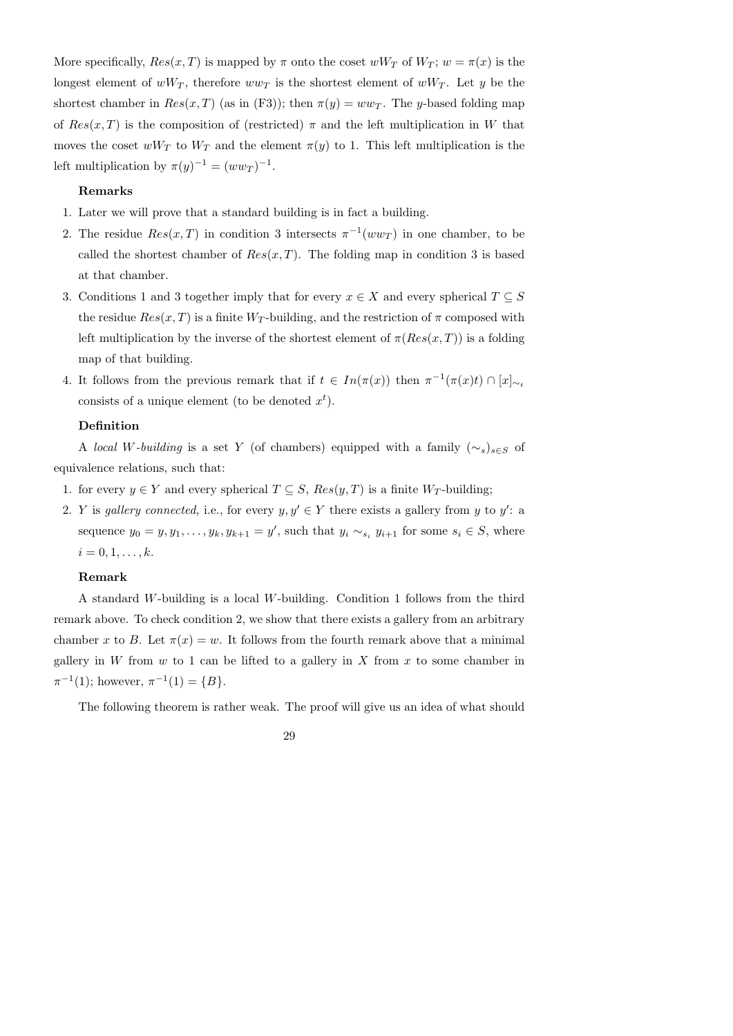More specifically, $Res(x,T)$ is mapped by $\pi$ onto the coset $wW_T$ of $W_T$; $w = \pi(x)$ is the longest element of $wW_T$, therefore $ww_T$ is the shortest element of $wW_T$. Let $y$ be the shortest chamber in $Res(x,T)$ (as in (F3)); then $\pi(y) = ww_T$. The $y$-based folding map of $Res(x,T)$ is the composition of (restricted) $\pi$ and the left multiplication in $W$ that moves the coset $wW_T$ to $W_T$ and the element $\pi(y)$ to 1. This left multiplication is the left multiplication by $\pi(y)^{-1} = (ww_T)^{-1}$.

**Remarks**

1. Later we will prove that a standard building is in fact a building.
2. The residue $Res(x,T)$ in condition 3 intersects $\pi^{-1}(ww_T)$ in one chamber, to be called the shortest chamber of $Res(x,T)$. The folding map in condition 3 is based at that chamber.
3. Conditions 1 and 3 together imply that for every $x \in X$ and every spherical $T \subseteq S$ the residue $Res(x,T)$ is a finite $W_T$-building, and the restriction of $\pi$ composed with left multiplication by the inverse of the shortest element of $\pi(Res(x,T))$ is a folding map of that building.
4. It follows from the previous remark that if $t \in In(\pi(x))$ then $\pi^{-1}(\pi(x)t) \cap [x]_{\sim_t}$ consists of a unique element (to be denoted $x^t$).

**Definition**

A *local $W$-building* is a set $Y$ (of chambers) equipped with a family $(\sim_s)_{s\in S}$ of equivalence relations, such that:

1. for every $y \in Y$ and every spherical $T \subseteq S$, $Res(y,T)$ is a finite $W_T$-building;
2. $Y$ is *gallery connected,* i.e., for every $y, y' \in Y$ there exists a gallery from $y$ to $y'$: a sequence $y_0 = y, y_1, \ldots, y_k, y_{k+1} = y'$, such that $y_i \sim_{s_i} y_{i+1}$ for some $s_i \in S$, where $i = 0, 1, \ldots, k$.

**Remark**

A standard $W$-building is a local $W$-building. Condition 1 follows from the third remark above. To check condition 2, we show that there exists a gallery from an arbitrary chamber $x$ to $B$. Let $\pi(x) = w$. It follows from the fourth remark above that a minimal gallery in $W$ from $w$ to 1 can be lifted to a gallery in $X$ from $x$ to some chamber in $\pi^{-1}(1)$; however, $\pi^{-1}(1) = \{B\}$.

The following theorem is rather weak. The proof will give us an idea of what should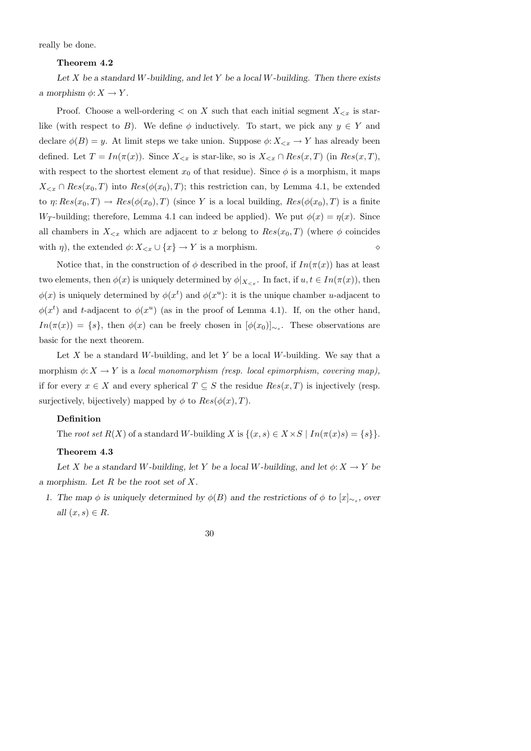really be done.

**Theorem 4.2**

*Let $X$ be a standard $W$-building, and let $Y$ be a local $W$-building. Then there exists a morphism $\phi: X \to Y$.*

Proof. Choose a well-ordering $<$ on $X$ such that each initial segment $X_{<x}$ is star-like (with respect to $B$). We define $\phi$ inductively. To start, we pick any $y \in Y$ and declare $\phi(B) = y$. At limit steps we take union. Suppose $\phi: X_{<x} \to Y$ has already been defined. Let $T = In(\pi(x))$. Since $X_{<x}$ is star-like, so is $X_{<x} \cap Res(x, T)$ (in $Res(x, T)$, with respect to the shortest element $x_0$ of that residue). Since $\phi$ is a morphism, it maps $X_{<x} \cap Res(x_0, T)$ into $Res(\phi(x_0), T)$; this restriction can, by Lemma 4.1, be extended to $\eta: Res(x_0, T) \to Res(\phi(x_0), T)$ (since $Y$ is a local building, $Res(\phi(x_0), T)$ is a finite $W_T$-building; therefore, Lemma 4.1 can indeed be applied). We put $\phi(x) = \eta(x)$. Since all chambers in $X_{<x}$ which are adjacent to $x$ belong to $Res(x_0, T)$ (where $\phi$ coincides with $\eta$), the extended $\phi: X_{<x} \cup \{x\} \to Y$ is a morphism. ⋄

Notice that, in the construction of $\phi$ described in the proof, if $In(\pi(x))$ has at least two elements, then $\phi(x)$ is uniquely determined by $\phi|_{X_{<x}}$. In fact, if $u, t \in In(\pi(x))$, then $\phi(x)$ is uniquely determined by $\phi(x^t)$ and $\phi(x^u)$: it is the unique chamber $u$-adjacent to $\phi(x^t)$ and $t$-adjacent to $\phi(x^u)$ (as in the proof of Lemma 4.1). If, on the other hand, $In(\pi(x)) = \{s\}$, then $\phi(x)$ can be freely chosen in $[\phi(x_0)]_{\sim_s}$. These observations are basic for the next theorem.

Let $X$ be a standard $W$-building, and let $Y$ be a local $W$-building. We say that a morphism $\phi: X \to Y$ is a *local monomorphism (resp. local epimorphism, covering map),* if for every $x \in X$ and every spherical $T \subseteq S$ the residue $Res(x, T)$ is injectively (resp. surjectively, bijectively) mapped by $\phi$ to $Res(\phi(x), T)$.

**Definition**

The *root set* $R(X)$ of a standard $W$-building $X$ is $\{(x, s) \in X \times S \mid In(\pi(x)s) = \{s\}\}$.

**Theorem 4.3**

*Let $X$ be a standard $W$-building, let $Y$ be a local $W$-building, and let $\phi: X \to Y$ be a morphism. Let $R$ be the root set of $X$.*

1. *The map $\phi$ is uniquely determined by $\phi(B)$ and the restrictions of $\phi$ to $[x]_{\sim_s}$, over all $(x, s) \in R$.*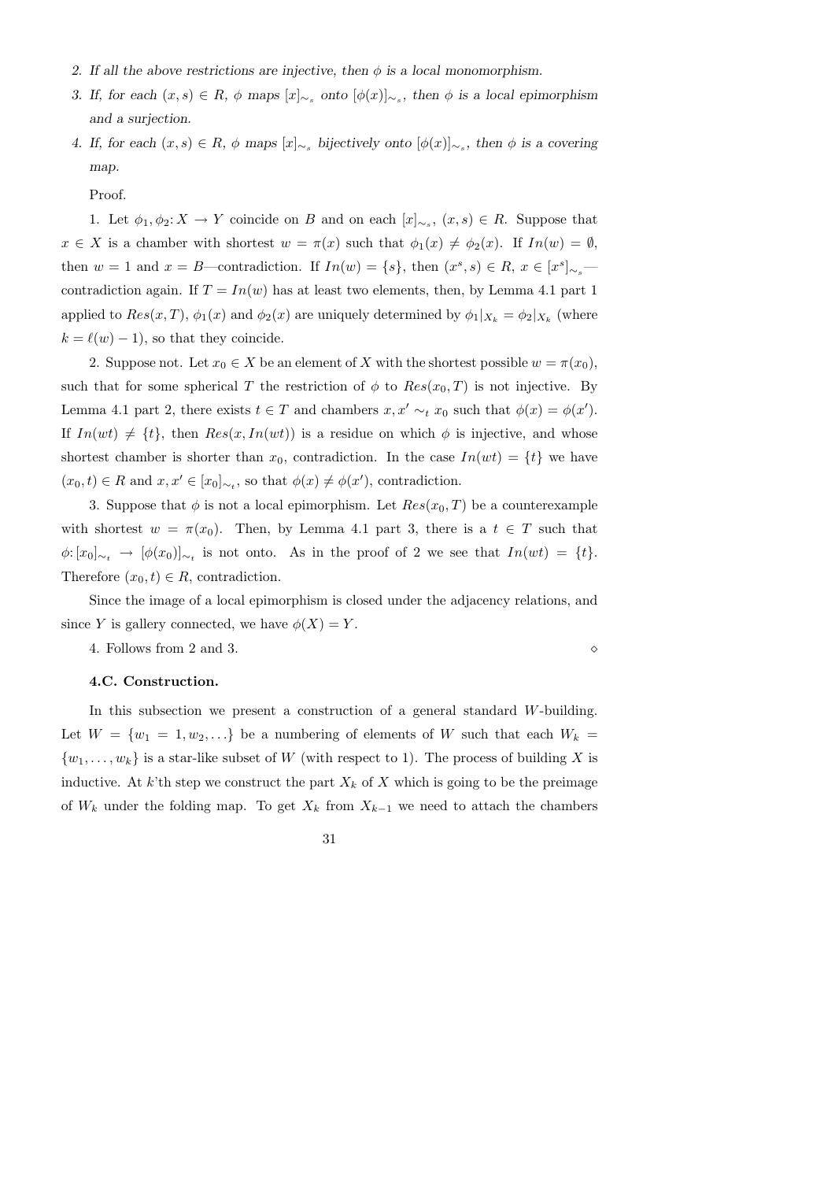2. *If all the above restrictions are injective, then $\phi$ is a local monomorphism.*

3. *If, for each $(x, s) \in R$, $\phi$ maps $[x]_{\sim_s}$ onto $[\phi(x)]_{\sim_s}$, then $\phi$ is a local epimorphism and a surjection.*

4. *If, for each $(x, s) \in R$, $\phi$ maps $[x]_{\sim_s}$ bijectively onto $[\phi(x)]_{\sim_s}$, then $\phi$ is a covering map.*

Proof.

1. Let $\phi_1, \phi_2 : X \to Y$ coincide on $B$ and on each $[x]_{\sim_s}$, $(x, s) \in R$. Suppose that $x \in X$ is a chamber with shortest $w = \pi(x)$ such that $\phi_1(x) \neq \phi_2(x)$. If $In(w) = \emptyset$, then $w = 1$ and $x = B$—contradiction. If $In(w) = \{s\}$, then $(x^s, s) \in R$, $x \in [x^s]_{\sim_s}$—contradiction again. If $T = In(w)$ has at least two elements, then, by Lemma 4.1 part 1 applied to $Res(x, T)$, $\phi_1(x)$ and $\phi_2(x)$ are uniquely determined by $\phi_1|_{X_k} = \phi_2|_{X_k}$ (where $k = \ell(w) - 1$), so that they coincide.

2. Suppose not. Let $x_0 \in X$ be an element of $X$ with the shortest possible $w = \pi(x_0)$, such that for some spherical $T$ the restriction of $\phi$ to $Res(x_0, T)$ is not injective. By Lemma 4.1 part 2, there exists $t \in T$ and chambers $x, x' \sim_t x_0$ such that $\phi(x) = \phi(x')$. If $In(wt) \neq \{t\}$, then $Res(x, In(wt))$ is a residue on which $\phi$ is injective, and whose shortest chamber is shorter than $x_0$, contradiction. In the case $In(wt) = \{t\}$ we have $(x_0, t) \in R$ and $x, x' \in [x_0]_{\sim_t}$, so that $\phi(x) \neq \phi(x')$, contradiction.

3. Suppose that $\phi$ is not a local epimorphism. Let $Res(x_0, T)$ be a counterexample with shortest $w = \pi(x_0)$. Then, by Lemma 4.1 part 3, there is a $t \in T$ such that $\phi : [x_0]_{\sim_t} \to [\phi(x_0)]_{\sim_t}$ is not onto. As in the proof of 2 we see that $In(wt) = \{t\}$. Therefore $(x_0, t) \in R$, contradiction.

Since the image of a local epimorphism is closed under the adjacency relations, and since $Y$ is gallery connected, we have $\phi(X) = Y$.

4. Follows from 2 and 3. $\diamond$

**4.C. Construction.**

In this subsection we present a construction of a general standard $W$-building. Let $W = \{w_1 = 1, w_2, \ldots\}$ be a numbering of elements of $W$ such that each $W_k = \{w_1, \ldots, w_k\}$ is a star-like subset of $W$ (with respect to 1). The process of building $X$ is inductive. At $k$'th step we construct the part $X_k$ of $X$ which is going to be the preimage of $W_k$ under the folding map. To get $X_k$ from $X_{k-1}$ we need to attach the chambers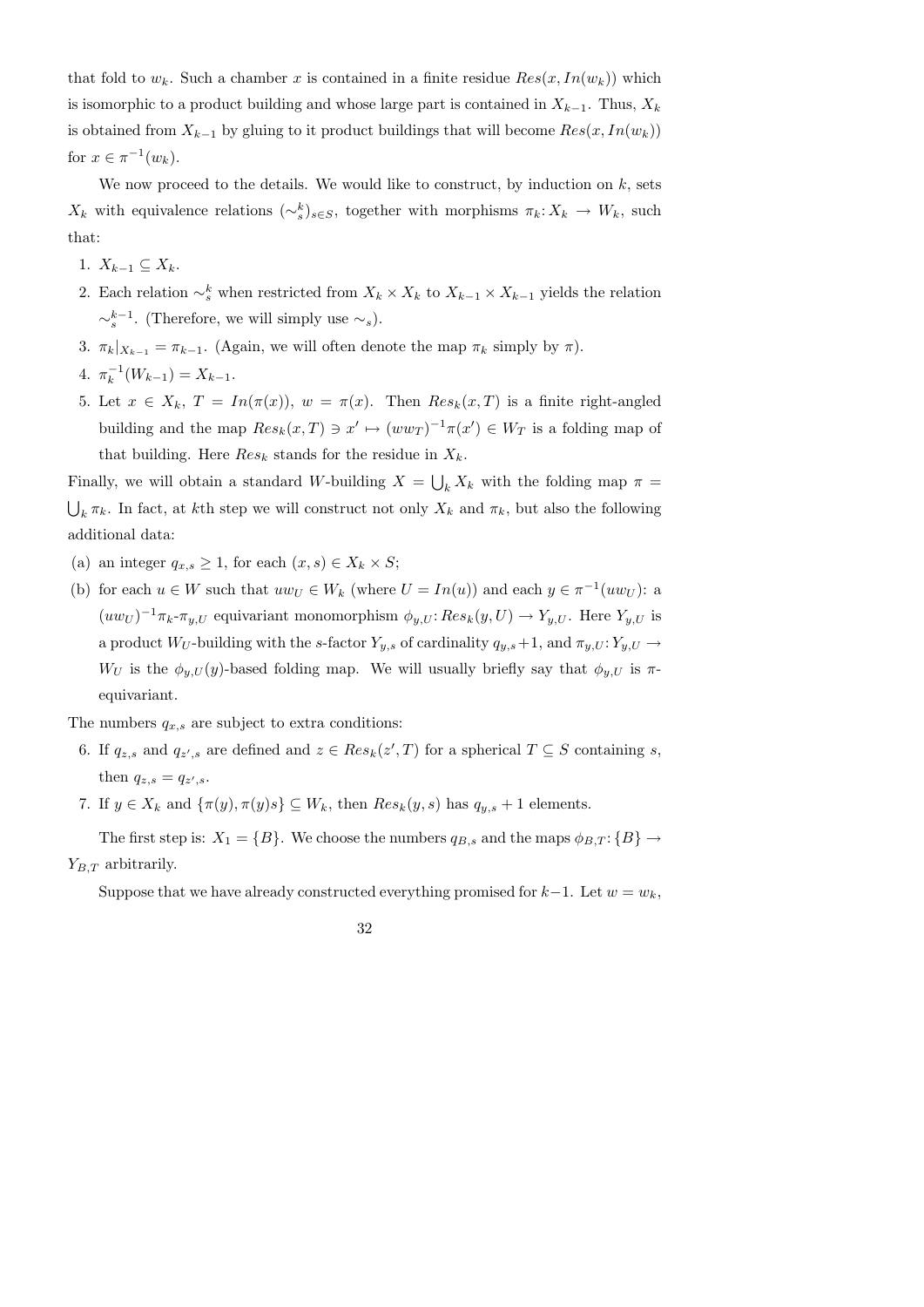that fold to $w_k$. Such a chamber $x$ is contained in a finite residue $Res(x, In(w_k))$ which is isomorphic to a product building and whose large part is contained in $X_{k-1}$. Thus, $X_k$ is obtained from $X_{k-1}$ by gluing to it product buildings that will become $Res(x, In(w_k))$ for $x \in \pi^{-1}(w_k)$.

We now proceed to the details. We would like to construct, by induction on $k$, sets $X_k$ with equivalence relations $(\sim_s^k)_{s\in S}$, together with morphisms $\pi_k : X_k \to W_k$, such that:

1. $X_{k-1} \subseteq X_k$.
2. Each relation $\sim_s^k$ when restricted from $X_k \times X_k$ to $X_{k-1} \times X_{k-1}$ yields the relation $\sim_s^{k-1}$. (Therefore, we will simply use $\sim_s$).
3. $\pi_k|_{X_{k-1}} = \pi_{k-1}$. (Again, we will often denote the map $\pi_k$ simply by $\pi$).
4. $\pi_k^{-1}(W_{k-1}) = X_{k-1}$.
5. Let $x \in X_k$, $T = In(\pi(x))$, $w = \pi(x)$. Then $Res_k(x, T)$ is a finite right-angled building and the map $Res_k(x, T) \ni x' \mapsto (ww_T)^{-1}\pi(x') \in W_T$ is a folding map of that building. Here $Res_k$ stands for the residue in $X_k$.

Finally, we will obtain a standard $W$-building $X = \bigcup_k X_k$ with the folding map $\pi = \bigcup_k \pi_k$. In fact, at $k$th step we will construct not only $X_k$ and $\pi_k$, but also the following additional data:

(a) an integer $q_{x,s} \geq 1$, for each $(x, s) \in X_k \times S$;

(b) for each $u \in W$ such that $uw_U \in W_k$ (where $U = In(u)$) and each $y \in \pi^{-1}(uw_U)$: a $(uw_U)^{-1}\pi_k$-$\pi_{y,U}$ equivariant monomorphism $\phi_{y,U} : Res_k(y, U) \to Y_{y,U}$. Here $Y_{y,U}$ is a product $W_U$-building with the $s$-factor $Y_{y,s}$ of cardinality $q_{y,s}+1$, and $\pi_{y,U} : Y_{y,U} \to W_U$ is the $\phi_{y,U}(y)$-based folding map. We will usually briefly say that $\phi_{y,U}$ is $\pi$-equivariant.

The numbers $q_{x,s}$ are subject to extra conditions:

6. If $q_{z,s}$ and $q_{z',s}$ are defined and $z \in Res_k(z', T)$ for a spherical $T \subseteq S$ containing $s$, then $q_{z,s} = q_{z',s}$.
7. If $y \in X_k$ and $\{\pi(y), \pi(y)s\} \subseteq W_k$, then $Res_k(y, s)$ has $q_{y,s} + 1$ elements.

The first step is: $X_1 = \{B\}$. We choose the numbers $q_{B,s}$ and the maps $\phi_{B,T} : \{B\} \to Y_{B,T}$ arbitrarily.

Suppose that we have already constructed everything promised for $k-1$. Let $w = w_k$,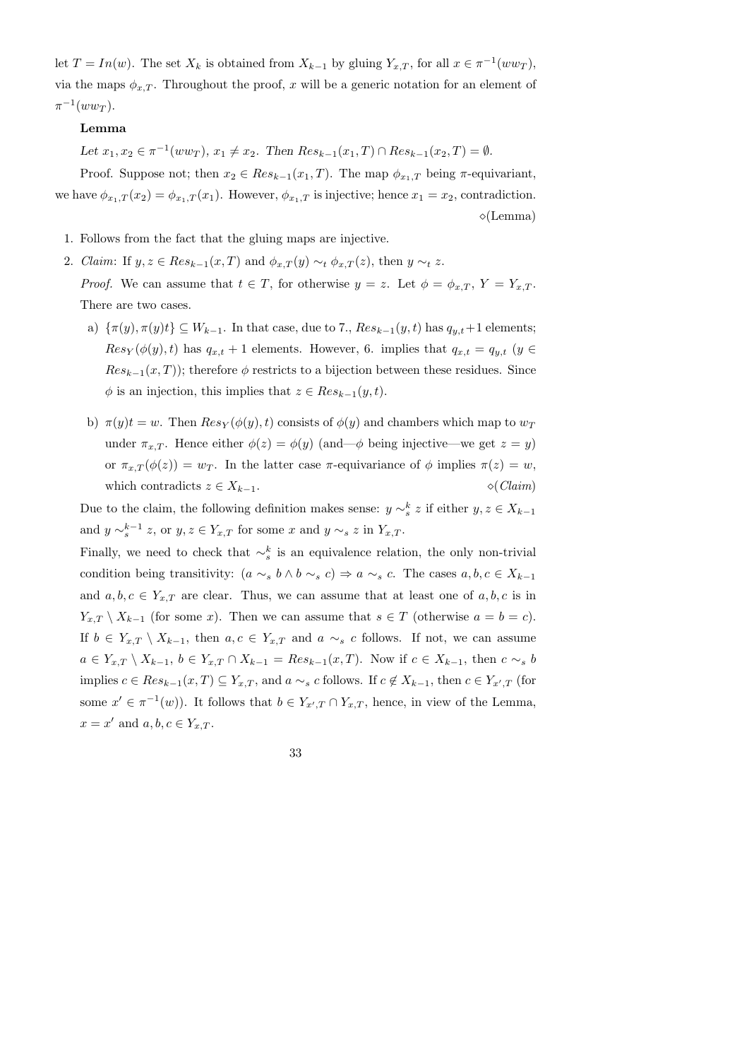let $T = In(w)$. The set $X_k$ is obtained from $X_{k-1}$ by gluing $Y_{x,T}$, for all $x \in \pi^{-1}(ww_T)$, via the maps $\phi_{x,T}$. Throughout the proof, $x$ will be a generic notation for an element of $\pi^{-1}(ww_T)$.

**Lemma**

*Let $x_1, x_2 \in \pi^{-1}(ww_T)$, $x_1 \neq x_2$. Then $Res_{k-1}(x_1, T) \cap Res_{k-1}(x_2, T) = \emptyset$.*

Proof. Suppose not; then $x_2 \in Res_{k-1}(x_1, T)$. The map $\phi_{x_1,T}$ being $\pi$-equivariant, we have $\phi_{x_1,T}(x_2) = \phi_{x_1,T}(x_1)$. However, $\phi_{x_1,T}$ is injective; hence $x_1 = x_2$, contradiction. $\diamond$(Lemma)

1. Follows from the fact that the gluing maps are injective.
2. *Claim*: If $y, z \in Res_{k-1}(x, T)$ and $\phi_{x,T}(y) \sim_t \phi_{x,T}(z)$, then $y \sim_t z$.

   *Proof.* We can assume that $t \in T$, for otherwise $y = z$. Let $\phi = \phi_{x,T}$, $Y = Y_{x,T}$. There are two cases.

   a) $\{\pi(y), \pi(y)t\} \subseteq W_{k-1}$. In that case, due to 7., $Res_{k-1}(y, t)$ has $q_{y,t}+1$ elements; $Res_Y(\phi(y), t)$ has $q_{x,t} + 1$ elements. However, 6. implies that $q_{x,t} = q_{y,t}$ ($y \in Res_{k-1}(x, T)$); therefore $\phi$ restricts to a bijection between these residues. Since $\phi$ is an injection, this implies that $z \in Res_{k-1}(y, t)$.

   b) $\pi(y)t = w$. Then $Res_Y(\phi(y), t)$ consists of $\phi(y)$ and chambers which map to $w_T$ under $\pi_{x,T}$. Hence either $\phi(z) = \phi(y)$ (and—$\phi$ being injective—we get $z = y$) or $\pi_{x,T}(\phi(z)) = w_T$. In the latter case $\pi$-equivariance of $\phi$ implies $\pi(z) = w$, which contradicts $z \in X_{k-1}$. $\diamond$(*Claim*)

   Due to the claim, the following definition makes sense: $y \sim^k_s z$ if either $y, z \in X_{k-1}$ and $y \sim^{k-1}_s z$, or $y, z \in Y_{x,T}$ for some $x$ and $y \sim_s z$ in $Y_{x,T}$.

   Finally, we need to check that $\sim^k_s$ is an equivalence relation, the only non-trivial condition being transitivity: $(a \sim_s b \wedge b \sim_s c) \Rightarrow a \sim_s c$. The cases $a, b, c \in X_{k-1}$ and $a, b, c \in Y_{x,T}$ are clear. Thus, we can assume that at least one of $a, b, c$ is in $Y_{x,T} \setminus X_{k-1}$ (for some $x$). Then we can assume that $s \in T$ (otherwise $a = b = c$). If $b \in Y_{x,T} \setminus X_{k-1}$, then $a, c \in Y_{x,T}$ and $a \sim_s c$ follows. If not, we can assume $a \in Y_{x,T} \setminus X_{k-1}$, $b \in Y_{x,T} \cap X_{k-1} = Res_{k-1}(x, T)$. Now if $c \in X_{k-1}$, then $c \sim_s b$ implies $c \in Res_{k-1}(x, T) \subseteq Y_{x,T}$, and $a \sim_s c$ follows. If $c \notin X_{k-1}$, then $c \in Y_{x',T}$ (for some $x' \in \pi^{-1}(w)$). It follows that $b \in Y_{x',T} \cap Y_{x,T}$, hence, in view of the Lemma, $x = x'$ and $a, b, c \in Y_{x,T}$.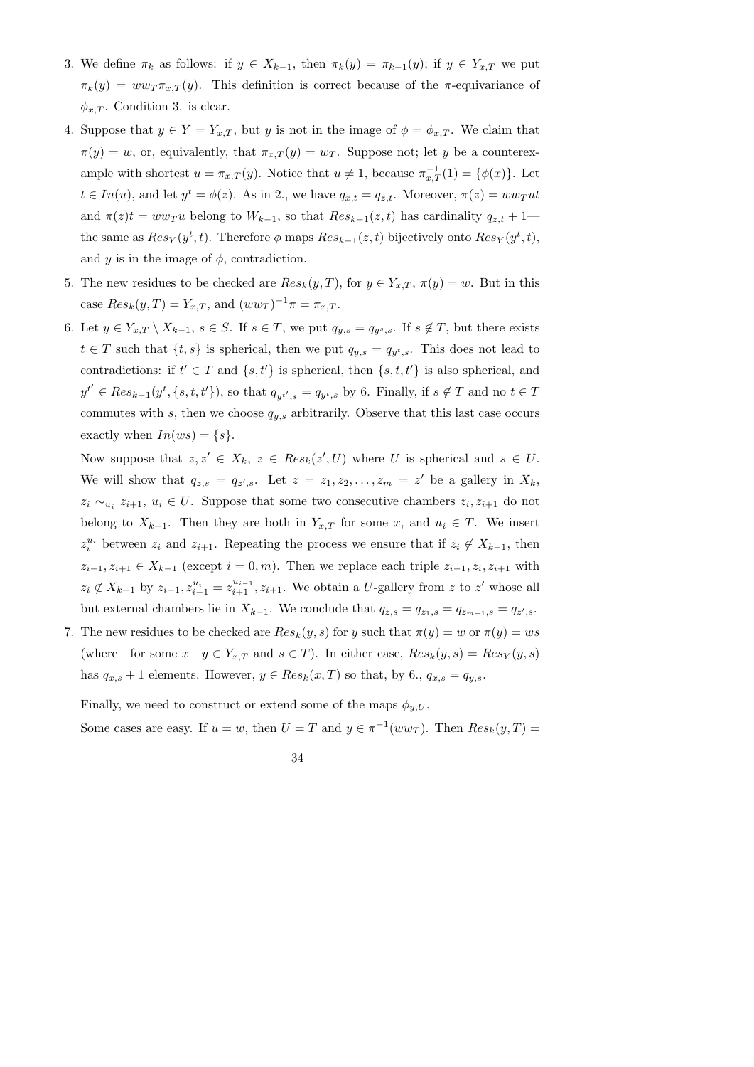3. We define $\pi_k$ as follows: if $y \in X_{k-1}$, then $\pi_k(y) = \pi_{k-1}(y)$; if $y \in Y_{x,T}$ we put $\pi_k(y) = ww_T\pi_{x,T}(y)$. This definition is correct because of the $\pi$-equivariance of $\phi_{x,T}$. Condition 3. is clear.

4. Suppose that $y \in Y = Y_{x,T}$, but $y$ is not in the image of $\phi = \phi_{x,T}$. We claim that $\pi(y) = w$, or, equivalently, that $\pi_{x,T}(y) = w_T$. Suppose not; let $y$ be a counterexample with shortest $u = \pi_{x,T}(y)$. Notice that $u \neq 1$, because $\pi_{x,T}^{-1}(1) = \{\phi(x)\}$. Let $t \in In(u)$, and let $y^t = \phi(z)$. As in 2., we have $q_{x,t} = q_{z,t}$. Moreover, $\pi(z) = ww_Tut$ and $\pi(z)t = ww_Tu$ belong to $W_{k-1}$, so that $Res_{k-1}(z,t)$ has cardinality $q_{z,t}+1$—the same as $Res_Y(y^t,t)$. Therefore $\phi$ maps $Res_{k-1}(z,t)$ bijectively onto $Res_Y(y^t,t)$, and $y$ is in the image of $\phi$, contradiction.

5. The new residues to be checked are $Res_k(y,T)$, for $y \in Y_{x,T}$, $\pi(y) = w$. But in this case $Res_k(y,T) = Y_{x,T}$, and $(ww_T)^{-1}\pi = \pi_{x,T}$.

6. Let $y \in Y_{x,T} \setminus X_{k-1}$, $s \in S$. If $s \in T$, we put $q_{y,s} = q_{y^s,s}$. If $s \notin T$, but there exists $t \in T$ such that $\{t,s\}$ is spherical, then we put $q_{y,s} = q_{y^t,s}$. This does not lead to contradictions: if $t' \in T$ and $\{s,t'\}$ is spherical, then $\{s,t,t'\}$ is also spherical, and $y^{t'} \in Res_{k-1}(y^t, \{s,t,t'\})$, so that $q_{y^{t'},s} = q_{y^t,s}$ by 6. Finally, if $s \notin T$ and no $t \in T$ commutes with $s$, then we choose $q_{y,s}$ arbitrarily. Observe that this last case occurs exactly when $In(ws) = \{s\}$.

   Now suppose that $z, z' \in X_k$, $z \in Res_k(z',U)$ where $U$ is spherical and $s \in U$. We will show that $q_{z,s} = q_{z',s}$. Let $z = z_1, z_2, \ldots, z_m = z'$ be a gallery in $X_k$, $z_i \sim_{u_i} z_{i+1}$, $u_i \in U$. Suppose that some two consecutive chambers $z_i, z_{i+1}$ do not belong to $X_{k-1}$. Then they are both in $Y_{x,T}$ for some $x$, and $u_i \in T$. We insert $z_i^{u_i}$ between $z_i$ and $z_{i+1}$. Repeating the process we ensure that if $z_i \notin X_{k-1}$, then $z_{i-1}, z_{i+1} \in X_{k-1}$ (except $i = 0, m$). Then we replace each triple $z_{i-1}, z_i, z_{i+1}$ with $z_i \notin X_{k-1}$ by $z_{i-1}, z_{i-1}^{u_i} = z_{i+1}^{u_{i-1}}, z_{i+1}$. We obtain a $U$-gallery from $z$ to $z'$ whose all but external chambers lie in $X_{k-1}$. We conclude that $q_{z,s} = q_{z_1,s} = q_{z_{m-1},s} = q_{z',s}$.

7. The new residues to be checked are $Res_k(y,s)$ for $y$ such that $\pi(y) = w$ or $\pi(y) = ws$ (where—for some $x$—$y \in Y_{x,T}$ and $s \in T$). In either case, $Res_k(y,s) = Res_Y(y,s)$ has $q_{x,s}+1$ elements. However, $y \in Res_k(x,T)$ so that, by 6., $q_{x,s} = q_{y,s}$.

Finally, we need to construct or extend some of the maps $\phi_{y,U}$.

Some cases are easy. If $u = w$, then $U = T$ and $y \in \pi^{-1}(ww_T)$. Then $Res_k(y,T) =$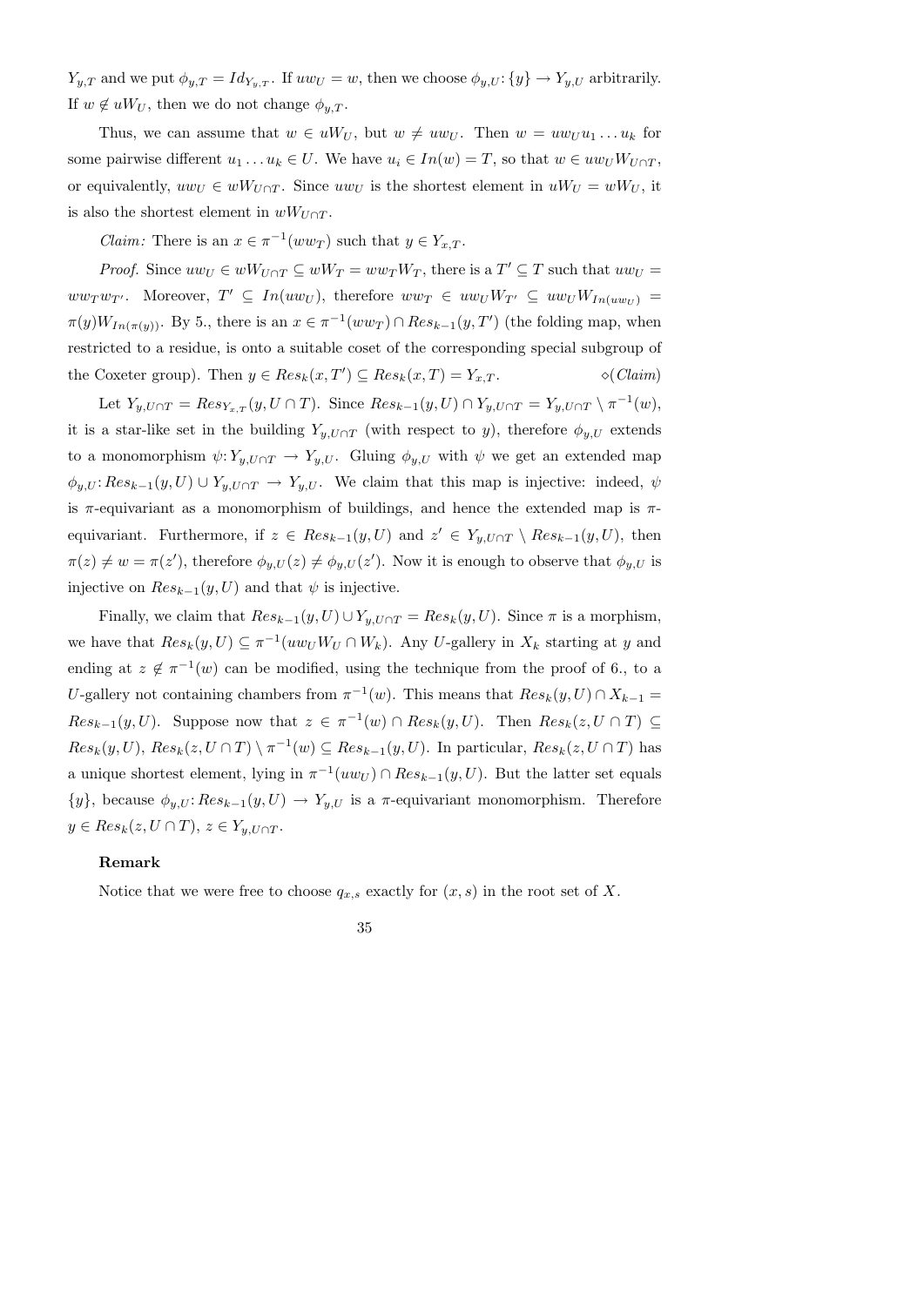$Y_{y,T}$ and we put $\phi_{y,T} = Id_{Y_{y,T}}$. If $uw_U = w$, then we choose $\phi_{y,U}\colon \{y\} \to Y_{y,U}$ arbitrarily. If $w \notin uW_U$, then we do not change $\phi_{y,T}$.

Thus, we can assume that $w \in uW_U$, but $w \neq uw_U$. Then $w = uw_U u_1 \ldots u_k$ for some pairwise different $u_1 \ldots u_k \in U$. We have $u_i \in In(w) = T$, so that $w \in uw_U W_{U \cap T}$, or equivalently, $uw_U \in wW_{U\cap T}$. Since $uw_U$ is the shortest element in $uW_U = wW_U$, it is also the shortest element in $wW_{U\cap T}$.

*Claim:* There is an $x \in \pi^{-1}(ww_T)$ such that $y \in Y_{x,T}$.

*Proof.* Since $uw_U \in wW_{U\cap T} \subseteq wW_T = ww_T W_T$, there is a $T' \subseteq T$ such that $uw_U = ww_T w_{T'}$. Moreover, $T' \subseteq In(uw_U)$, therefore $ww_T \in uw_U W_{T'} \subseteq uw_U W_{In(uw_U)} = \pi(y) W_{In(\pi(y))}$. By 5., there is an $x \in \pi^{-1}(ww_T) \cap Res_{k-1}(y, T')$ (the folding map, when restricted to a residue, is onto a suitable coset of the corresponding special subgroup of the Coxeter group). Then $y \in Res_k(x, T') \subseteq Res_k(x, T) = Y_{x,T}$. $\diamond$(*Claim*)

Let $Y_{y,U\cap T} = Res_{Y_{x,T}}(y, U \cap T)$. Since $Res_{k-1}(y, U) \cap Y_{y,U\cap T} = Y_{y,U\cap T} \setminus \pi^{-1}(w)$, it is a star-like set in the building $Y_{y,U\cap T}$ (with respect to $y$), therefore $\phi_{y,U}$ extends to a monomorphism $\psi\colon Y_{y,U\cap T} \to Y_{y,U}$. Gluing $\phi_{y,U}$ with $\psi$ we get an extended map $\phi_{y,U}\colon Res_{k-1}(y,U) \cup Y_{y,U\cap T} \to Y_{y,U}$. We claim that this map is injective: indeed, $\psi$ is $\pi$-equivariant as a monomorphism of buildings, and hence the extended map is $\pi$-equivariant. Furthermore, if $z \in Res_{k-1}(y,U)$ and $z' \in Y_{y,U\cap T} \setminus Res_{k-1}(y,U)$, then $\pi(z) \neq w = \pi(z')$, therefore $\phi_{y,U}(z) \neq \phi_{y,U}(z')$. Now it is enough to observe that $\phi_{y,U}$ is injective on $Res_{k-1}(y,U)$ and that $\psi$ is injective.

Finally, we claim that $Res_{k-1}(y,U) \cup Y_{y,U\cap T} = Res_k(y,U)$. Since $\pi$ is a morphism, we have that $Res_k(y,U) \subseteq \pi^{-1}(uw_U W_U \cap W_k)$. Any $U$-gallery in $X_k$ starting at $y$ and ending at $z \notin \pi^{-1}(w)$ can be modified, using the technique from the proof of 6., to a $U$-gallery not containing chambers from $\pi^{-1}(w)$. This means that $Res_k(y,U) \cap X_{k-1} = Res_{k-1}(y,U)$. Suppose now that $z \in \pi^{-1}(w) \cap Res_k(y,U)$. Then $Res_k(z, U\cap T) \subseteq Res_k(y,U)$, $Res_k(z, U \cap T) \setminus \pi^{-1}(w) \subseteq Res_{k-1}(y,U)$. In particular, $Res_k(z, U\cap T)$ has a unique shortest element, lying in $\pi^{-1}(uw_U) \cap Res_{k-1}(y,U)$. But the latter set equals $\{y\}$, because $\phi_{y,U}\colon Res_{k-1}(y,U) \to Y_{y,U}$ is a $\pi$-equivariant monomorphism. Therefore $y \in Res_k(z, U\cap T)$, $z \in Y_{y,U\cap T}$.

**Remark**

Notice that we were free to choose $q_{x,s}$ exactly for $(x,s)$ in the root set of $X$.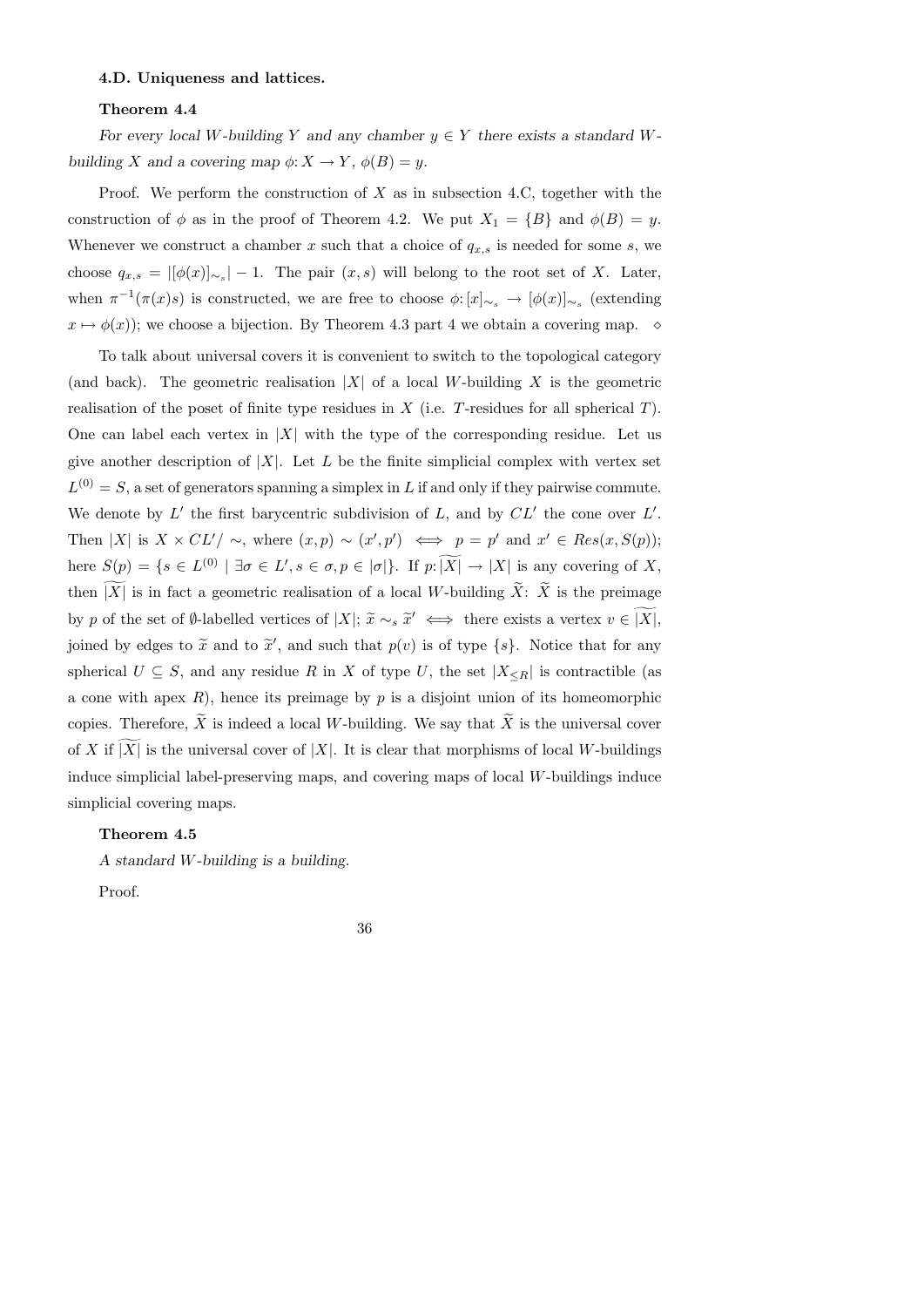**4.D. Uniqueness and lattices.**

**Theorem 4.4**

*For every local $W$-building $Y$ and any chamber $y \in Y$ there exists a standard $W$-building $X$ and a covering map $\phi: X \to Y$, $\phi(B) = y$.*

Proof. We perform the construction of $X$ as in subsection 4.C, together with the construction of $\phi$ as in the proof of Theorem 4.2. We put $X_1 = \{B\}$ and $\phi(B) = y$. Whenever we construct a chamber $x$ such that a choice of $q_{x,s}$ is needed for some $s$, we choose $q_{x,s} = |[\phi(x)]_{\sim_s}| - 1$. The pair $(x, s)$ will belong to the root set of $X$. Later, when $\pi^{-1}(\pi(x)s)$ is constructed, we are free to choose $\phi: [x]_{\sim_s} \to [\phi(x)]_{\sim_s}$ (extending $x \mapsto \phi(x)$); we choose a bijection. By Theorem 4.3 part 4 we obtain a covering map. $\diamond$

To talk about universal covers it is convenient to switch to the topological category (and back). The geometric realisation $|X|$ of a local $W$-building $X$ is the geometric realisation of the poset of finite type residues in $X$ (i.e. $T$-residues for all spherical $T$). One can label each vertex in $|X|$ with the type of the corresponding residue. Let us give another description of $|X|$. Let $L$ be the finite simplicial complex with vertex set $L^{(0)} = S$, a set of generators spanning a simplex in $L$ if and only if they pairwise commute. We denote by $L'$ the first barycentric subdivision of $L$, and by $CL'$ the cone over $L'$. Then $|X|$ is $X \times CL'/\sim$, where $(x, p) \sim (x', p') \iff p = p'$ and $x' \in Res(x, S(p))$; here $S(p) = \{s \in L^{(0)} \mid \exists \sigma \in L', s \in \sigma, p \in |\sigma|\}$. If $p: \widetilde{|X|} \to |X|$ is any covering of $X$, then $\widetilde{|X|}$ is in fact a geometric realisation of a local $W$-building $\widetilde{X}$: $\widetilde{X}$ is the preimage by $p$ of the set of $\emptyset$-labelled vertices of $|X|$; $\widetilde{x} \sim_s \widetilde{x}' \iff$ there exists a vertex $v \in \widetilde{|X|}$, joined by edges to $\widetilde{x}$ and to $\widetilde{x}'$, and such that $p(v)$ is of type $\{s\}$. Notice that for any spherical $U \subseteq S$, and any residue $R$ in $X$ of type $U$, the set $|X_{\leq R}|$ is contractible (as a cone with apex $R$), hence its preimage by $p$ is a disjoint union of its homeomorphic copies. Therefore, $\widetilde{X}$ is indeed a local $W$-building. We say that $\widetilde{X}$ is the universal cover of $X$ if $\widetilde{|X|}$ is the universal cover of $|X|$. It is clear that morphisms of local $W$-buildings induce simplicial label-preserving maps, and covering maps of local $W$-buildings induce simplicial covering maps.

**Theorem 4.5**

*A standard $W$-building is a building.*

Proof.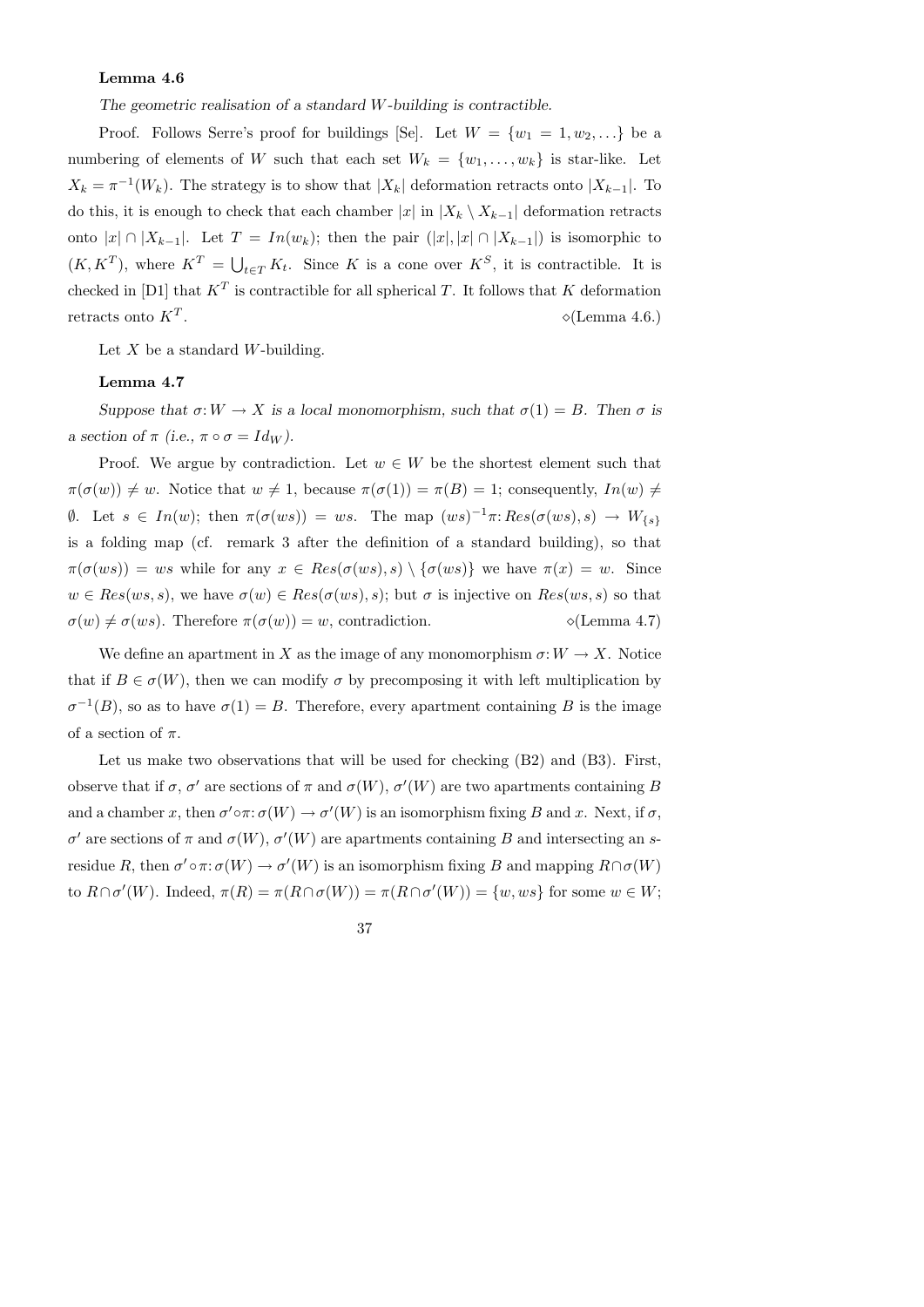**Lemma 4.6**

*The geometric realisation of a standard $W$-building is contractible.*

Proof. Follows Serre's proof for buildings [Se]. Let $W = \{w_1 = 1, w_2, \ldots\}$ be a numbering of elements of $W$ such that each set $W_k = \{w_1, \ldots, w_k\}$ is star-like. Let $X_k = \pi^{-1}(W_k)$. The strategy is to show that $|X_k|$ deformation retracts onto $|X_{k-1}|$. To do this, it is enough to check that each chamber $|x|$ in $|X_k \setminus X_{k-1}|$ deformation retracts onto $|x| \cap |X_{k-1}|$. Let $T = In(w_k)$; then the pair $(|x|, |x| \cap |X_{k-1}|)$ is isomorphic to $(K, K^T)$, where $K^T = \bigcup_{t \in T} K_t$. Since $K$ is a cone over $K^S$, it is contractible. It is checked in [D1] that $K^T$ is contractible for all spherical $T$. It follows that $K$ deformation retracts onto $K^T$. ⋄(Lemma 4.6.)

Let $X$ be a standard $W$-building.

**Lemma 4.7**

*Suppose that $\sigma: W \to X$ is a local monomorphism, such that $\sigma(1) = B$. Then $\sigma$ is a section of $\pi$ (i.e., $\pi \circ \sigma = Id_W$).*

Proof. We argue by contradiction. Let $w \in W$ be the shortest element such that $\pi(\sigma(w)) \neq w$. Notice that $w \neq 1$, because $\pi(\sigma(1)) = \pi(B) = 1$; consequently, $In(w) \neq \emptyset$. Let $s \in In(w)$; then $\pi(\sigma(ws)) = ws$. The map $(ws)^{-1}\pi: Res(\sigma(ws), s) \to W_{\{s\}}$ is a folding map (cf. remark 3 after the definition of a standard building), so that $\pi(\sigma(ws)) = ws$ while for any $x \in Res(\sigma(ws), s) \setminus \{\sigma(ws)\}$ we have $\pi(x) = w$. Since $w \in Res(ws, s)$, we have $\sigma(w) \in Res(\sigma(ws), s)$; but $\sigma$ is injective on $Res(ws, s)$ so that $\sigma(w) \neq \sigma(ws)$. Therefore $\pi(\sigma(w)) = w$, contradiction. ⋄(Lemma 4.7)

We define an apartment in $X$ as the image of any monomorphism $\sigma: W \to X$. Notice that if $B \in \sigma(W)$, then we can modify $\sigma$ by precomposing it with left multiplication by $\sigma^{-1}(B)$, so as to have $\sigma(1) = B$. Therefore, every apartment containing $B$ is the image of a section of $\pi$.

Let us make two observations that will be used for checking (B2) and (B3). First, observe that if $\sigma$, $\sigma'$ are sections of $\pi$ and $\sigma(W)$, $\sigma'(W)$ are two apartments containing $B$ and a chamber $x$, then $\sigma' \circ \pi: \sigma(W) \to \sigma'(W)$ is an isomorphism fixing $B$ and $x$. Next, if $\sigma$, $\sigma'$ are sections of $\pi$ and $\sigma(W)$, $\sigma'(W)$ are apartments containing $B$ and intersecting an $s$-residue $R$, then $\sigma' \circ \pi: \sigma(W) \to \sigma'(W)$ is an isomorphism fixing $B$ and mapping $R \cap \sigma(W)$ to $R \cap \sigma'(W)$. Indeed, $\pi(R) = \pi(R \cap \sigma(W)) = \pi(R \cap \sigma'(W)) = \{w, ws\}$ for some $w \in W$;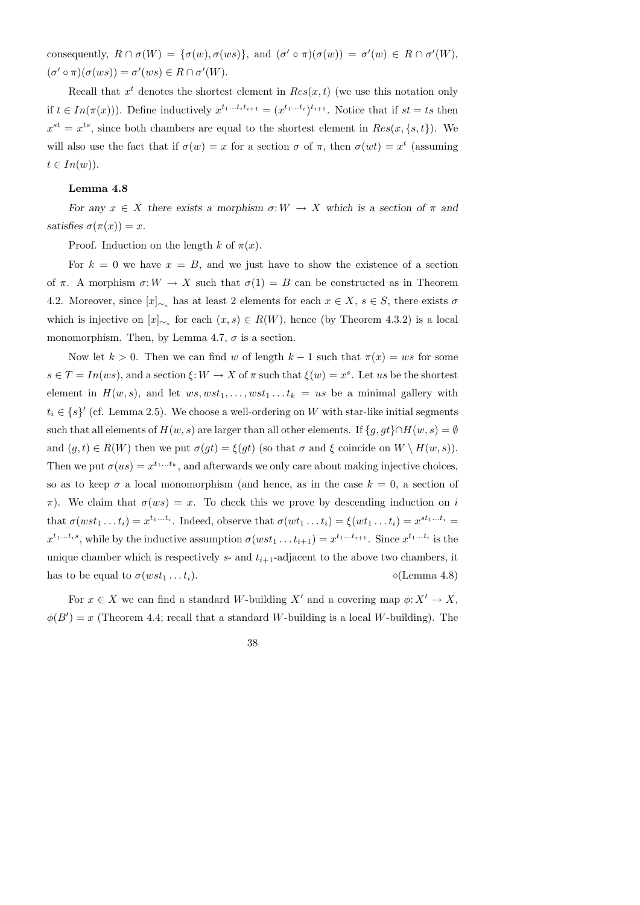consequently, $R \cap \sigma(W) = \{\sigma(w), \sigma(ws)\}$, and $(\sigma' \circ \pi)(\sigma(w)) = \sigma'(w) \in R \cap \sigma'(W)$, $(\sigma' \circ \pi)(\sigma(ws)) = \sigma'(ws) \in R \cap \sigma'(W)$.

Recall that $x^t$ denotes the shortest element in $Res(x,t)$ (we use this notation only if $t \in In(\pi(x))$). Define inductively $x^{t_1 \ldots t_i t_{i+1}} = (x^{t_1 \ldots t_i})^{t_{i+1}}$. Notice that if $st = ts$ then $x^{st} = x^{ts}$, since both chambers are equal to the shortest element in $Res(x, \{s,t\})$. We will also use the fact that if $\sigma(w) = x$ for a section $\sigma$ of $\pi$, then $\sigma(wt) = x^t$ (assuming $t \in In(w)$).

**Lemma 4.8**

*For any $x \in X$ there exists a morphism $\sigma: W \to X$ which is a section of $\pi$ and satisfies $\sigma(\pi(x)) = x$.*

Proof. Induction on the length $k$ of $\pi(x)$.

For $k = 0$ we have $x = B$, and we just have to show the existence of a section of $\pi$. A morphism $\sigma: W \to X$ such that $\sigma(1) = B$ can be constructed as in Theorem 4.2. Moreover, since $[x]_{\sim_s}$ has at least 2 elements for each $x \in X$, $s \in S$, there exists $\sigma$ which is injective on $[x]_{\sim_s}$ for each $(x,s) \in R(W)$, hence (by Theorem 4.3.2) is a local monomorphism. Then, by Lemma 4.7, $\sigma$ is a section.

Now let $k > 0$. Then we can find $w$ of length $k-1$ such that $\pi(x) = ws$ for some $s \in T = In(ws)$, and a section $\xi: W \to X$ of $\pi$ such that $\xi(w) = x^s$. Let $us$ be the shortest element in $H(w,s)$, and let $ws, wst_1, \ldots, wst_1 \ldots t_k = us$ be a minimal gallery with $t_i \in \{s\}'$ (cf. Lemma 2.5). We choose a well-ordering on $W$ with star-like initial segments such that all elements of $H(w,s)$ are larger than all other elements. If $\{g, gt\} \cap H(w,s) = \emptyset$ and $(g,t) \in R(W)$ then we put $\sigma(gt) = \xi(gt)$ (so that $\sigma$ and $\xi$ coincide on $W \setminus H(w,s)$). Then we put $\sigma(us) = x^{t_1 \ldots t_k}$, and afterwards we only care about making injective choices, so as to keep $\sigma$ a local monomorphism (and hence, as in the case $k = 0$, a section of $\pi$). We claim that $\sigma(ws) = x$. To check this we prove by descending induction on $i$ that $\sigma(wst_1 \ldots t_i) = x^{t_1 \ldots t_i}$. Indeed, observe that $\sigma(wt_1 \ldots t_i) = \xi(wt_1 \ldots t_i) = x^{st_1 \ldots t_i} = x^{t_1 \ldots t_i s}$, while by the inductive assumption $\sigma(wst_1 \ldots t_{i+1}) = x^{t_1 \ldots t_{i+1}}$. Since $x^{t_1 \ldots t_i}$ is the unique chamber which is respectively $s$- and $t_{i+1}$-adjacent to the above two chambers, it has to be equal to $\sigma(wst_1 \ldots t_i)$. $\diamond$(Lemma 4.8)

For $x \in X$ we can find a standard $W$-building $X'$ and a covering map $\phi: X' \to X$, $\phi(B') = x$ (Theorem 4.4; recall that a standard $W$-building is a local $W$-building). The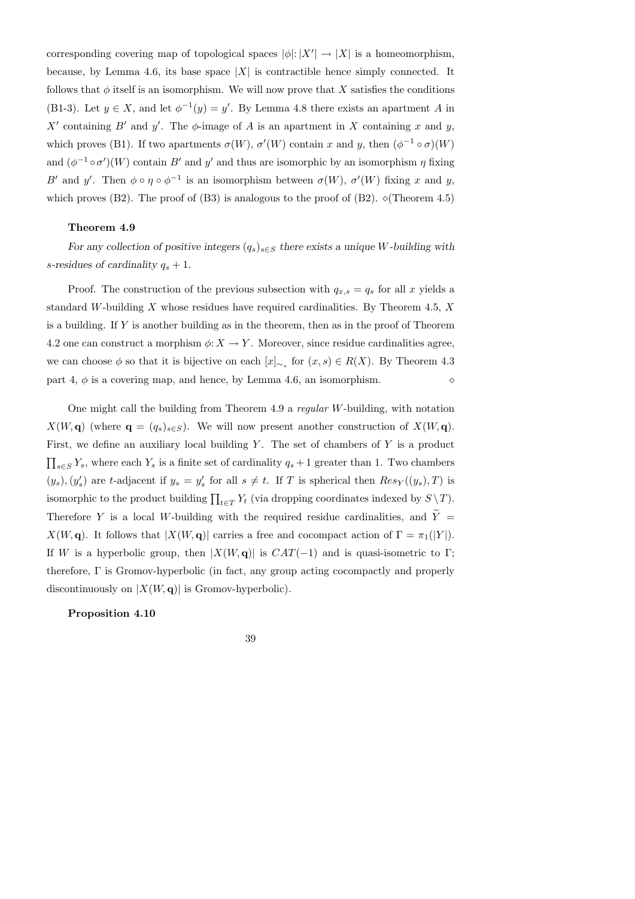corresponding covering map of topological spaces $|\phi|: |X'| \to |X|$ is a homeomorphism, because, by Lemma 4.6, its base space $|X|$ is contractible hence simply connected. It follows that $\phi$ itself is an isomorphism. We will now prove that $X$ satisfies the conditions (B1-3). Let $y \in X$, and let $\phi^{-1}(y) = y'$. By Lemma 4.8 there exists an apartment $A$ in $X'$ containing $B'$ and $y'$. The $\phi$-image of $A$ is an apartment in $X$ containing $x$ and $y$, which proves (B1). If two apartments $\sigma(W)$, $\sigma'(W)$ contain $x$ and $y$, then $(\phi^{-1} \circ \sigma)(W)$ and $(\phi^{-1} \circ \sigma')(W)$ contain $B'$ and $y'$ and thus are isomorphic by an isomorphism $\eta$ fixing $B'$ and $y'$. Then $\phi \circ \eta \circ \phi^{-1}$ is an isomorphism between $\sigma(W)$, $\sigma'(W)$ fixing $x$ and $y$, which proves (B2). The proof of (B3) is analogous to the proof of (B2). $\diamond$(Theorem 4.5)

**Theorem 4.9**

*For any collection of positive integers $(q_s)_{s \in S}$ there exists a unique $W$-building with $s$-residues of cardinality $q_s + 1$.*

Proof. The construction of the previous subsection with $q_{x,s} = q_s$ for all $x$ yields a standard $W$-building $X$ whose residues have required cardinalities. By Theorem 4.5, $X$ is a building. If $Y$ is another building as in the theorem, then as in the proof of Theorem 4.2 one can construct a morphism $\phi: X \to Y$. Moreover, since residue cardinalities agree, we can choose $\phi$ so that it is bijective on each $[x]_{\sim_s}$ for $(x, s) \in R(X)$. By Theorem 4.3 part 4, $\phi$ is a covering map, and hence, by Lemma 4.6, an isomorphism. $\diamond$

One might call the building from Theorem 4.9 a *regular* $W$-building, with notation $X(W, \mathbf{q})$ (where $\mathbf{q} = (q_s)_{s \in S}$). We will now present another construction of $X(W, \mathbf{q})$. First, we define an auxiliary local building $Y$. The set of chambers of $Y$ is a product $\prod_{s \in S} Y_s$, where each $Y_s$ is a finite set of cardinality $q_s + 1$ greater than 1. Two chambers $(y_s), (y'_s)$ are $t$-adjacent if $y_s = y'_s$ for all $s \neq t$. If $T$ is spherical then $Res_Y((y_s), T)$ is isomorphic to the product building $\prod_{t \in T} Y_t$ (via dropping coordinates indexed by $S \setminus T$). Therefore $Y$ is a local $W$-building with the required residue cardinalities, and $\widetilde{Y} = X(W, \mathbf{q})$. It follows that $|X(W, \mathbf{q})|$ carries a free and cocompact action of $\Gamma = \pi_1(|Y|)$. If $W$ is a hyperbolic group, then $|X(W, \mathbf{q})|$ is $CAT(-1)$ and is quasi-isometric to $\Gamma$; therefore, $\Gamma$ is Gromov-hyperbolic (in fact, any group acting cocompactly and properly discontinuously on $|X(W, \mathbf{q})|$ is Gromov-hyperbolic).

**Proposition 4.10**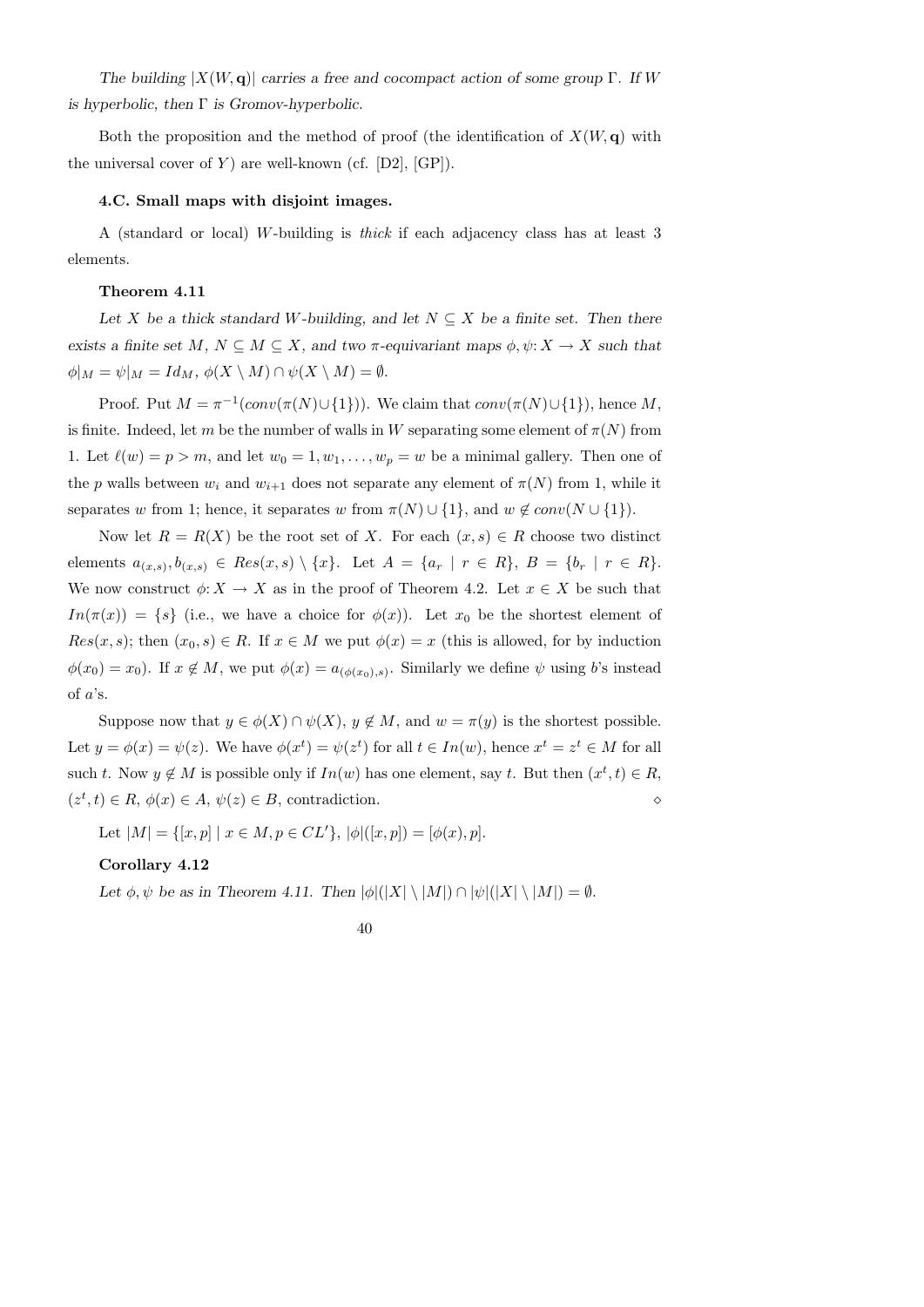*The building $|X(W, \mathbf{q})|$ carries a free and cocompact action of some group $\Gamma$. If $W$ is hyperbolic, then $\Gamma$ is Gromov-hyperbolic.*

Both the proposition and the method of proof (the identification of $X(W, \mathbf{q})$ with the universal cover of $Y$) are well-known (cf. [D2], [GP]).

#### 4.C. Small maps with disjoint images.

A (standard or local) $W$-building is *thick* if each adjacency class has at least 3 elements.

**Theorem 4.11**

*Let $X$ be a thick standard $W$-building, and let $N \subseteq X$ be a finite set. Then there exists a finite set $M$, $N \subseteq M \subseteq X$, and two $\pi$-equivariant maps $\phi, \psi: X \to X$ such that $\phi|_M = \psi|_M = Id_M$, $\phi(X \setminus M) \cap \psi(X \setminus M) = \emptyset$.*

Proof. Put $M = \pi^{-1}(conv(\pi(N) \cup \{1\}))$. We claim that $conv(\pi(N) \cup \{1\})$, hence $M$, is finite. Indeed, let $m$ be the number of walls in $W$ separating some element of $\pi(N)$ from 1. Let $\ell(w) = p > m$, and let $w_0 = 1, w_1, \ldots, w_p = w$ be a minimal gallery. Then one of the $p$ walls between $w_i$ and $w_{i+1}$ does not separate any element of $\pi(N)$ from 1, while it separates $w$ from 1; hence, it separates $w$ from $\pi(N) \cup \{1\}$, and $w \notin conv(N \cup \{1\})$.

Now let $R = R(X)$ be the root set of $X$. For each $(x, s) \in R$ choose two distinct elements $a_{(x,s)}, b_{(x,s)} \in Res(x, s) \setminus \{x\}$. Let $A = \{a_r \mid r \in R\}$, $B = \{b_r \mid r \in R\}$. We now construct $\phi: X \to X$ as in the proof of Theorem 4.2. Let $x \in X$ be such that $In(\pi(x)) = \{s\}$ (i.e., we have a choice for $\phi(x)$). Let $x_0$ be the shortest element of $Res(x, s)$; then $(x_0, s) \in R$. If $x \in M$ we put $\phi(x) = x$ (this is allowed, for by induction $\phi(x_0) = x_0$). If $x \notin M$, we put $\phi(x) = a_{(\phi(x_0), s)}$. Similarly we define $\psi$ using $b$'s instead of $a$'s.

Suppose now that $y \in \phi(X) \cap \psi(X)$, $y \notin M$, and $w = \pi(y)$ is the shortest possible. Let $y = \phi(x) = \psi(z)$. We have $\phi(x^t) = \psi(z^t)$ for all $t \in In(w)$, hence $x^t = z^t \in M$ for all such $t$. Now $y \notin M$ is possible only if $In(w)$ has one element, say $t$. But then $(x^t, t) \in R$, $(z^t, t) \in R$, $\phi(x) \in A$, $\psi(z) \in B$, contradiction. $\diamond$

Let $|M| = \{[x, p] \mid x \in M, p \in CL'\}$, $|\phi|([x, p]) = [\phi(x), p]$.

**Corollary 4.12**

*Let $\phi, \psi$ be as in Theorem 4.11. Then $|\phi|(|X| \setminus |M|) \cap |\psi|(|X| \setminus |M|) = \emptyset$.*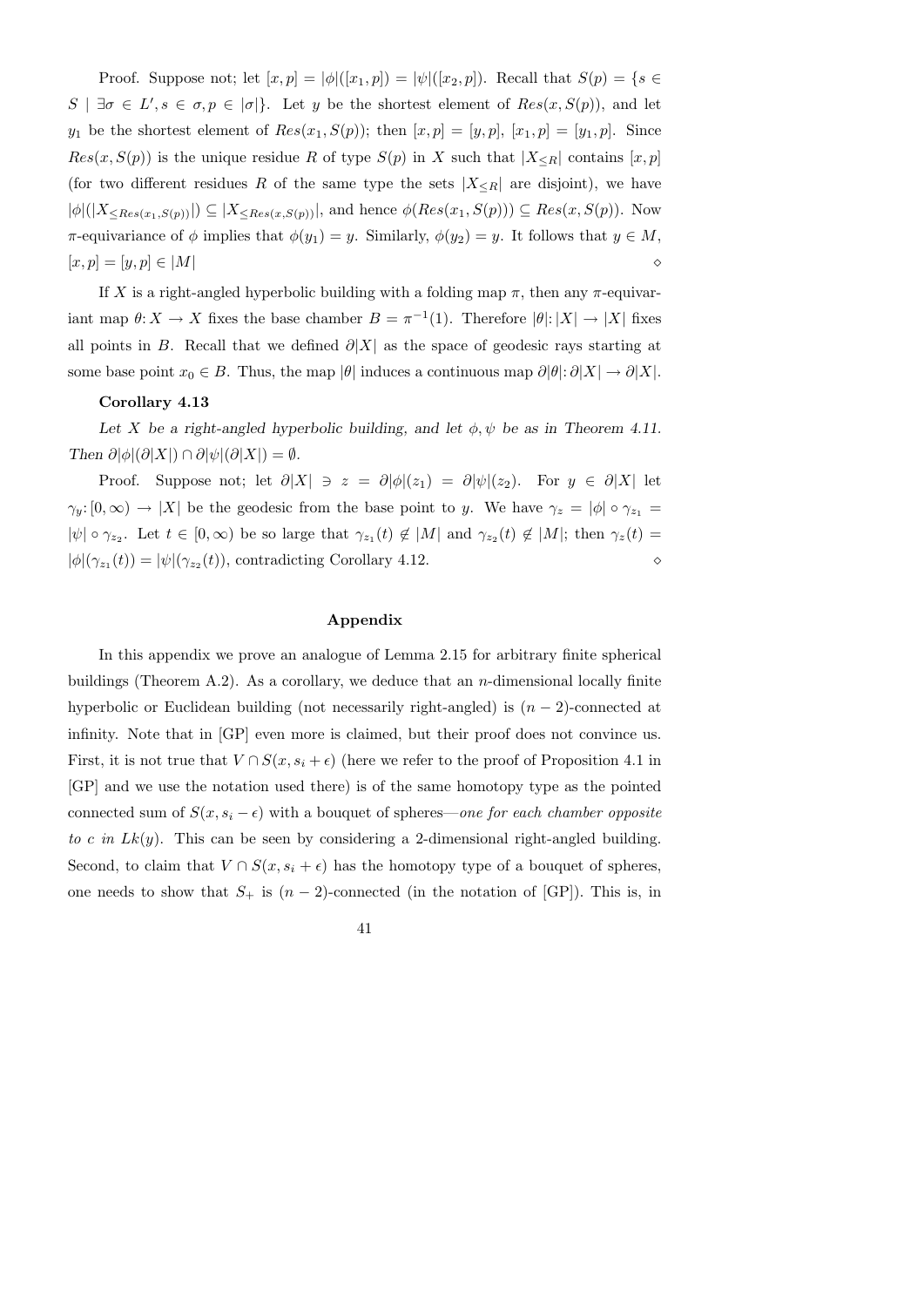Proof. Suppose not; let $[x,p] = |\phi|([x_1,p]) = |\psi|([x_2,p])$. Recall that $S(p) = \{s \in S \mid \exists \sigma \in L', s \in \sigma, p \in |\sigma|\}$. Let $y$ be the shortest element of $Res(x, S(p))$, and let $y_1$ be the shortest element of $Res(x_1, S(p))$; then $[x,p] = [y,p]$, $[x_1,p] = [y_1,p]$. Since $Res(x, S(p))$ is the unique residue $R$ of type $S(p)$ in $X$ such that $|X_{\leq R}|$ contains $[x,p]$ (for two different residues $R$ of the same type the sets $|X_{\leq R}|$ are disjoint), we have $|\phi|(|X_{\leq Res(x_1,S(p))}|) \subseteq |X_{\leq Res(x,S(p))}|$, and hence $\phi(Res(x_1, S(p))) \subseteq Res(x, S(p))$. Now $\pi$-equivariance of $\phi$ implies that $\phi(y_1) = y$. Similarly, $\phi(y_2) = y$. It follows that $y \in M$, $[x,p] = [y,p] \in |M|$ ◇

If $X$ is a right-angled hyperbolic building with a folding map $\pi$, then any $\pi$-equivariant map $\theta: X \to X$ fixes the base chamber $B = \pi^{-1}(1)$. Therefore $|\theta|: |X| \to |X|$ fixes all points in $B$. Recall that we defined $\partial|X|$ as the space of geodesic rays starting at some base point $x_0 \in B$. Thus, the map $|\theta|$ induces a continuous map $\partial|\theta|: \partial|X| \to \partial|X|$.

**Corollary 4.13**

*Let $X$ be a right-angled hyperbolic building, and let $\phi, \psi$ be as in Theorem 4.11. Then $\partial|\phi|(\partial|X|) \cap \partial|\psi|(\partial|X|) = \emptyset$.*

Proof. Suppose not; let $\partial|X| \ni z = \partial|\phi|(z_1) = \partial|\psi|(z_2)$. For $y \in \partial|X|$ let $\gamma_y: [0,\infty) \to |X|$ be the geodesic from the base point to $y$. We have $\gamma_z = |\phi| \circ \gamma_{z_1} = |\psi| \circ \gamma_{z_2}$. Let $t \in [0,\infty)$ be so large that $\gamma_{z_1}(t) \notin |M|$ and $\gamma_{z_2}(t) \notin |M|$; then $\gamma_z(t) = |\phi|(\gamma_{z_1}(t)) = |\psi|(\gamma_{z_2}(t))$, contradicting Corollary 4.12. ◇

## Appendix

In this appendix we prove an analogue of Lemma 2.15 for arbitrary finite spherical buildings (Theorem A.2). As a corollary, we deduce that an $n$-dimensional locally finite hyperbolic or Euclidean building (not necessarily right-angled) is $(n-2)$-connected at infinity. Note that in [GP] even more is claimed, but their proof does not convince us. First, it is not true that $V \cap S(x, s_i + \epsilon)$ (here we refer to the proof of Proposition 4.1 in [GP] and we use the notation used there) is of the same homotopy type as the pointed connected sum of $S(x, s_i - \epsilon)$ with a bouquet of spheres—*one for each chamber opposite to $c$ in $Lk(y)$*. This can be seen by considering a 2-dimensional right-angled building. Second, to claim that $V \cap S(x, s_i + \epsilon)$ has the homotopy type of a bouquet of spheres, one needs to show that $S_+$ is $(n-2)$-connected (in the notation of [GP]). This is, in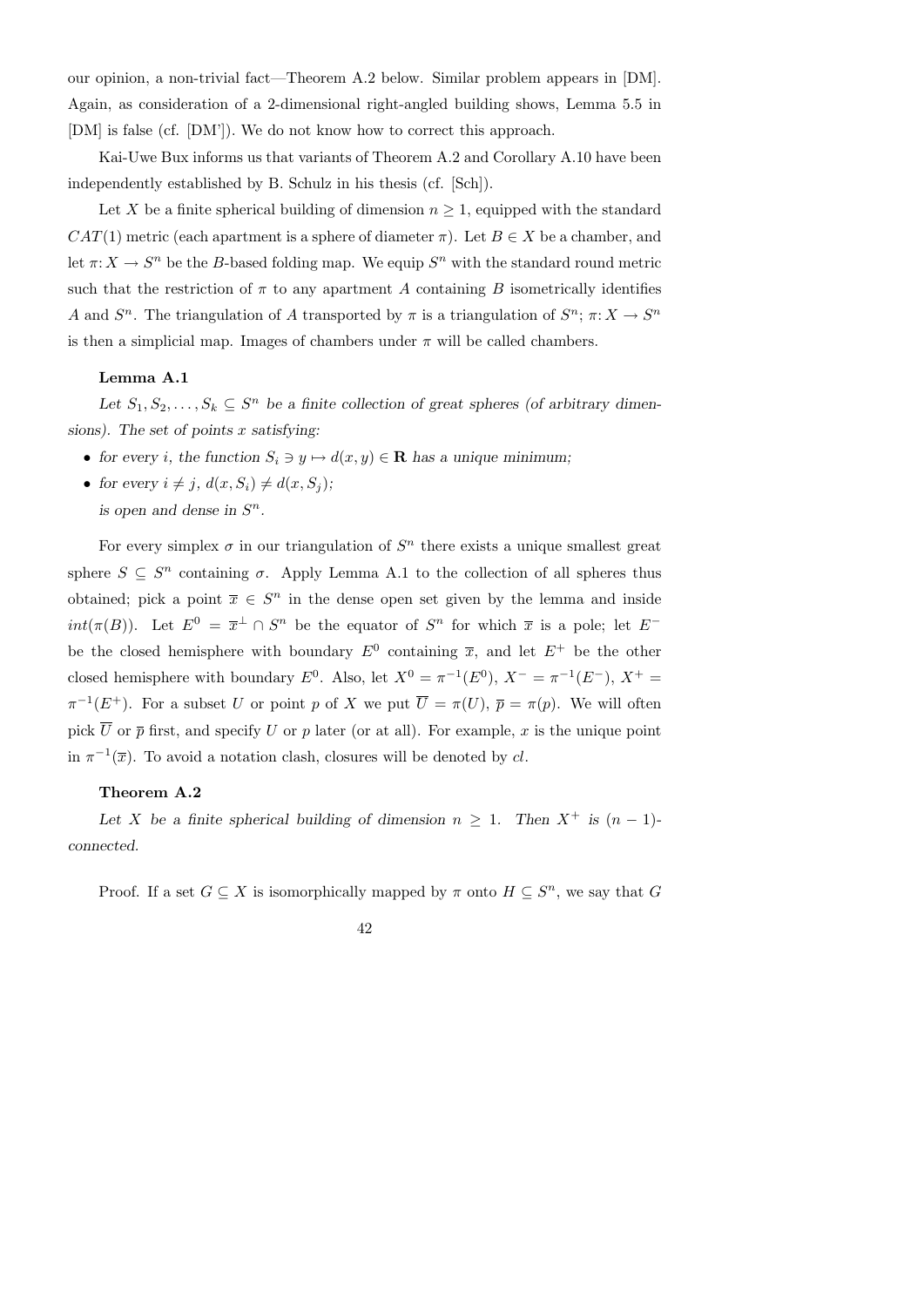our opinion, a non-trivial fact—Theorem A.2 below. Similar problem appears in [DM]. Again, as consideration of a 2-dimensional right-angled building shows, Lemma 5.5 in [DM] is false (cf. [DM']). We do not know how to correct this approach.

Kai-Uwe Bux informs us that variants of Theorem A.2 and Corollary A.10 have been independently established by B. Schulz in his thesis (cf. [Sch]).

Let $X$ be a finite spherical building of dimension $n \geq 1$, equipped with the standard $CAT(1)$ metric (each apartment is a sphere of diameter $\pi$). Let $B \in X$ be a chamber, and let $\pi \colon X \to S^n$ be the $B$-based folding map. We equip $S^n$ with the standard round metric such that the restriction of $\pi$ to any apartment $A$ containing $B$ isometrically identifies $A$ and $S^n$. The triangulation of $A$ transported by $\pi$ is a triangulation of $S^n$; $\pi \colon X \to S^n$ is then a simplicial map. Images of chambers under $\pi$ will be called chambers.

**Lemma A.1**

*Let $S_1, S_2, \ldots, S_k \subseteq S^n$ be a finite collection of great spheres (of arbitrary dimensions). The set of points $x$ satisfying:*

- *for every $i$, the function $S_i \ni y \mapsto d(x, y) \in \mathbf{R}$ has a unique minimum;*
- *for every $i \neq j$, $d(x, S_i) \neq d(x, S_j)$;*

*is open and dense in $S^n$.*

For every simplex $\sigma$ in our triangulation of $S^n$ there exists a unique smallest great sphere $S \subseteq S^n$ containing $\sigma$. Apply Lemma A.1 to the collection of all spheres thus obtained; pick a point $\overline{x} \in S^n$ in the dense open set given by the lemma and inside $int(\pi(B))$. Let $E^0 = \overline{x}^\perp \cap S^n$ be the equator of $S^n$ for which $\overline{x}$ is a pole; let $E^-$ be the closed hemisphere with boundary $E^0$ containing $\overline{x}$, and let $E^+$ be the other closed hemisphere with boundary $E^0$. Also, let $X^0 = \pi^{-1}(E^0)$, $X^- = \pi^{-1}(E^-)$, $X^+ = \pi^{-1}(E^+)$. For a subset $U$ or point $p$ of $X$ we put $\overline{U} = \pi(U)$, $\overline{p} = \pi(p)$. We will often pick $\overline{U}$ or $\overline{p}$ first, and specify $U$ or $p$ later (or at all). For example, $x$ is the unique point in $\pi^{-1}(\overline{x})$. To avoid a notation clash, closures will be denoted by $cl$.

**Theorem A.2**

*Let $X$ be a finite spherical building of dimension $n \geq 1$. Then $X^+$ is $(n-1)$-connected.*

Proof. If a set $G \subseteq X$ is isomorphically mapped by $\pi$ onto $H \subseteq S^n$, we say that $G$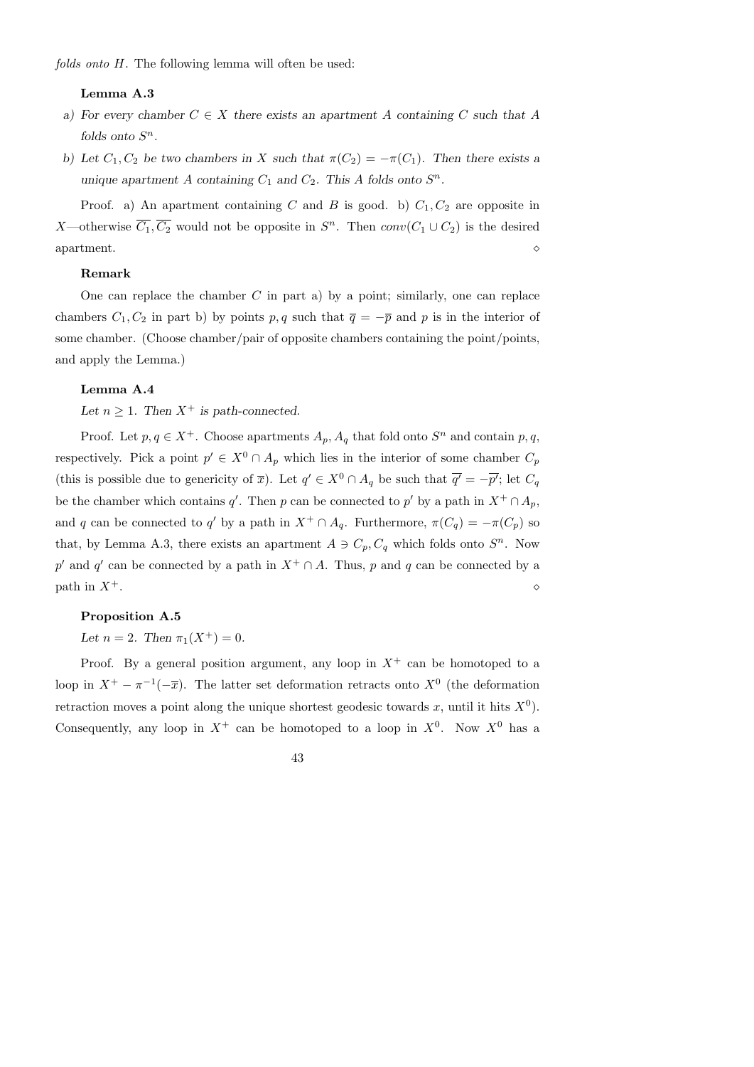*folds onto $H$*. The following lemma will often be used:

**Lemma A.3**

*a) For every chamber $C \in X$ there exists an apartment $A$ containing $C$ such that $A$ folds onto $S^n$.*

*b) Let $C_1, C_2$ be two chambers in $X$ such that $\pi(C_2) = -\pi(C_1)$. Then there exists a unique apartment $A$ containing $C_1$ and $C_2$. This $A$ folds onto $S^n$.*

Proof. a) An apartment containing $C$ and $B$ is good. b) $C_1, C_2$ are opposite in $X$—otherwise $\overline{C_1}, \overline{C_2}$ would not be opposite in $S^n$. Then $conv(C_1 \cup C_2)$ is the desired apartment. $\diamond$

**Remark**

One can replace the chamber $C$ in part a) by a point; similarly, one can replace chambers $C_1, C_2$ in part b) by points $p, q$ such that $\overline{q} = -\overline{p}$ and $p$ is in the interior of some chamber. (Choose chamber/pair of opposite chambers containing the point/points, and apply the Lemma.)

**Lemma A.4**

*Let $n \geq 1$. Then $X^+$ is path-connected.*

Proof. Let $p, q \in X^+$. Choose apartments $A_p, A_q$ that fold onto $S^n$ and contain $p, q$, respectively. Pick a point $p' \in X^0 \cap A_p$ which lies in the interior of some chamber $C_p$ (this is possible due to genericity of $\overline{x}$). Let $q' \in X^0 \cap A_q$ be such that $\overline{q'} = -\overline{p'}$; let $C_q$ be the chamber which contains $q'$. Then $p$ can be connected to $p'$ by a path in $X^+ \cap A_p$, and $q$ can be connected to $q'$ by a path in $X^+ \cap A_q$. Furthermore, $\pi(C_q) = -\pi(C_p)$ so that, by Lemma A.3, there exists an apartment $A \ni C_p, C_q$ which folds onto $S^n$. Now $p'$ and $q'$ can be connected by a path in $X^+ \cap A$. Thus, $p$ and $q$ can be connected by a path in $X^+$. $\diamond$

**Proposition A.5**

*Let $n = 2$. Then $\pi_1(X^+) = 0$.*

Proof. By a general position argument, any loop in $X^+$ can be homotoped to a loop in $X^+ - \pi^{-1}(-\overline{x})$. The latter set deformation retracts onto $X^0$ (the deformation retraction moves a point along the unique shortest geodesic towards $x$, until it hits $X^0$). Consequently, any loop in $X^+$ can be homotoped to a loop in $X^0$. Now $X^0$ has a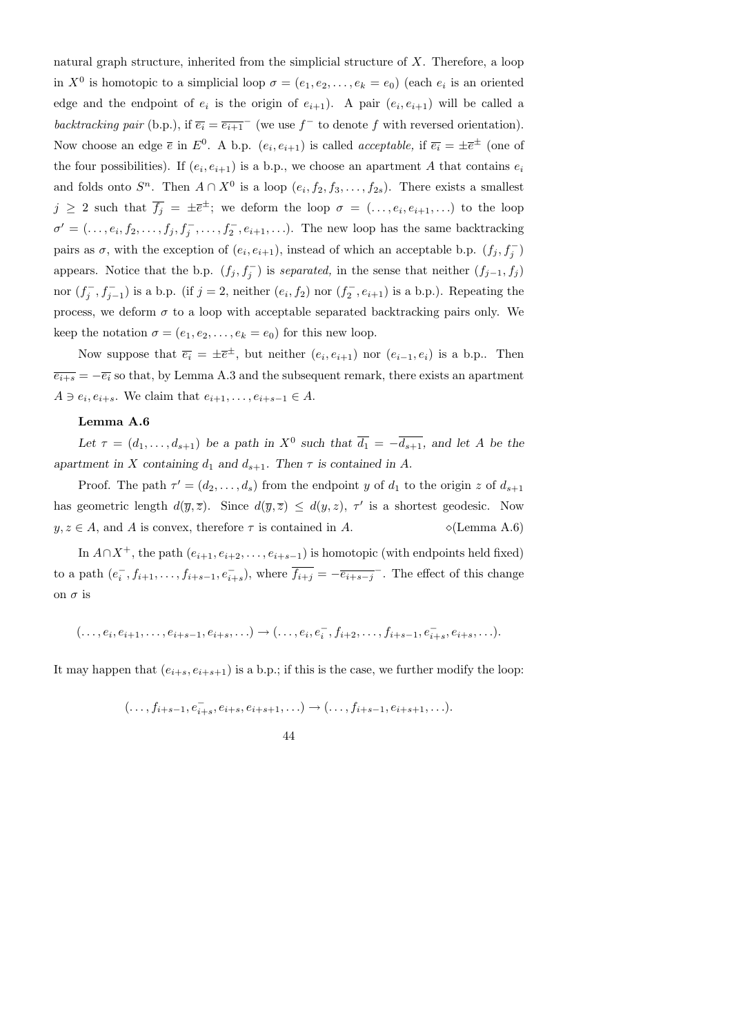natural graph structure, inherited from the simplicial structure of $X$. Therefore, a loop in $X^0$ is homotopic to a simplicial loop $\sigma = (e_1, e_2, \ldots, e_k = e_0)$ (each $e_i$ is an oriented edge and the endpoint of $e_i$ is the origin of $e_{i+1}$). A pair $(e_i, e_{i+1})$ will be called a *backtracking pair* (b.p.), if $\overline{e_i} = \overline{e_{i+1}}^-$ (we use $f^-$ to denote $f$ with reversed orientation). Now choose an edge $\overline{e}$ in $E^0$. A b.p. $(e_i, e_{i+1})$ is called *acceptable,* if $\overline{e_i} = \pm\overline{e}^{\pm}$ (one of the four possibilities). If $(e_i, e_{i+1})$ is a b.p., we choose an apartment $A$ that contains $e_i$ and folds onto $S^n$. Then $A \cap X^0$ is a loop $(e_i, f_2, f_3, \ldots, f_{2s})$. There exists a smallest $j \geq 2$ such that $\overline{f_j} = \pm\overline{e}^{\pm}$; we deform the loop $\sigma = (\ldots, e_i, e_{i+1}, \ldots)$ to the loop $\sigma' = (\ldots, e_i, f_2, \ldots, f_j, f_j^-, \ldots, f_2^-, e_{i+1}, \ldots)$. The new loop has the same backtracking pairs as $\sigma$, with the exception of $(e_i, e_{i+1})$, instead of which an acceptable b.p. $(f_j, f_j^-)$ appears. Notice that the b.p. $(f_j, f_j^-)$ is *separated,* in the sense that neither $(f_{j-1}, f_j)$ nor $(f_j^-, f_{j-1}^-)$ is a b.p. (if $j = 2$, neither $(e_i, f_2)$ nor $(f_2^-, e_{i+1})$ is a b.p.). Repeating the process, we deform $\sigma$ to a loop with acceptable separated backtracking pairs only. We keep the notation $\sigma = (e_1, e_2, \ldots, e_k = e_0)$ for this new loop.

Now suppose that $\overline{e_i} = \pm\overline{e}^{\pm}$, but neither $(e_i, e_{i+1})$ nor $(e_{i-1}, e_i)$ is a b.p.. Then $\overline{e_{i+s}} = -\overline{e_i}$ so that, by Lemma A.3 and the subsequent remark, there exists an apartment $A \ni e_i, e_{i+s}$. We claim that $e_{i+1}, \ldots, e_{i+s-1} \in A$.

**Lemma A.6**

*Let $\tau = (d_1, \ldots, d_{s+1})$ be a path in $X^0$ such that $\overline{d_1} = -\overline{d_{s+1}}$, and let $A$ be the apartment in $X$ containing $d_1$ and $d_{s+1}$. Then $\tau$ is contained in $A$.*

Proof. The path $\tau' = (d_2, \ldots, d_s)$ from the endpoint $y$ of $d_1$ to the origin $z$ of $d_{s+1}$ has geometric length $d(\overline{y}, \overline{z})$. Since $d(\overline{y}, \overline{z}) \leq d(y, z)$, $\tau'$ is a shortest geodesic. Now $y, z \in A$, and $A$ is convex, therefore $\tau$ is contained in $A$. ⋄(Lemma A.6)

In $A \cap X^+$, the path $(e_{i+1}, e_{i+2}, \ldots, e_{i+s-1})$ is homotopic (with endpoints held fixed) to a path $(e_i^-, f_{i+1}, \ldots, f_{i+s-1}, e_{i+s}^-)$, where $\overline{f_{i+j}} = -\overline{e_{i+s-j}}^-$. The effect of this change on $\sigma$ is

$$(\ldots, e_i, e_{i+1}, \ldots, e_{i+s-1}, e_{i+s}, \ldots) \to (\ldots, e_i, e_i^-, f_{i+2}, \ldots, f_{i+s-1}, e_{i+s}^-, e_{i+s}, \ldots).$$

It may happen that $(e_{i+s}, e_{i+s+1})$ is a b.p.; if this is the case, we further modify the loop:

$$(\ldots, f_{i+s-1}, e_{i+s}^-, e_{i+s}, e_{i+s+1}, \ldots) \to (\ldots, f_{i+s-1}, e_{i+s+1}, \ldots).$$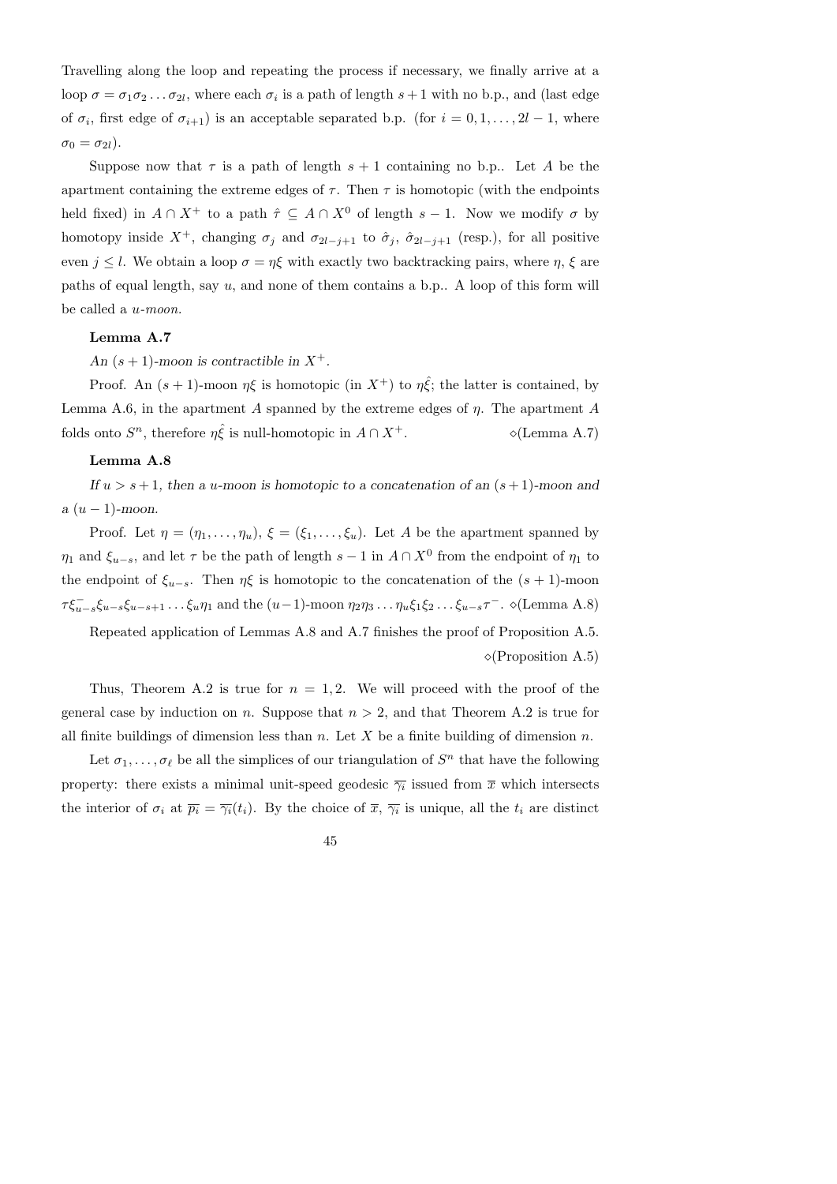Travelling along the loop and repeating the process if necessary, we finally arrive at a loop $\sigma = \sigma_1\sigma_2\dots\sigma_{2l}$, where each $\sigma_i$ is a path of length $s+1$ with no b.p., and (last edge of $\sigma_i$, first edge of $\sigma_{i+1}$) is an acceptable separated b.p. (for $i = 0, 1, \dots, 2l-1$, where $\sigma_0 = \sigma_{2l}$).

Suppose now that $\tau$ is a path of length $s+1$ containing no b.p.. Let $A$ be the apartment containing the extreme edges of $\tau$. Then $\tau$ is homotopic (with the endpoints held fixed) in $A \cap X^+$ to a path $\hat{\tau} \subseteq A \cap X^0$ of length $s-1$. Now we modify $\sigma$ by homotopy inside $X^+$, changing $\sigma_j$ and $\sigma_{2l-j+1}$ to $\hat{\sigma}_j$, $\hat{\sigma}_{2l-j+1}$ (resp.), for all positive even $j \leq l$. We obtain a loop $\sigma = \eta\xi$ with exactly two backtracking pairs, where $\eta$, $\xi$ are paths of equal length, say $u$, and none of them contains a b.p.. A loop of this form will be called a *u-moon.*

**Lemma A.7**

*An $(s+1)$-moon is contractible in $X^+$.*

Proof. An $(s+1)$-moon $\eta\xi$ is homotopic (in $X^+$) to $\eta\hat{\xi}$; the latter is contained, by Lemma A.6, in the apartment $A$ spanned by the extreme edges of $\eta$. The apartment $A$ folds onto $S^n$, therefore $\eta\hat{\xi}$ is null-homotopic in $A \cap X^+$. $\diamond$(Lemma A.7)

**Lemma A.8**

*If $u > s+1$, then a u-moon is homotopic to a concatenation of an $(s+1)$-moon and a $(u-1)$-moon.*

Proof. Let $\eta = (\eta_1, \dots, \eta_u)$, $\xi = (\xi_1, \dots, \xi_u)$. Let $A$ be the apartment spanned by $\eta_1$ and $\xi_{u-s}$, and let $\tau$ be the path of length $s-1$ in $A \cap X^0$ from the endpoint of $\eta_1$ to the endpoint of $\xi_{u-s}$. Then $\eta\xi$ is homotopic to the concatenation of the $(s+1)$-moon $\tau\xi_{u-s}^-\xi_{u-s}\xi_{u-s+1}\dots\xi_u\eta_1$ and the $(u-1)$-moon $\eta_2\eta_3\dots\eta_u\xi_1\xi_2\dots\xi_{u-s}\tau^-$. $\diamond$(Lemma A.8)

Repeated application of Lemmas A.8 and A.7 finishes the proof of Proposition A.5. $\diamond$(Proposition A.5)

Thus, Theorem A.2 is true for $n = 1, 2$. We will proceed with the proof of the general case by induction on $n$. Suppose that $n > 2$, and that Theorem A.2 is true for all finite buildings of dimension less than $n$. Let $X$ be a finite building of dimension $n$.

Let $\sigma_1, \dots, \sigma_\ell$ be all the simplices of our triangulation of $S^n$ that have the following property: there exists a minimal unit-speed geodesic $\overline{\gamma_i}$ issued from $\overline{x}$ which intersects the interior of $\sigma_i$ at $\overline{p_i} = \overline{\gamma_i}(t_i)$. By the choice of $\overline{x}$, $\overline{\gamma_i}$ is unique, all the $t_i$ are distinct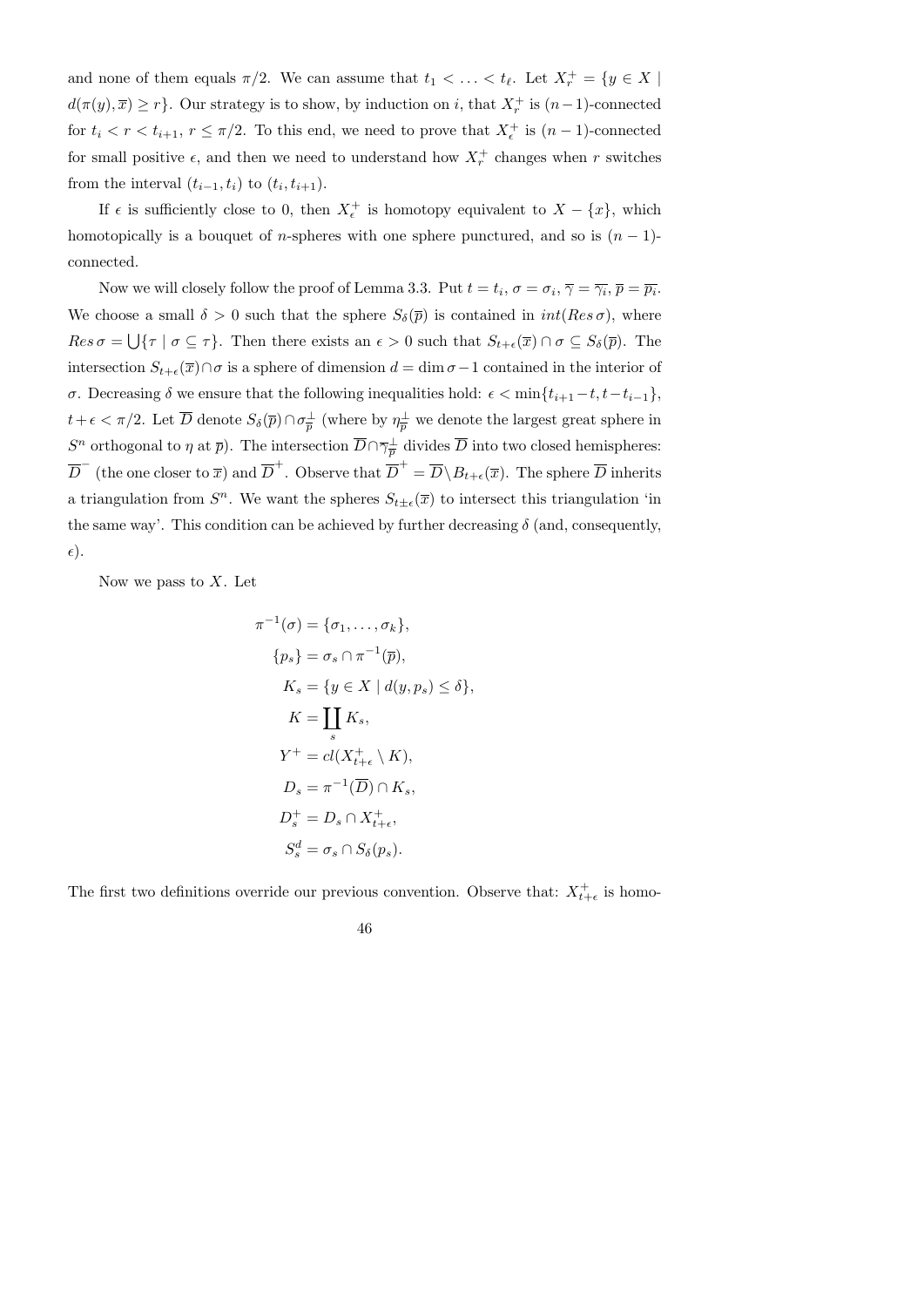and none of them equals $\pi/2$. We can assume that $t_1 < \ldots < t_\ell$. Let $X_r^+ = \{y \in X \mid d(\pi(y), \overline{x}) \geq r\}$. Our strategy is to show, by induction on $i$, that $X_r^+$ is $(n-1)$-connected for $t_i < r < t_{i+1}$, $r \leq \pi/2$. To this end, we need to prove that $X_\epsilon^+$ is $(n-1)$-connected for small positive $\epsilon$, and then we need to understand how $X_r^+$ changes when $r$ switches from the interval $(t_{i-1}, t_i)$ to $(t_i, t_{i+1})$.

If $\epsilon$ is sufficiently close to 0, then $X_\epsilon^+$ is homotopy equivalent to $X - \{x\}$, which homotopically is a bouquet of $n$-spheres with one sphere punctured, and so is $(n-1)$-connected.

Now we will closely follow the proof of Lemma 3.3. Put $t = t_i$, $\sigma = \sigma_i$, $\overline{\gamma} = \overline{\gamma_i}$, $\overline{p} = \overline{p_i}$. We choose a small $\delta > 0$ such that the sphere $S_\delta(\overline{p})$ is contained in $int(Res\,\sigma)$, where $Res\,\sigma = \bigcup\{\tau \mid \sigma \subseteq \tau\}$. Then there exists an $\epsilon > 0$ such that $S_{t+\epsilon}(\overline{x}) \cap \sigma \subseteq S_\delta(\overline{p})$. The intersection $S_{t+\epsilon}(\overline{x}) \cap \sigma$ is a sphere of dimension $d = \dim \sigma - 1$ contained in the interior of $\sigma$. Decreasing $\delta$ we ensure that the following inequalities hold: $\epsilon < \min\{t_{i+1} - t, t - t_{i-1}\}$, $t + \epsilon < \pi/2$. Let $\overline{D}$ denote $S_\delta(\overline{p}) \cap \sigma_{\overline{p}}^\perp$ (where by $\eta_{\overline{p}}^\perp$ we denote the largest great sphere in $S^n$ orthogonal to $\eta$ at $\overline{p}$). The intersection $\overline{D} \cap \overline{\gamma}_{\overline{p}}^\perp$ divides $\overline{D}$ into two closed hemispheres: $\overline{D}^-$ (the one closer to $\overline{x}$) and $\overline{D}^+$. Observe that $\overline{D}^+ = \overline{D} \setminus B_{t+\epsilon}(\overline{x})$. The sphere $\overline{D}$ inherits a triangulation from $S^n$. We want the spheres $S_{t\pm\epsilon}(\overline{x})$ to intersect this triangulation 'in the same way'. This condition can be achieved by further decreasing $\delta$ (and, consequently, $\epsilon$).

Now we pass to $X$. Let

$$
\begin{aligned}
\pi^{-1}(\sigma) &= \{\sigma_1, \ldots, \sigma_k\}, \\
\{p_s\} &= \sigma_s \cap \pi^{-1}(\overline{p}), \\
K_s &= \{y \in X \mid d(y, p_s) \leq \delta\}, \\
K &= \coprod_s K_s, \\
Y^+ &= cl(X_{t+\epsilon}^+ \setminus K), \\
D_s &= \pi^{-1}(\overline{D}) \cap K_s, \\
D_s^+ &= D_s \cap X_{t+\epsilon}^+, \\
S_s^d &= \sigma_s \cap S_\delta(p_s).
\end{aligned}
$$

The first two definitions override our previous convention. Observe that: $X_{t+\epsilon}^+$ is homo-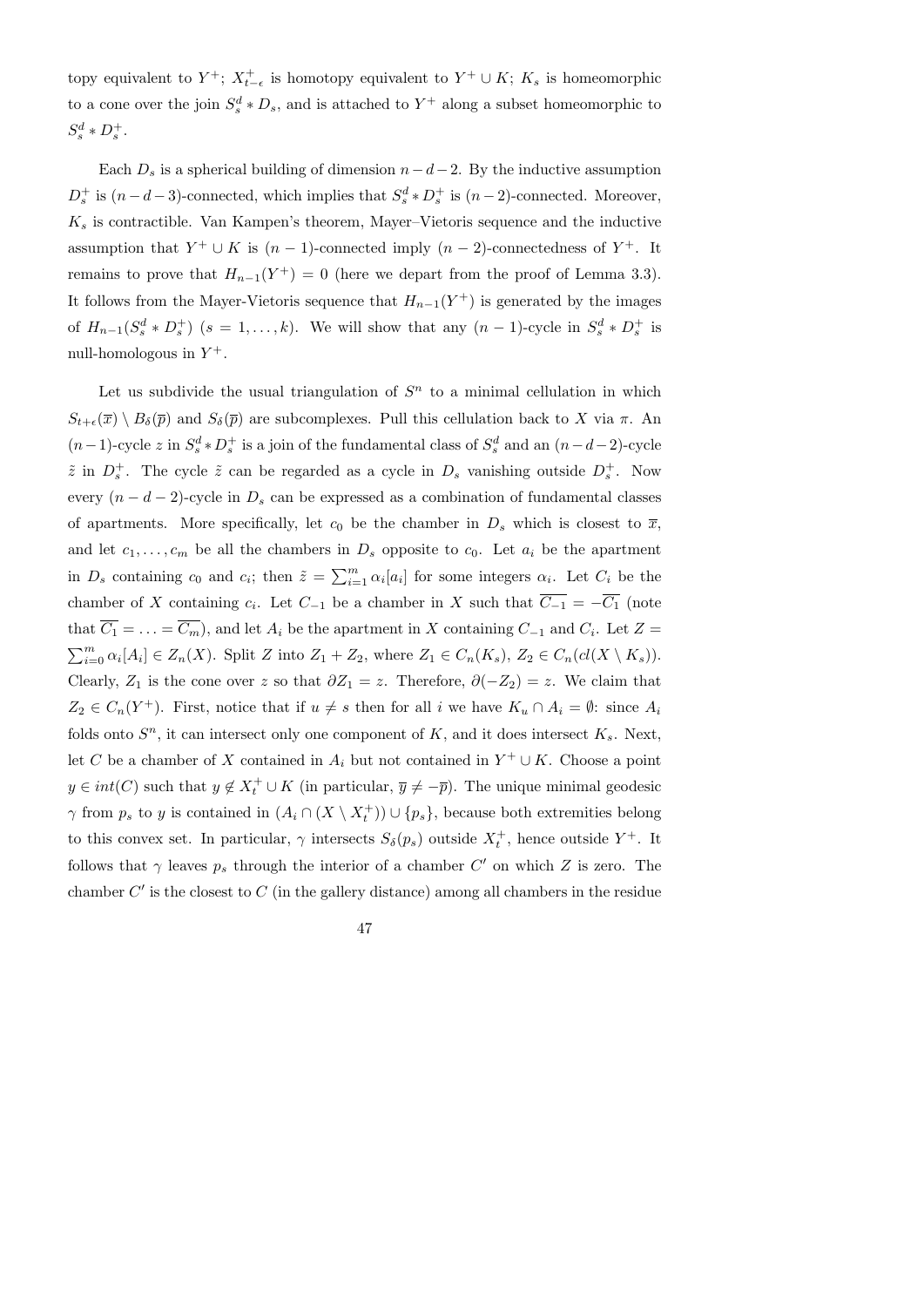topy equivalent to $Y^+$; $X^+_{t-\epsilon}$ is homotopy equivalent to $Y^+ \cup K$; $K_s$ is homeomorphic to a cone over the join $S^d_s * D_s$, and is attached to $Y^+$ along a subset homeomorphic to $S^d_s * D^+_s$.

Each $D_s$ is a spherical building of dimension $n-d-2$. By the inductive assumption $D^+_s$ is $(n-d-3)$-connected, which implies that $S^d_s * D^+_s$ is $(n-2)$-connected. Moreover, $K_s$ is contractible. Van Kampen's theorem, Mayer–Vietoris sequence and the inductive assumption that $Y^+ \cup K$ is $(n-1)$-connected imply $(n-2)$-connectedness of $Y^+$. It remains to prove that $H_{n-1}(Y^+) = 0$ (here we depart from the proof of Lemma 3.3). It follows from the Mayer-Vietoris sequence that $H_{n-1}(Y^+)$ is generated by the images of $H_{n-1}(S^d_s * D^+_s)$ $(s = 1, \ldots, k)$. We will show that any $(n-1)$-cycle in $S^d_s * D^+_s$ is null-homologous in $Y^+$.

Let us subdivide the usual triangulation of $S^n$ to a minimal cellulation in which $S_{t+\epsilon}(\overline{x}) \setminus B_\delta(\overline{p})$ and $S_\delta(\overline{p})$ are subcomplexes. Pull this cellulation back to $X$ via $\pi$. An $(n-1)$-cycle $z$ in $S^d_s * D^+_s$ is a join of the fundamental class of $S^d_s$ and an $(n-d-2)$-cycle $\tilde{z}$ in $D^+_s$. The cycle $\tilde{z}$ can be regarded as a cycle in $D_s$ vanishing outside $D^+_s$. Now every $(n-d-2)$-cycle in $D_s$ can be expressed as a combination of fundamental classes of apartments. More specifically, let $c_0$ be the chamber in $D_s$ which is closest to $\overline{x}$, and let $c_1, \ldots, c_m$ be all the chambers in $D_s$ opposite to $c_0$. Let $a_i$ be the apartment in $D_s$ containing $c_0$ and $c_i$; then $\tilde{z} = \sum_{i=1}^m \alpha_i [a_i]$ for some integers $\alpha_i$. Let $C_i$ be the chamber of $X$ containing $c_i$. Let $C_{-1}$ be a chamber in $X$ such that $\overline{C_{-1}} = -\overline{C_1}$ (note that $\overline{C_1} = \ldots = \overline{C_m}$), and let $A_i$ be the apartment in $X$ containing $C_{-1}$ and $C_i$. Let $Z = \sum_{i=0}^m \alpha_i [A_i] \in Z_n(X)$. Split $Z$ into $Z_1 + Z_2$, where $Z_1 \in C_n(K_s)$, $Z_2 \in C_n(cl(X \setminus K_s))$. Clearly, $Z_1$ is the cone over $z$ so that $\partial Z_1 = z$. Therefore, $\partial(-Z_2) = z$. We claim that $Z_2 \in C_n(Y^+)$. First, notice that if $u \neq s$ then for all $i$ we have $K_u \cap A_i = \emptyset$: since $A_i$ folds onto $S^n$, it can intersect only one component of $K$, and it does intersect $K_s$. Next, let $C$ be a chamber of $X$ contained in $A_i$ but not contained in $Y^+ \cup K$. Choose a point $y \in int(C)$ such that $y \notin X^+_t \cup K$ (in particular, $\overline{y} \neq -\overline{p}$). The unique minimal geodesic $\gamma$ from $p_s$ to $y$ is contained in $(A_i \cap (X \setminus X^+_t)) \cup \{p_s\}$, because both extremities belong to this convex set. In particular, $\gamma$ intersects $S_\delta(p_s)$ outside $X^+_t$, hence outside $Y^+$. It follows that $\gamma$ leaves $p_s$ through the interior of a chamber $C'$ on which $Z$ is zero. The chamber $C'$ is the closest to $C$ (in the gallery distance) among all chambers in the residue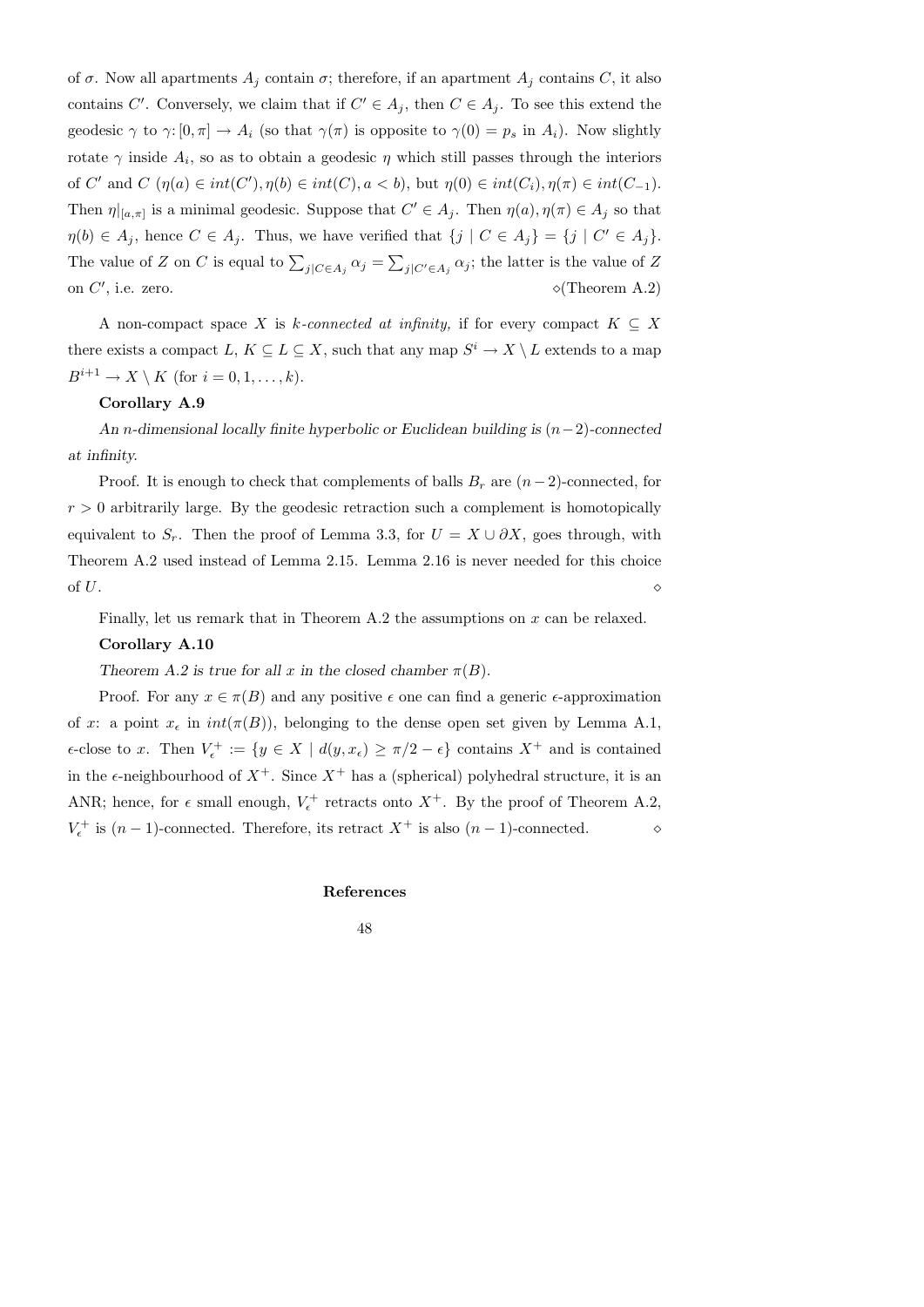of $\sigma$. Now all apartments $A_j$ contain $\sigma$; therefore, if an apartment $A_j$ contains $C$, it also contains $C'$. Conversely, we claim that if $C' \in A_j$, then $C \in A_j$. To see this extend the geodesic $\gamma$ to $\gamma\colon [0,\pi] \to A_i$ (so that $\gamma(\pi)$ is opposite to $\gamma(0) = p_s$ in $A_i$). Now slightly rotate $\gamma$ inside $A_i$, so as to obtain a geodesic $\eta$ which still passes through the interiors of $C'$ and $C$ ($\eta(a) \in int(C'), \eta(b) \in int(C), a < b$), but $\eta(0) \in int(C_i), \eta(\pi) \in int(C_{-1})$. Then $\eta|_{[a,\pi]}$ is a minimal geodesic. Suppose that $C' \in A_j$. Then $\eta(a), \eta(\pi) \in A_j$ so that $\eta(b) \in A_j$, hence $C \in A_j$. Thus, we have verified that $\{j \mid C \in A_j\} = \{j \mid C' \in A_j\}$. The value of $Z$ on $C$ is equal to $\sum_{j|C\in A_j} \alpha_j = \sum_{j|C'\in A_j} \alpha_j$; the latter is the value of $Z$ on $C'$, i.e. zero. $\diamond$(Theorem A.2)

A non-compact space $X$ is *k-connected at infinity,* if for every compact $K \subseteq X$ there exists a compact $L$, $K \subseteq L \subseteq X$, such that any map $S^i \to X \setminus L$ extends to a map $B^{i+1} \to X \setminus K$ (for $i = 0, 1, \ldots, k$).

**Corollary A.9**

*An $n$-dimensional locally finite hyperbolic or Euclidean building is $(n-2)$-connected at infinity.*

Proof. It is enough to check that complements of balls $B_r$ are $(n-2)$-connected, for $r > 0$ arbitrarily large. By the geodesic retraction such a complement is homotopically equivalent to $S_r$. Then the proof of Lemma 3.3, for $U = X \cup \partial X$, goes through, with Theorem A.2 used instead of Lemma 2.15. Lemma 2.16 is never needed for this choice of $U$. $\diamond$

Finally, let us remark that in Theorem A.2 the assumptions on $x$ can be relaxed.

**Corollary A.10**

*Theorem A.2 is true for all $x$ in the closed chamber $\pi(B)$.*

Proof. For any $x \in \pi(B)$ and any positive $\epsilon$ one can find a generic $\epsilon$-approximation of $x$: a point $x_\epsilon$ in $int(\pi(B))$, belonging to the dense open set given by Lemma A.1, $\epsilon$-close to $x$. Then $V_\epsilon^+ := \{y \in X \mid d(y, x_\epsilon) \geq \pi/2 - \epsilon\}$ contains $X^+$ and is contained in the $\epsilon$-neighbourhood of $X^+$. Since $X^+$ has a (spherical) polyhedral structure, it is an ANR; hence, for $\epsilon$ small enough, $V_\epsilon^+$ retracts onto $X^+$. By the proof of Theorem A.2, $V_\epsilon^+$ is $(n-1)$-connected. Therefore, its retract $X^+$ is also $(n-1)$-connected. $\diamond$

## References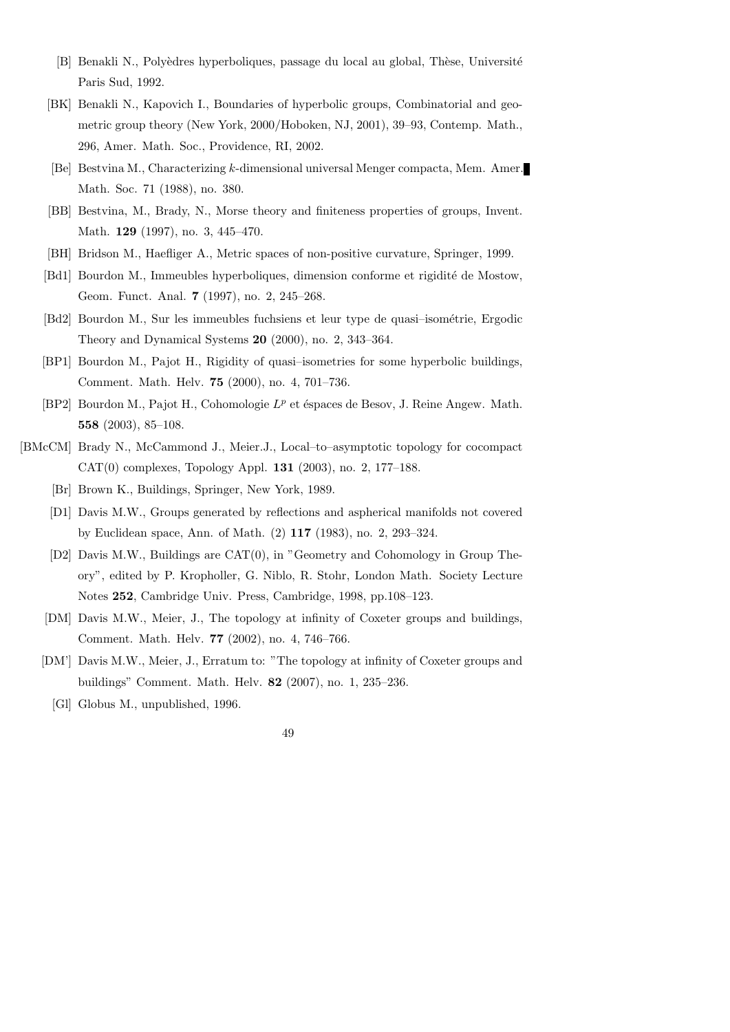[B] Benakli N., Polyèdres hyperboliques, passage du local au global, Thèse, Université Paris Sud, 1992.

[BK] Benakli N., Kapovich I., Boundaries of hyperbolic groups, Combinatorial and geometric group theory (New York, 2000/Hoboken, NJ, 2001), 39–93, Contemp. Math., 296, Amer. Math. Soc., Providence, RI, 2002.

[Be] Bestvina M., Characterizing $k$-dimensional universal Menger compacta, Mem. Amer. Math. Soc. 71 (1988), no. 380.

[BB] Bestvina, M., Brady, N., Morse theory and finiteness properties of groups, Invent. Math. **129** (1997), no. 3, 445–470.

[BH] Bridson M., Haefliger A., Metric spaces of non-positive curvature, Springer, 1999.

[Bd1] Bourdon M., Immeubles hyperboliques, dimension conforme et rigidité de Mostow, Geom. Funct. Anal. **7** (1997), no. 2, 245–268.

[Bd2] Bourdon M., Sur les immeubles fuchsiens et leur type de quasi–isométrie, Ergodic Theory and Dynamical Systems **20** (2000), no. 2, 343–364.

[BP1] Bourdon M., Pajot H., Rigidity of quasi–isometries for some hyperbolic buildings, Comment. Math. Helv. **75** (2000), no. 4, 701–736.

[BP2] Bourdon M., Pajot H., Cohomologie $L^p$ et éspaces de Besov, J. Reine Angew. Math. **558** (2003), 85–108.

[BMcCM] Brady N., McCammond J., Meier.J., Local–to–asymptotic topology for cocompact CAT(0) complexes, Topology Appl. **131** (2003), no. 2, 177–188.

[Br] Brown K., Buildings, Springer, New York, 1989.

[D1] Davis M.W., Groups generated by reflections and aspherical manifolds not covered by Euclidean space, Ann. of Math. (2) **117** (1983), no. 2, 293–324.

[D2] Davis M.W., Buildings are CAT(0), in "Geometry and Cohomology in Group Theory", edited by P. Kropholler, G. Niblo, R. Stohr, London Math. Society Lecture Notes **252**, Cambridge Univ. Press, Cambridge, 1998, pp.108–123.

[DM] Davis M.W., Meier, J., The topology at infinity of Coxeter groups and buildings, Comment. Math. Helv. **77** (2002), no. 4, 746–766.

[DM'] Davis M.W., Meier, J., Erratum to: "The topology at infinity of Coxeter groups and buildings" Comment. Math. Helv. **82** (2007), no. 1, 235–236.

[Gl] Globus M., unpublished, 1996.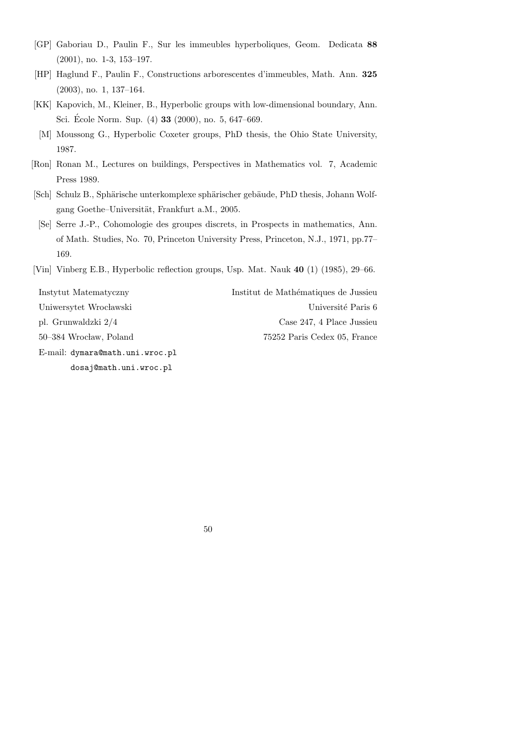[GP] Gaboriau D., Paulin F., Sur les immeubles hyperboliques, Geom. Dedicata **88** (2001), no. 1-3, 153–197.

[HP] Haglund F., Paulin F., Constructions arborescentes d'immeubles, Math. Ann. **325** (2003), no. 1, 137–164.

[KK] Kapovich, M., Kleiner, B., Hyperbolic groups with low-dimensional boundary, Ann. Sci. École Norm. Sup. (4) **33** (2000), no. 5, 647–669.

[M] Moussong G., Hyperbolic Coxeter groups, PhD thesis, the Ohio State University, 1987.

[Ron] Ronan M., Lectures on buildings, Perspectives in Mathematics vol. 7, Academic Press 1989.

[Sch] Schulz B., Sphärische unterkomplexe sphärischer gebäude, PhD thesis, Johann Wolfgang Goethe–Universität, Frankfurt a.M., 2005.

[Se] Serre J.-P., Cohomologie des groupes discrets, in Prospects in mathematics, Ann. of Math. Studies, No. 70, Princeton University Press, Princeton, N.J., 1971, pp.77–169.

[Vin] Vinberg E.B., Hyperbolic reflection groups, Usp. Mat. Nauk **40** (1) (1985), 29–66.

Instytut Matematyczny
Uniwersytet Wrocławski
pl. Grunwaldzki 2/4
50–384 Wrocław, Poland
E-mail: dymara@math.uni.wroc.pl
dosaj@math.uni.wroc.pl

Institut de Mathématiques de Jussieu
Université Paris 6
Case 247, 4 Place Jussieu
75252 Paris Cedex 05, France